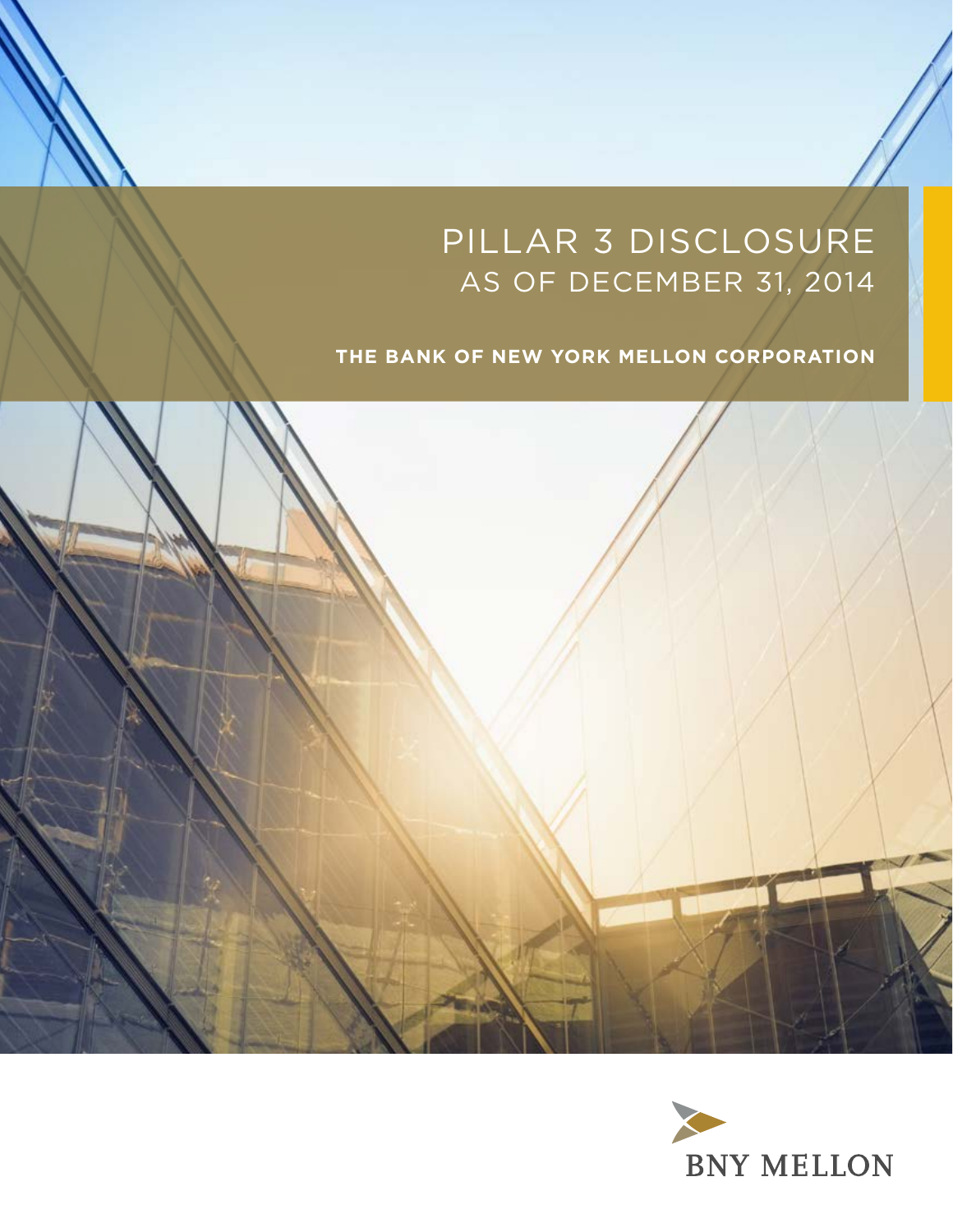# PILLAR 3 DISCLOSURE
## AS OF DECEMBER 31, 2014

**THE BANK OF NEW YORK MELLON CORPORATION**

BNY MELLON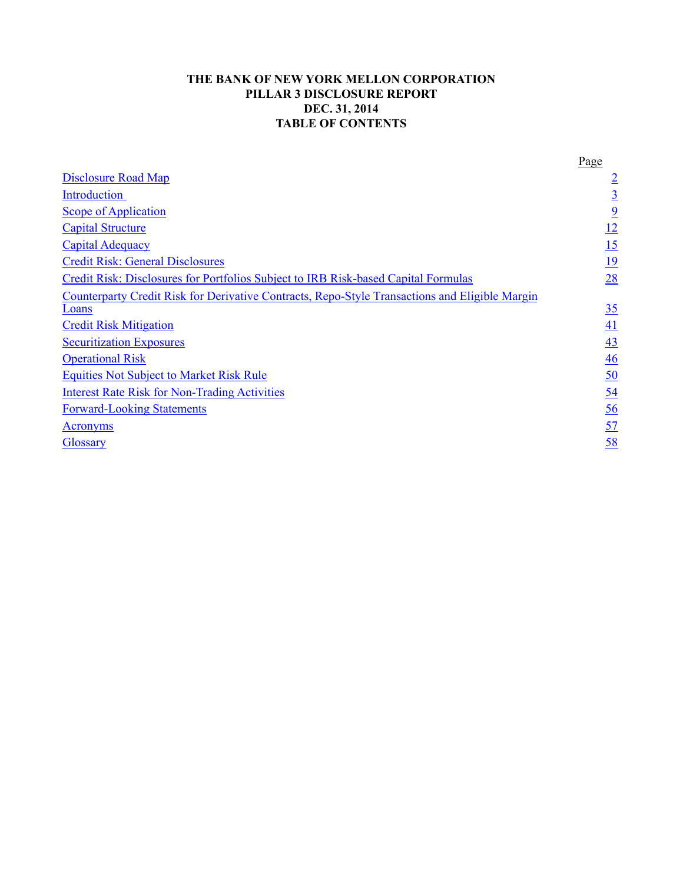# THE BANK OF NEW YORK MELLON CORPORATION
# PILLAR 3 DISCLOSURE REPORT
# DEC. 31, 2014
# TABLE OF CONTENTS

| | Page |
|---|---|
| Disclosure Road Map | 2 |
| Introduction | 3 |
| Scope of Application | 9 |
| Capital Structure | 12 |
| Capital Adequacy | 15 |
| Credit Risk: General Disclosures | 19 |
| Credit Risk: Disclosures for Portfolios Subject to IRB Risk-based Capital Formulas | 28 |
| Counterparty Credit Risk for Derivative Contracts, Repo-Style Transactions and Eligible Margin Loans | 35 |
| Credit Risk Mitigation | 41 |
| Securitization Exposures | 43 |
| Operational Risk | 46 |
| Equities Not Subject to Market Risk Rule | 50 |
| Interest Rate Risk for Non-Trading Activities | 54 |
| Forward-Looking Statements | 56 |
| Acronyms | 57 |
| Glossary | 58 |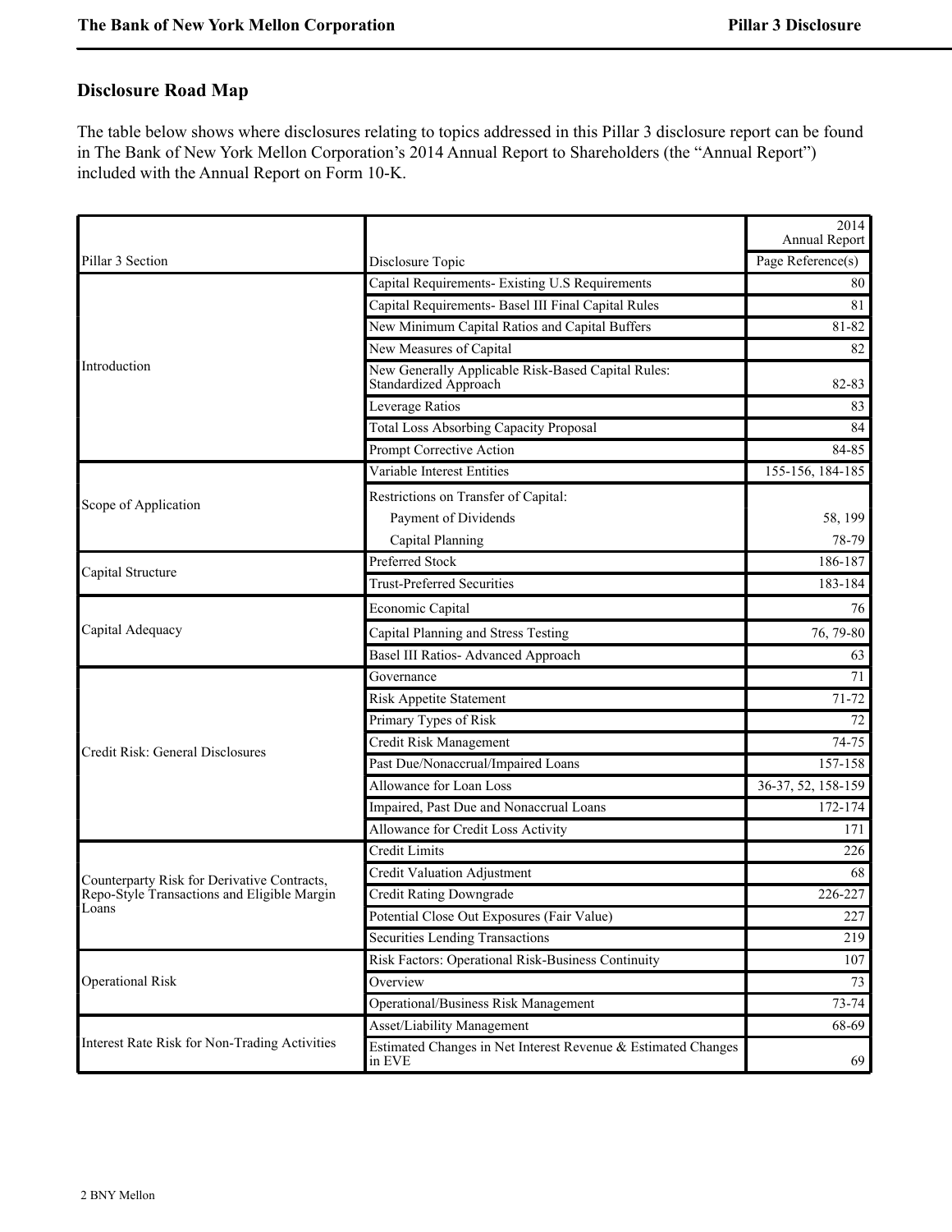## Disclosure Road Map

The table below shows where disclosures relating to topics addressed in this Pillar 3 disclosure report can be found in The Bank of New York Mellon Corporation's 2014 Annual Report to Shareholders (the "Annual Report") included with the Annual Report on Form 10-K.

| Pillar 3 Section | Disclosure Topic | 2014 Annual Report Page Reference(s) |
|---|---|---|
| Introduction | Capital Requirements- Existing U.S Requirements | 80 |
| | Capital Requirements- Basel III Final Capital Rules | 81 |
| | New Minimum Capital Ratios and Capital Buffers | 81-82 |
| | New Measures of Capital | 82 |
| | New Generally Applicable Risk-Based Capital Rules: Standardized Approach | 82-83 |
| | Leverage Ratios | 83 |
| | Total Loss Absorbing Capacity Proposal | 84 |
| | Prompt Corrective Action | 84-85 |
| Scope of Application | Variable Interest Entities | 155-156, 184-185 |
| | Restrictions on Transfer of Capital: | |
| | Payment of Dividends | 58, 199 |
| | Capital Planning | 78-79 |
| Capital Structure | Preferred Stock | 186-187 |
| | Trust-Preferred Securities | 183-184 |
| Capital Adequacy | Economic Capital | 76 |
| | Capital Planning and Stress Testing | 76, 79-80 |
| | Basel III Ratios- Advanced Approach | 63 |
| Credit Risk: General Disclosures | Governance | 71 |
| | Risk Appetite Statement | 71-72 |
| | Primary Types of Risk | 72 |
| | Credit Risk Management | 74-75 |
| | Past Due/Nonaccrual/Impaired Loans | 157-158 |
| | Allowance for Loan Loss | 36-37, 52, 158-159 |
| | Impaired, Past Due and Nonaccrual Loans | 172-174 |
| | Allowance for Credit Loss Activity | 171 |
| Counterparty Risk for Derivative Contracts, Repo-Style Transactions and Eligible Margin Loans | Credit Limits | 226 |
| | Credit Valuation Adjustment | 68 |
| | Credit Rating Downgrade | 226-227 |
| | Potential Close Out Exposures (Fair Value) | 227 |
| | Securities Lending Transactions | 219 |
| Operational Risk | Risk Factors: Operational Risk-Business Continuity | 107 |
| | Overview | 73 |
| | Operational/Business Risk Management | 73-74 |
| Interest Rate Risk for Non-Trading Activities | Asset/Liability Management | 68-69 |
| | Estimated Changes in Net Interest Revenue & Estimated Changes in EVE | 69 |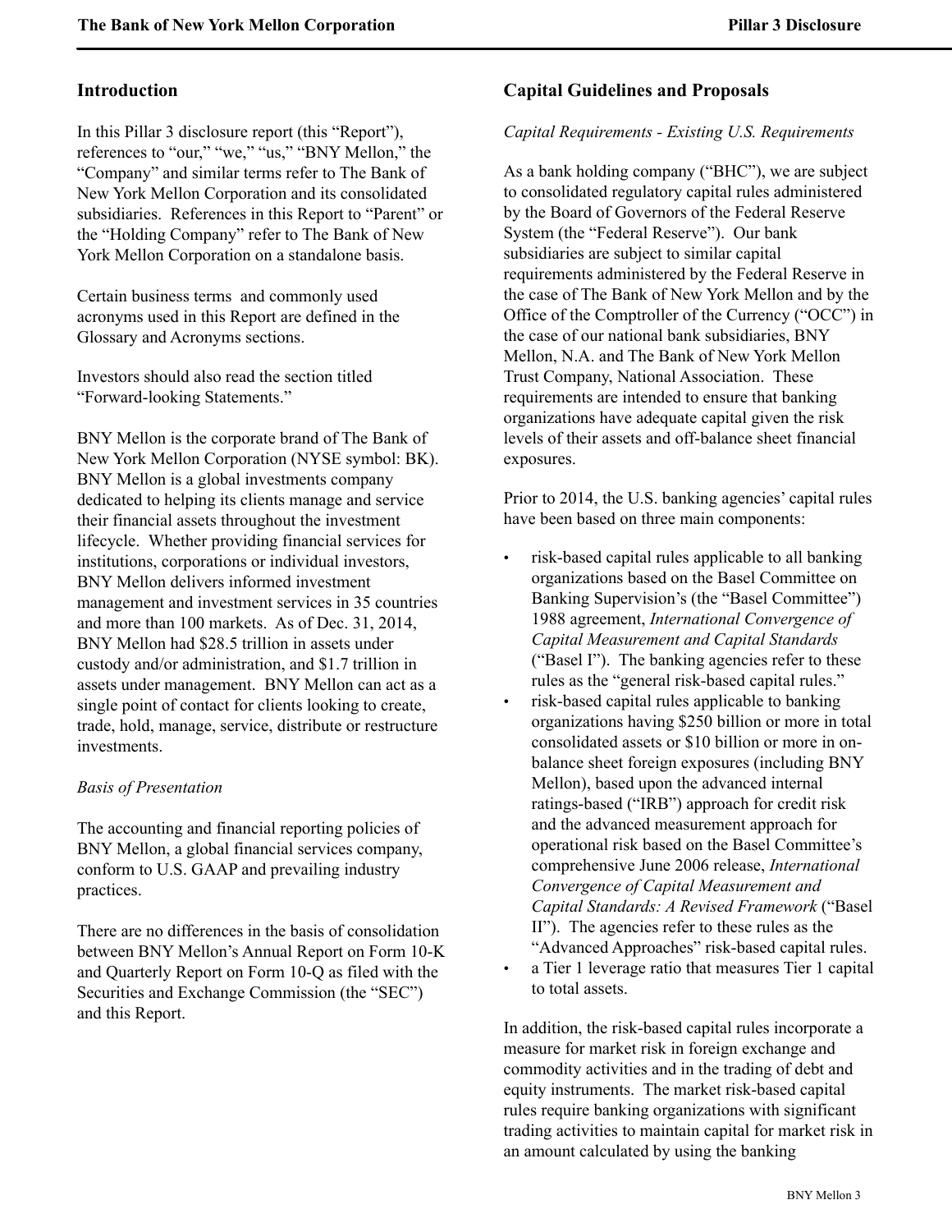## Introduction

In this Pillar 3 disclosure report (this "Report"), references to "our," "we," "us," "BNY Mellon," the "Company" and similar terms refer to The Bank of New York Mellon Corporation and its consolidated subsidiaries. References in this Report to "Parent" or the "Holding Company" refer to The Bank of New York Mellon Corporation on a standalone basis.

Certain business terms and commonly used acronyms used in this Report are defined in the Glossary and Acronyms sections.

Investors should also read the section titled "Forward-looking Statements."

BNY Mellon is the corporate brand of The Bank of New York Mellon Corporation (NYSE symbol: BK). BNY Mellon is a global investments company dedicated to helping its clients manage and service their financial assets throughout the investment lifecycle. Whether providing financial services for institutions, corporations or individual investors, BNY Mellon delivers informed investment management and investment services in 35 countries and more than 100 markets. As of Dec. 31, 2014, BNY Mellon had $28.5 trillion in assets under custody and/or administration, and $1.7 trillion in assets under management. BNY Mellon can act as a single point of contact for clients looking to create, trade, hold, manage, service, distribute or restructure investments.

*Basis of Presentation*

The accounting and financial reporting policies of BNY Mellon, a global financial services company, conform to U.S. GAAP and prevailing industry practices.

There are no differences in the basis of consolidation between BNY Mellon's Annual Report on Form 10-K and Quarterly Report on Form 10-Q as filed with the Securities and Exchange Commission (the "SEC") and this Report.

## Capital Guidelines and Proposals

*Capital Requirements - Existing U.S. Requirements*

As a bank holding company ("BHC"), we are subject to consolidated regulatory capital rules administered by the Board of Governors of the Federal Reserve System (the "Federal Reserve"). Our bank subsidiaries are subject to similar capital requirements administered by the Federal Reserve in the case of The Bank of New York Mellon and by the Office of the Comptroller of the Currency ("OCC") in the case of our national bank subsidiaries, BNY Mellon, N.A. and The Bank of New York Mellon Trust Company, National Association. These requirements are intended to ensure that banking organizations have adequate capital given the risk levels of their assets and off-balance sheet financial exposures.

Prior to 2014, the U.S. banking agencies' capital rules have been based on three main components:

- risk-based capital rules applicable to all banking organizations based on the Basel Committee on Banking Supervision's (the "Basel Committee") 1988 agreement, *International Convergence of Capital Measurement and Capital Standards* ("Basel I"). The banking agencies refer to these rules as the "general risk-based capital rules."
- risk-based capital rules applicable to banking organizations having $250 billion or more in total consolidated assets or $10 billion or more in on-balance sheet foreign exposures (including BNY Mellon), based upon the advanced internal ratings-based ("IRB") approach for credit risk and the advanced measurement approach for operational risk based on the Basel Committee's comprehensive June 2006 release, *International Convergence of Capital Measurement and Capital Standards: A Revised Framework* ("Basel II"). The agencies refer to these rules as the "Advanced Approaches" risk-based capital rules.
- a Tier 1 leverage ratio that measures Tier 1 capital to total assets.

In addition, the risk-based capital rules incorporate a measure for market risk in foreign exchange and commodity activities and in the trading of debt and equity instruments. The market risk-based capital rules require banking organizations with significant trading activities to maintain capital for market risk in an amount calculated by using the banking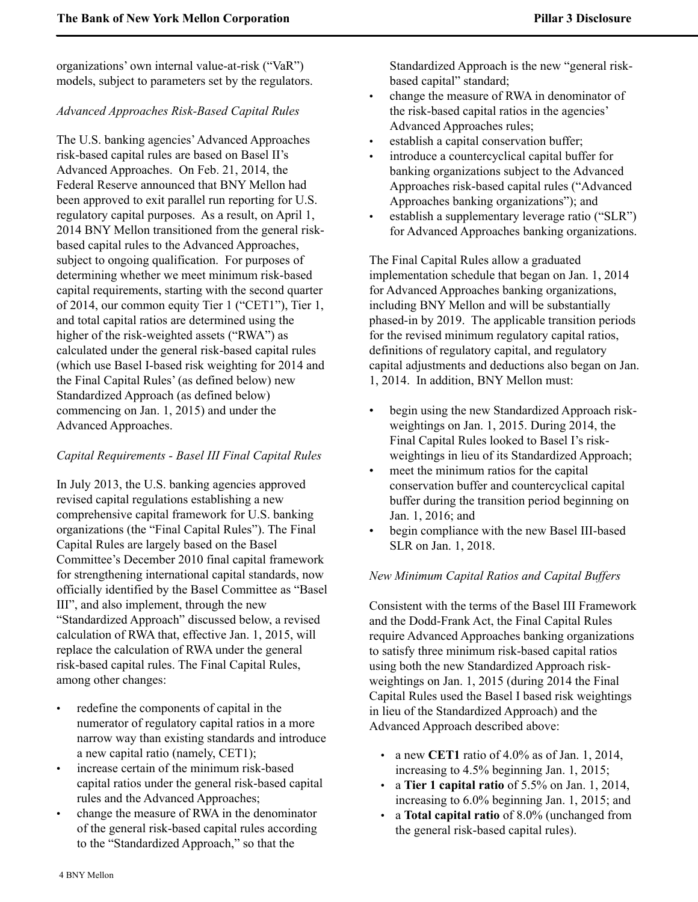organizations' own internal value-at-risk ("VaR") models, subject to parameters set by the regulators.

*Advanced Approaches Risk-Based Capital Rules*

The U.S. banking agencies' Advanced Approaches risk-based capital rules are based on Basel II's Advanced Approaches. On Feb. 21, 2014, the Federal Reserve announced that BNY Mellon had been approved to exit parallel run reporting for U.S. regulatory capital purposes. As a result, on April 1, 2014 BNY Mellon transitioned from the general risk-based capital rules to the Advanced Approaches, subject to ongoing qualification. For purposes of determining whether we meet minimum risk-based capital requirements, starting with the second quarter of 2014, our common equity Tier 1 ("CET1"), Tier 1, and total capital ratios are determined using the higher of the risk-weighted assets ("RWA") as calculated under the general risk-based capital rules (which use Basel I-based risk weighting for 2014 and the Final Capital Rules' (as defined below) new Standardized Approach (as defined below) commencing on Jan. 1, 2015) and under the Advanced Approaches.

*Capital Requirements - Basel III Final Capital Rules*

In July 2013, the U.S. banking agencies approved revised capital regulations establishing a new comprehensive capital framework for U.S. banking organizations (the "Final Capital Rules"). The Final Capital Rules are largely based on the Basel Committee's December 2010 final capital framework for strengthening international capital standards, now officially identified by the Basel Committee as "Basel III", and also implement, through the new "Standardized Approach" discussed below, a revised calculation of RWA that, effective Jan. 1, 2015, will replace the calculation of RWA under the general risk-based capital rules. The Final Capital Rules, among other changes:

- redefine the components of capital in the numerator of regulatory capital ratios in a more narrow way than existing standards and introduce a new capital ratio (namely, CET1);
- increase certain of the minimum risk-based capital ratios under the general risk-based capital rules and the Advanced Approaches;
- change the measure of RWA in the denominator of the general risk-based capital rules according to the "Standardized Approach," so that the Standardized Approach is the new "general risk-based capital" standard;
- change the measure of RWA in denominator of the risk-based capital ratios in the agencies' Advanced Approaches rules;
- establish a capital conservation buffer;
- introduce a countercyclical capital buffer for banking organizations subject to the Advanced Approaches risk-based capital rules ("Advanced Approaches banking organizations"); and
- establish a supplementary leverage ratio ("SLR") for Advanced Approaches banking organizations.

The Final Capital Rules allow a graduated implementation schedule that began on Jan. 1, 2014 for Advanced Approaches banking organizations, including BNY Mellon and will be substantially phased-in by 2019. The applicable transition periods for the revised minimum regulatory capital ratios, definitions of regulatory capital, and regulatory capital adjustments and deductions also began on Jan. 1, 2014. In addition, BNY Mellon must:

- begin using the new Standardized Approach risk-weightings on Jan. 1, 2015. During 2014, the Final Capital Rules looked to Basel I's risk-weightings in lieu of its Standardized Approach;
- meet the minimum ratios for the capital conservation buffer and countercyclical capital buffer during the transition period beginning on Jan. 1, 2016; and
- begin compliance with the new Basel III-based SLR on Jan. 1, 2018.

*New Minimum Capital Ratios and Capital Buffers*

Consistent with the terms of the Basel III Framework and the Dodd-Frank Act, the Final Capital Rules require Advanced Approaches banking organizations to satisfy three minimum risk-based capital ratios using both the new Standardized Approach risk-weightings on Jan. 1, 2015 (during 2014 the Final Capital Rules used the Basel I based risk weightings in lieu of the Standardized Approach) and the Advanced Approach described above:

- a new **CET1** ratio of 4.0% as of Jan. 1, 2014, increasing to 4.5% beginning Jan. 1, 2015;
- a **Tier 1 capital ratio** of 5.5% on Jan. 1, 2014, increasing to 6.0% beginning Jan. 1, 2015; and
- a **Total capital ratio** of 8.0% (unchanged from the general risk-based capital rules).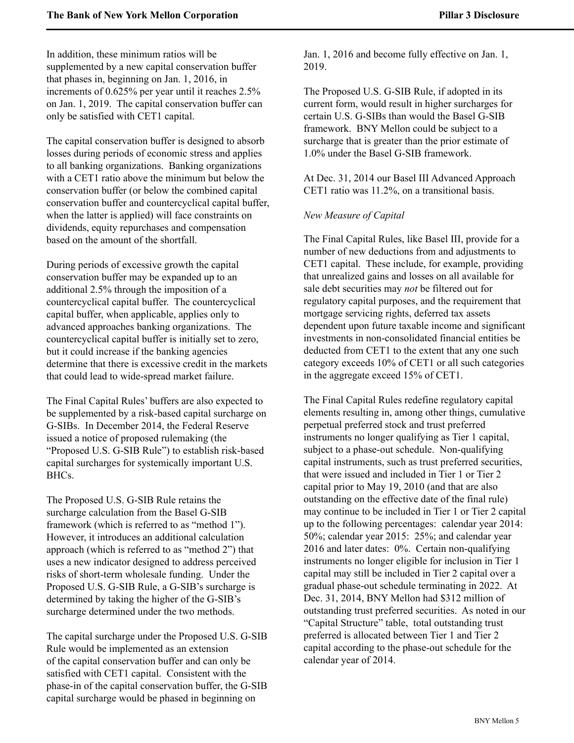In addition, these minimum ratios will be supplemented by a new capital conservation buffer that phases in, beginning on Jan. 1, 2016, in increments of 0.625% per year until it reaches 2.5% on Jan. 1, 2019. The capital conservation buffer can only be satisfied with CET1 capital.

The capital conservation buffer is designed to absorb losses during periods of economic stress and applies to all banking organizations. Banking organizations with a CET1 ratio above the minimum but below the conservation buffer (or below the combined capital conservation buffer and countercyclical capital buffer, when the latter is applied) will face constraints on dividends, equity repurchases and compensation based on the amount of the shortfall.

During periods of excessive growth the capital conservation buffer may be expanded up to an additional 2.5% through the imposition of a countercyclical capital buffer. The countercyclical capital buffer, when applicable, applies only to advanced approaches banking organizations. The countercyclical capital buffer is initially set to zero, but it could increase if the banking agencies determine that there is excessive credit in the markets that could lead to wide-spread market failure.

The Final Capital Rules' buffers are also expected to be supplemented by a risk-based capital surcharge on G-SIBs. In December 2014, the Federal Reserve issued a notice of proposed rulemaking (the "Proposed U.S. G-SIB Rule") to establish risk-based capital surcharges for systemically important U.S. BHCs.

The Proposed U.S. G-SIB Rule retains the surcharge calculation from the Basel G-SIB framework (which is referred to as "method 1"). However, it introduces an additional calculation approach (which is referred to as "method 2") that uses a new indicator designed to address perceived risks of short-term wholesale funding. Under the Proposed U.S. G-SIB Rule, a G-SIB's surcharge is determined by taking the higher of the G-SIB's surcharge determined under the two methods.

The capital surcharge under the Proposed U.S. G-SIB Rule would be implemented as an extension of the capital conservation buffer and can only be satisfied with CET1 capital. Consistent with the phase-in of the capital conservation buffer, the G-SIB capital surcharge would be phased in beginning on Jan. 1, 2016 and become fully effective on Jan. 1, 2019.

The Proposed U.S. G-SIB Rule, if adopted in its current form, would result in higher surcharges for certain U.S. G-SIBs than would the Basel G-SIB framework. BNY Mellon could be subject to a surcharge that is greater than the prior estimate of 1.0% under the Basel G-SIB framework.

At Dec. 31, 2014 our Basel III Advanced Approach CET1 ratio was 11.2%, on a transitional basis.

*New Measure of Capital*

The Final Capital Rules, like Basel III, provide for a number of new deductions from and adjustments to CET1 capital. These include, for example, providing that unrealized gains and losses on all available for sale debt securities may *not* be filtered out for regulatory capital purposes, and the requirement that mortgage servicing rights, deferred tax assets dependent upon future taxable income and significant investments in non-consolidated financial entities be deducted from CET1 to the extent that any one such category exceeds 10% of CET1 or all such categories in the aggregate exceed 15% of CET1.

The Final Capital Rules redefine regulatory capital elements resulting in, among other things, cumulative perpetual preferred stock and trust preferred instruments no longer qualifying as Tier 1 capital, subject to a phase-out schedule. Non-qualifying capital instruments, such as trust preferred securities, that were issued and included in Tier 1 or Tier 2 capital prior to May 19, 2010 (and that are also outstanding on the effective date of the final rule) may continue to be included in Tier 1 or Tier 2 capital up to the following percentages: calendar year 2014: 50%; calendar year 2015: 25%; and calendar year 2016 and later dates: 0%. Certain non-qualifying instruments no longer eligible for inclusion in Tier 1 capital may still be included in Tier 2 capital over a gradual phase-out schedule terminating in 2022. At Dec. 31, 2014, BNY Mellon had $312 million of outstanding trust preferred securities. As noted in our "Capital Structure" table, total outstanding trust preferred is allocated between Tier 1 and Tier 2 capital according to the phase-out schedule for the calendar year of 2014.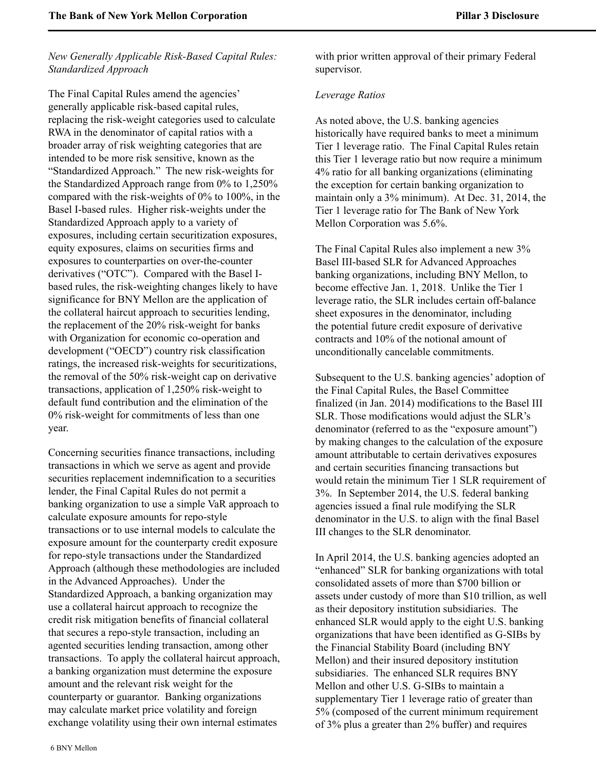*New Generally Applicable Risk-Based Capital Rules: Standardized Approach*

The Final Capital Rules amend the agencies' generally applicable risk-based capital rules, replacing the risk-weight categories used to calculate RWA in the denominator of capital ratios with a broader array of risk weighting categories that are intended to be more risk sensitive, known as the "Standardized Approach." The new risk-weights for the Standardized Approach range from 0% to 1,250% compared with the risk-weights of 0% to 100%, in the Basel I-based rules. Higher risk-weights under the Standardized Approach apply to a variety of exposures, including certain securitization exposures, equity exposures, claims on securities firms and exposures to counterparties on over-the-counter derivatives ("OTC"). Compared with the Basel I-based rules, the risk-weighting changes likely to have significance for BNY Mellon are the application of the collateral haircut approach to securities lending, the replacement of the 20% risk-weight for banks with Organization for economic co-operation and development ("OECD") country risk classification ratings, the increased risk-weights for securitizations, the removal of the 50% risk-weight cap on derivative transactions, application of 1,250% risk-weight to default fund contribution and the elimination of the 0% risk-weight for commitments of less than one year.

Concerning securities finance transactions, including transactions in which we serve as agent and provide securities replacement indemnification to a securities lender, the Final Capital Rules do not permit a banking organization to use a simple VaR approach to calculate exposure amounts for repo-style transactions or to use internal models to calculate the exposure amount for the counterparty credit exposure for repo-style transactions under the Standardized Approach (although these methodologies are included in the Advanced Approaches). Under the Standardized Approach, a banking organization may use a collateral haircut approach to recognize the credit risk mitigation benefits of financial collateral that secures a repo-style transaction, including an agented securities lending transaction, among other transactions. To apply the collateral haircut approach, a banking organization must determine the exposure amount and the relevant risk weight for the counterparty or guarantor. Banking organizations may calculate market price volatility and foreign exchange volatility using their own internal estimates with prior written approval of their primary Federal supervisor.

*Leverage Ratios*

As noted above, the U.S. banking agencies historically have required banks to meet a minimum Tier 1 leverage ratio. The Final Capital Rules retain this Tier 1 leverage ratio but now require a minimum 4% ratio for all banking organizations (eliminating the exception for certain banking organization to maintain only a 3% minimum). At Dec. 31, 2014, the Tier 1 leverage ratio for The Bank of New York Mellon Corporation was 5.6%.

The Final Capital Rules also implement a new 3% Basel III-based SLR for Advanced Approaches banking organizations, including BNY Mellon, to become effective Jan. 1, 2018. Unlike the Tier 1 leverage ratio, the SLR includes certain off-balance sheet exposures in the denominator, including the potential future credit exposure of derivative contracts and 10% of the notional amount of unconditionally cancelable commitments.

Subsequent to the U.S. banking agencies' adoption of the Final Capital Rules, the Basel Committee finalized (in Jan. 2014) modifications to the Basel III SLR. Those modifications would adjust the SLR's denominator (referred to as the "exposure amount") by making changes to the calculation of the exposure amount attributable to certain derivatives exposures and certain securities financing transactions but would retain the minimum Tier 1 SLR requirement of 3%. In September 2014, the U.S. federal banking agencies issued a final rule modifying the SLR denominator in the U.S. to align with the final Basel III changes to the SLR denominator.

In April 2014, the U.S. banking agencies adopted an "enhanced" SLR for banking organizations with total consolidated assets of more than $700 billion or assets under custody of more than $10 trillion, as well as their depository institution subsidiaries. The enhanced SLR would apply to the eight U.S. banking organizations that have been identified as G-SIBs by the Financial Stability Board (including BNY Mellon) and their insured depository institution subsidiaries. The enhanced SLR requires BNY Mellon and other U.S. G-SIBs to maintain a supplementary Tier 1 leverage ratio of greater than 5% (composed of the current minimum requirement of 3% plus a greater than 2% buffer) and requires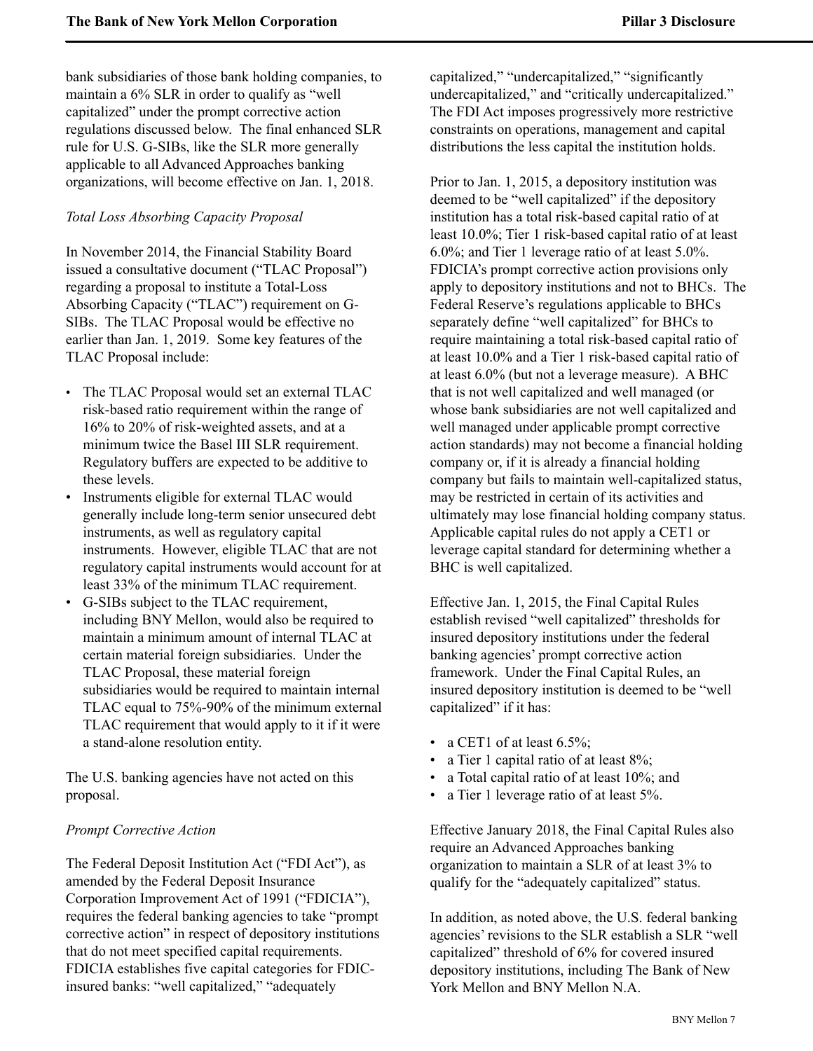bank subsidiaries of those bank holding companies, to maintain a 6% SLR in order to qualify as "well capitalized" under the prompt corrective action regulations discussed below. The final enhanced SLR rule for U.S. G-SIBs, like the SLR more generally applicable to all Advanced Approaches banking organizations, will become effective on Jan. 1, 2018.

*Total Loss Absorbing Capacity Proposal*

In November 2014, the Financial Stability Board issued a consultative document ("TLAC Proposal") regarding a proposal to institute a Total-Loss Absorbing Capacity ("TLAC") requirement on G-SIBs. The TLAC Proposal would be effective no earlier than Jan. 1, 2019. Some key features of the TLAC Proposal include:

- The TLAC Proposal would set an external TLAC risk-based ratio requirement within the range of 16% to 20% of risk-weighted assets, and at a minimum twice the Basel III SLR requirement. Regulatory buffers are expected to be additive to these levels.
- Instruments eligible for external TLAC would generally include long-term senior unsecured debt instruments, as well as regulatory capital instruments. However, eligible TLAC that are not regulatory capital instruments would account for at least 33% of the minimum TLAC requirement.
- G-SIBs subject to the TLAC requirement, including BNY Mellon, would also be required to maintain a minimum amount of internal TLAC at certain material foreign subsidiaries. Under the TLAC Proposal, these material foreign subsidiaries would be required to maintain internal TLAC equal to 75%-90% of the minimum external TLAC requirement that would apply to it if it were a stand-alone resolution entity.

The U.S. banking agencies have not acted on this proposal.

*Prompt Corrective Action*

The Federal Deposit Institution Act ("FDI Act"), as amended by the Federal Deposit Insurance Corporation Improvement Act of 1991 ("FDICIA"), requires the federal banking agencies to take "prompt corrective action" in respect of depository institutions that do not meet specified capital requirements. FDICIA establishes five capital categories for FDIC-insured banks: "well capitalized," "adequately capitalized," "undercapitalized," "significantly undercapitalized," and "critically undercapitalized." The FDI Act imposes progressively more restrictive constraints on operations, management and capital distributions the less capital the institution holds.

Prior to Jan. 1, 2015, a depository institution was deemed to be "well capitalized" if the depository institution has a total risk-based capital ratio of at least 10.0%; Tier 1 risk-based capital ratio of at least 6.0%; and Tier 1 leverage ratio of at least 5.0%. FDICIA's prompt corrective action provisions only apply to depository institutions and not to BHCs. The Federal Reserve's regulations applicable to BHCs separately define "well capitalized" for BHCs to require maintaining a total risk-based capital ratio of at least 10.0% and a Tier 1 risk-based capital ratio of at least 6.0% (but not a leverage measure). A BHC that is not well capitalized and well managed (or whose bank subsidiaries are not well capitalized and well managed under applicable prompt corrective action standards) may not become a financial holding company or, if it is already a financial holding company but fails to maintain well-capitalized status, may be restricted in certain of its activities and ultimately may lose financial holding company status. Applicable capital rules do not apply a CET1 or leverage capital standard for determining whether a BHC is well capitalized.

Effective Jan. 1, 2015, the Final Capital Rules establish revised "well capitalized" thresholds for insured depository institutions under the federal banking agencies' prompt corrective action framework. Under the Final Capital Rules, an insured depository institution is deemed to be "well capitalized" if it has:

- a CET1 of at least 6.5%;
- a Tier 1 capital ratio of at least 8%;
- a Total capital ratio of at least 10%; and
- a Tier 1 leverage ratio of at least 5%.

Effective January 2018, the Final Capital Rules also require an Advanced Approaches banking organization to maintain a SLR of at least 3% to qualify for the "adequately capitalized" status.

In addition, as noted above, the U.S. federal banking agencies' revisions to the SLR establish a SLR "well capitalized" threshold of 6% for covered insured depository institutions, including The Bank of New York Mellon and BNY Mellon N.A.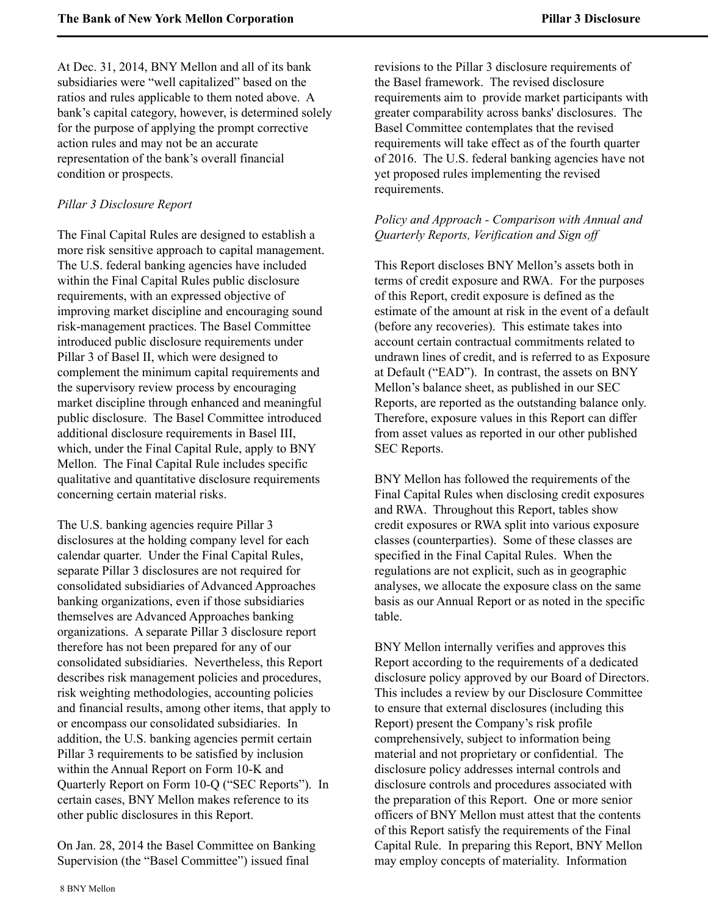At Dec. 31, 2014, BNY Mellon and all of its bank subsidiaries were "well capitalized" based on the ratios and rules applicable to them noted above. A bank's capital category, however, is determined solely for the purpose of applying the prompt corrective action rules and may not be an accurate representation of the bank's overall financial condition or prospects.

*Pillar 3 Disclosure Report*

The Final Capital Rules are designed to establish a more risk sensitive approach to capital management. The U.S. federal banking agencies have included within the Final Capital Rules public disclosure requirements, with an expressed objective of improving market discipline and encouraging sound risk-management practices. The Basel Committee introduced public disclosure requirements under Pillar 3 of Basel II, which were designed to complement the minimum capital requirements and the supervisory review process by encouraging market discipline through enhanced and meaningful public disclosure. The Basel Committee introduced additional disclosure requirements in Basel III, which, under the Final Capital Rule, apply to BNY Mellon. The Final Capital Rule includes specific qualitative and quantitative disclosure requirements concerning certain material risks.

The U.S. banking agencies require Pillar 3 disclosures at the holding company level for each calendar quarter. Under the Final Capital Rules, separate Pillar 3 disclosures are not required for consolidated subsidiaries of Advanced Approaches banking organizations, even if those subsidiaries themselves are Advanced Approaches banking organizations. A separate Pillar 3 disclosure report therefore has not been prepared for any of our consolidated subsidiaries. Nevertheless, this Report describes risk management policies and procedures, risk weighting methodologies, accounting policies and financial results, among other items, that apply to or encompass our consolidated subsidiaries. In addition, the U.S. banking agencies permit certain Pillar 3 requirements to be satisfied by inclusion within the Annual Report on Form 10-K and Quarterly Report on Form 10-Q ("SEC Reports"). In certain cases, BNY Mellon makes reference to its other public disclosures in this Report.

On Jan. 28, 2014 the Basel Committee on Banking Supervision (the "Basel Committee") issued final revisions to the Pillar 3 disclosure requirements of the Basel framework. The revised disclosure requirements aim to provide market participants with greater comparability across banks' disclosures. The Basel Committee contemplates that the revised requirements will take effect as of the fourth quarter of 2016. The U.S. federal banking agencies have not yet proposed rules implementing the revised requirements.

*Policy and Approach - Comparison with Annual and Quarterly Reports, Verification and Sign off*

This Report discloses BNY Mellon's assets both in terms of credit exposure and RWA. For the purposes of this Report, credit exposure is defined as the estimate of the amount at risk in the event of a default (before any recoveries). This estimate takes into account certain contractual commitments related to undrawn lines of credit, and is referred to as Exposure at Default ("EAD"). In contrast, the assets on BNY Mellon's balance sheet, as published in our SEC Reports, are reported as the outstanding balance only. Therefore, exposure values in this Report can differ from asset values as reported in our other published SEC Reports.

BNY Mellon has followed the requirements of the Final Capital Rules when disclosing credit exposures and RWA. Throughout this Report, tables show credit exposures or RWA split into various exposure classes (counterparties). Some of these classes are specified in the Final Capital Rules. When the regulations are not explicit, such as in geographic analyses, we allocate the exposure class on the same basis as our Annual Report or as noted in the specific table.

BNY Mellon internally verifies and approves this Report according to the requirements of a dedicated disclosure policy approved by our Board of Directors. This includes a review by our Disclosure Committee to ensure that external disclosures (including this Report) present the Company's risk profile comprehensively, subject to information being material and not proprietary or confidential. The disclosure policy addresses internal controls and disclosure controls and procedures associated with the preparation of this Report. One or more senior officers of BNY Mellon must attest that the contents of this Report satisfy the requirements of the Final Capital Rule. In preparing this Report, BNY Mellon may employ concepts of materiality. Information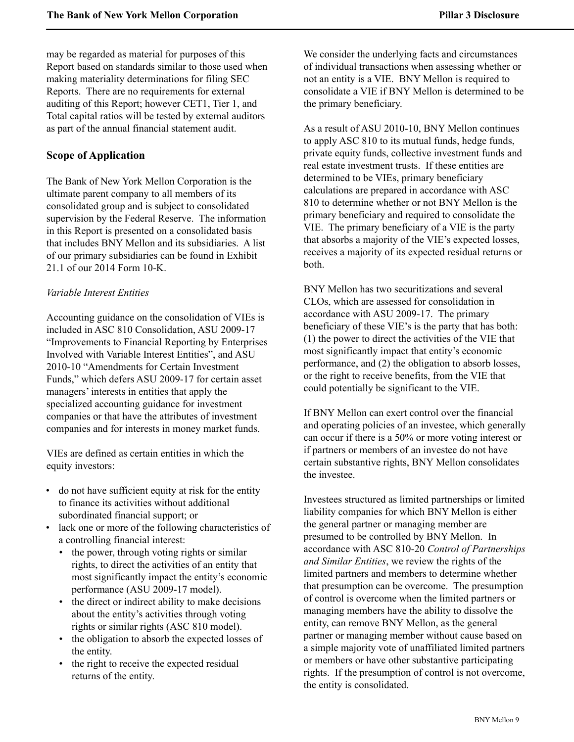may be regarded as material for purposes of this Report based on standards similar to those used when making materiality determinations for filing SEC Reports. There are no requirements for external auditing of this Report; however CET1, Tier 1, and Total capital ratios will be tested by external auditors as part of the annual financial statement audit.

## Scope of Application

The Bank of New York Mellon Corporation is the ultimate parent company to all members of its consolidated group and is subject to consolidated supervision by the Federal Reserve. The information in this Report is presented on a consolidated basis that includes BNY Mellon and its subsidiaries. A list of our primary subsidiaries can be found in Exhibit 21.1 of our 2014 Form 10-K.

*Variable Interest Entities*

Accounting guidance on the consolidation of VIEs is included in ASC 810 Consolidation, ASU 2009-17 "Improvements to Financial Reporting by Enterprises Involved with Variable Interest Entities", and ASU 2010-10 "Amendments for Certain Investment Funds," which defers ASU 2009-17 for certain asset managers' interests in entities that apply the specialized accounting guidance for investment companies or that have the attributes of investment companies and for interests in money market funds.

VIEs are defined as certain entities in which the equity investors:

- do not have sufficient equity at risk for the entity to finance its activities without additional subordinated financial support; or
- lack one or more of the following characteristics of a controlling financial interest:
  - the power, through voting rights or similar rights, to direct the activities of an entity that most significantly impact the entity's economic performance (ASU 2009-17 model).
  - the direct or indirect ability to make decisions about the entity's activities through voting rights or similar rights (ASC 810 model).
  - the obligation to absorb the expected losses of the entity.
  - the right to receive the expected residual returns of the entity.

We consider the underlying facts and circumstances of individual transactions when assessing whether or not an entity is a VIE. BNY Mellon is required to consolidate a VIE if BNY Mellon is determined to be the primary beneficiary.

As a result of ASU 2010-10, BNY Mellon continues to apply ASC 810 to its mutual funds, hedge funds, private equity funds, collective investment funds and real estate investment trusts. If these entities are determined to be VIEs, primary beneficiary calculations are prepared in accordance with ASC 810 to determine whether or not BNY Mellon is the primary beneficiary and required to consolidate the VIE. The primary beneficiary of a VIE is the party that absorbs a majority of the VIE's expected losses, receives a majority of its expected residual returns or both.

BNY Mellon has two securitizations and several CLOs, which are assessed for consolidation in accordance with ASU 2009-17. The primary beneficiary of these VIE's is the party that has both: (1) the power to direct the activities of the VIE that most significantly impact that entity's economic performance, and (2) the obligation to absorb losses, or the right to receive benefits, from the VIE that could potentially be significant to the VIE.

If BNY Mellon can exert control over the financial and operating policies of an investee, which generally can occur if there is a 50% or more voting interest or if partners or members of an investee do not have certain substantive rights, BNY Mellon consolidates the investee.

Investees structured as limited partnerships or limited liability companies for which BNY Mellon is either the general partner or managing member are presumed to be controlled by BNY Mellon. In accordance with ASC 810-20 *Control of Partnerships and Similar Entities*, we review the rights of the limited partners and members to determine whether that presumption can be overcome. The presumption of control is overcome when the limited partners or managing members have the ability to dissolve the entity, can remove BNY Mellon, as the general partner or managing member without cause based on a simple majority vote of unaffiliated limited partners or members or have other substantive participating rights. If the presumption of control is not overcome, the entity is consolidated.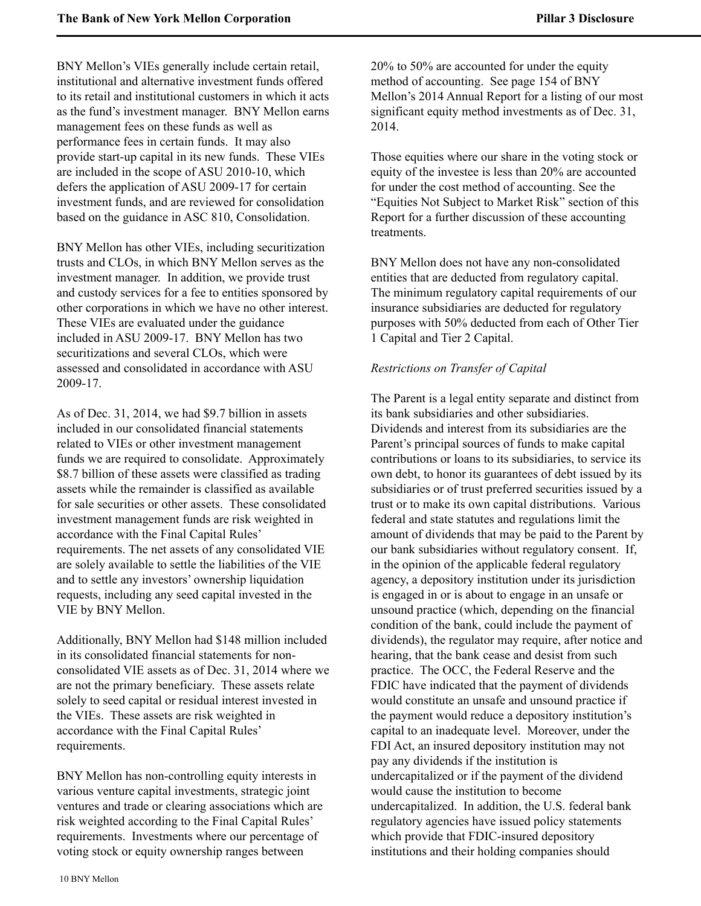BNY Mellon's VIEs generally include certain retail, institutional and alternative investment funds offered to its retail and institutional customers in which it acts as the fund's investment manager. BNY Mellon earns management fees on these funds as well as performance fees in certain funds. It may also provide start-up capital in its new funds. These VIEs are included in the scope of ASU 2010-10, which defers the application of ASU 2009-17 for certain investment funds, and are reviewed for consolidation based on the guidance in ASC 810, Consolidation.

BNY Mellon has other VIEs, including securitization trusts and CLOs, in which BNY Mellon serves as the investment manager. In addition, we provide trust and custody services for a fee to entities sponsored by other corporations in which we have no other interest. These VIEs are evaluated under the guidance included in ASU 2009-17. BNY Mellon has two securitizations and several CLOs, which were assessed and consolidated in accordance with ASU 2009-17.

As of Dec. 31, 2014, we had $9.7 billion in assets included in our consolidated financial statements related to VIEs or other investment management funds we are required to consolidate. Approximately $8.7 billion of these assets were classified as trading assets while the remainder is classified as available for sale securities or other assets. These consolidated investment management funds are risk weighted in accordance with the Final Capital Rules' requirements. The net assets of any consolidated VIE are solely available to settle the liabilities of the VIE and to settle any investors' ownership liquidation requests, including any seed capital invested in the VIE by BNY Mellon.

Additionally, BNY Mellon had $148 million included in its consolidated financial statements for non-consolidated VIE assets as of Dec. 31, 2014 where we are not the primary beneficiary. These assets relate solely to seed capital or residual interest invested in the VIEs. These assets are risk weighted in accordance with the Final Capital Rules' requirements.

BNY Mellon has non-controlling equity interests in various venture capital investments, strategic joint ventures and trade or clearing associations which are risk weighted according to the Final Capital Rules' requirements. Investments where our percentage of voting stock or equity ownership ranges between 20% to 50% are accounted for under the equity method of accounting. See page 154 of BNY Mellon's 2014 Annual Report for a listing of our most significant equity method investments as of Dec. 31, 2014.

Those equities where our share in the voting stock or equity of the investee is less than 20% are accounted for under the cost method of accounting. See the "Equities Not Subject to Market Risk" section of this Report for a further discussion of these accounting treatments.

BNY Mellon does not have any non-consolidated entities that are deducted from regulatory capital. The minimum regulatory capital requirements of our insurance subsidiaries are deducted for regulatory purposes with 50% deducted from each of Other Tier 1 Capital and Tier 2 Capital.

*Restrictions on Transfer of Capital*

The Parent is a legal entity separate and distinct from its bank subsidiaries and other subsidiaries. Dividends and interest from its subsidiaries are the Parent's principal sources of funds to make capital contributions or loans to its subsidiaries, to service its own debt, to honor its guarantees of debt issued by its subsidiaries or of trust preferred securities issued by a trust or to make its own capital distributions. Various federal and state statutes and regulations limit the amount of dividends that may be paid to the Parent by our bank subsidiaries without regulatory consent. If, in the opinion of the applicable federal regulatory agency, a depository institution under its jurisdiction is engaged in or is about to engage in an unsafe or unsound practice (which, depending on the financial condition of the bank, could include the payment of dividends), the regulator may require, after notice and hearing, that the bank cease and desist from such practice. The OCC, the Federal Reserve and the FDIC have indicated that the payment of dividends would constitute an unsafe and unsound practice if the payment would reduce a depository institution's capital to an inadequate level. Moreover, under the FDI Act, an insured depository institution may not pay any dividends if the institution is undercapitalized or if the payment of the dividend would cause the institution to become undercapitalized. In addition, the U.S. federal bank regulatory agencies have issued policy statements which provide that FDIC-insured depository institutions and their holding companies should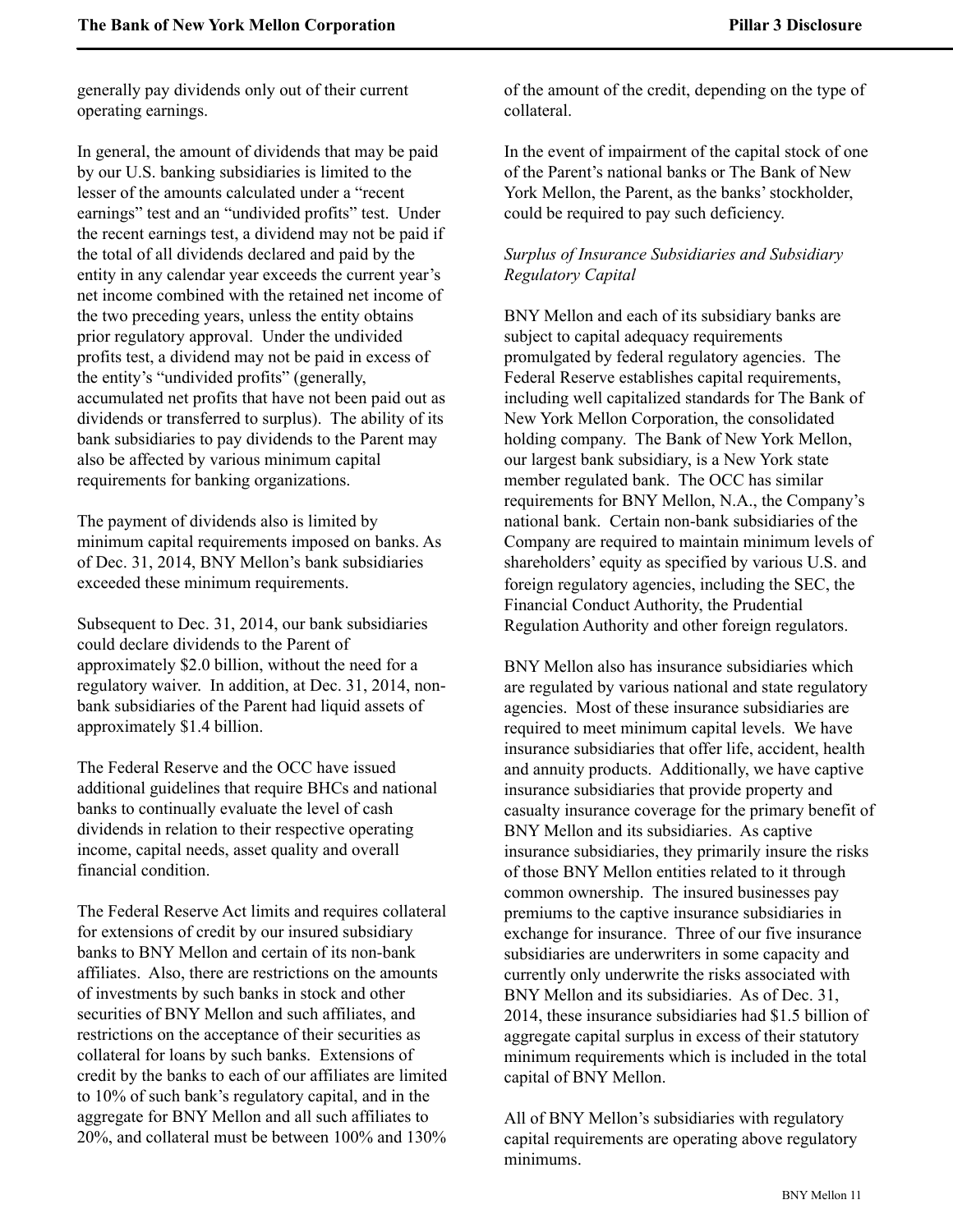generally pay dividends only out of their current operating earnings.

In general, the amount of dividends that may be paid by our U.S. banking subsidiaries is limited to the lesser of the amounts calculated under a "recent earnings" test and an "undivided profits" test. Under the recent earnings test, a dividend may not be paid if the total of all dividends declared and paid by the entity in any calendar year exceeds the current year's net income combined with the retained net income of the two preceding years, unless the entity obtains prior regulatory approval. Under the undivided profits test, a dividend may not be paid in excess of the entity's "undivided profits" (generally, accumulated net profits that have not been paid out as dividends or transferred to surplus). The ability of its bank subsidiaries to pay dividends to the Parent may also be affected by various minimum capital requirements for banking organizations.

The payment of dividends also is limited by minimum capital requirements imposed on banks. As of Dec. 31, 2014, BNY Mellon's bank subsidiaries exceeded these minimum requirements.

Subsequent to Dec. 31, 2014, our bank subsidiaries could declare dividends to the Parent of approximately $2.0 billion, without the need for a regulatory waiver. In addition, at Dec. 31, 2014, non-bank subsidiaries of the Parent had liquid assets of approximately $1.4 billion.

The Federal Reserve and the OCC have issued additional guidelines that require BHCs and national banks to continually evaluate the level of cash dividends in relation to their respective operating income, capital needs, asset quality and overall financial condition.

The Federal Reserve Act limits and requires collateral for extensions of credit by our insured subsidiary banks to BNY Mellon and certain of its non-bank affiliates. Also, there are restrictions on the amounts of investments by such banks in stock and other securities of BNY Mellon and such affiliates, and restrictions on the acceptance of their securities as collateral for loans by such banks. Extensions of credit by the banks to each of our affiliates are limited to 10% of such bank's regulatory capital, and in the aggregate for BNY Mellon and all such affiliates to 20%, and collateral must be between 100% and 130% of the amount of the credit, depending on the type of collateral.

In the event of impairment of the capital stock of one of the Parent's national banks or The Bank of New York Mellon, the Parent, as the banks' stockholder, could be required to pay such deficiency.

*Surplus of Insurance Subsidiaries and Subsidiary Regulatory Capital*

BNY Mellon and each of its subsidiary banks are subject to capital adequacy requirements promulgated by federal regulatory agencies. The Federal Reserve establishes capital requirements, including well capitalized standards for The Bank of New York Mellon Corporation, the consolidated holding company. The Bank of New York Mellon, our largest bank subsidiary, is a New York state member regulated bank. The OCC has similar requirements for BNY Mellon, N.A., the Company's national bank. Certain non-bank subsidiaries of the Company are required to maintain minimum levels of shareholders' equity as specified by various U.S. and foreign regulatory agencies, including the SEC, the Financial Conduct Authority, the Prudential Regulation Authority and other foreign regulators.

BNY Mellon also has insurance subsidiaries which are regulated by various national and state regulatory agencies. Most of these insurance subsidiaries are required to meet minimum capital levels. We have insurance subsidiaries that offer life, accident, health and annuity products. Additionally, we have captive insurance subsidiaries that provide property and casualty insurance coverage for the primary benefit of BNY Mellon and its subsidiaries. As captive insurance subsidiaries, they primarily insure the risks of those BNY Mellon entities related to it through common ownership. The insured businesses pay premiums to the captive insurance subsidiaries in exchange for insurance. Three of our five insurance subsidiaries are underwriters in some capacity and currently only underwrite the risks associated with BNY Mellon and its subsidiaries. As of Dec. 31, 2014, these insurance subsidiaries had $1.5 billion of aggregate capital surplus in excess of their statutory minimum requirements which is included in the total capital of BNY Mellon.

All of BNY Mellon's subsidiaries with regulatory capital requirements are operating above regulatory minimums.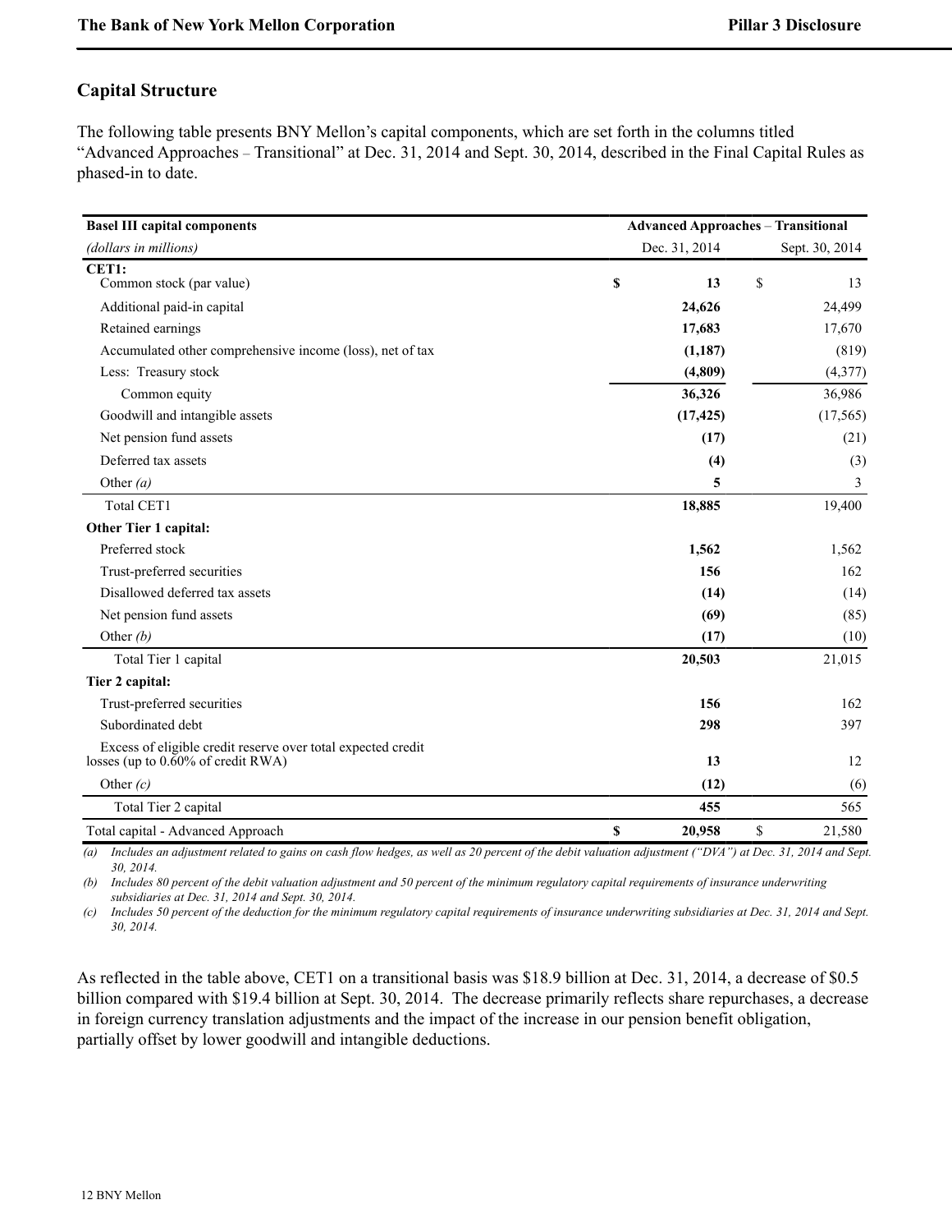## Capital Structure

The following table presents BNY Mellon's capital components, which are set forth in the columns titled "Advanced Approaches – Transitional" at Dec. 31, 2014 and Sept. 30, 2014, described in the Final Capital Rules as phased-in to date.

| **Basel III capital components** | **Advanced Approaches – Transitional** | |
|---|---|---|
| *(dollars in millions)* | Dec. 31, 2014 | Sept. 30, 2014 |
| **CET1:** | | |
| Common stock (par value) | **$ 13** | $ 13 |
| Additional paid-in capital | **24,626** | 24,499 |
| Retained earnings | **17,683** | 17,670 |
| Accumulated other comprehensive income (loss), net of tax | **(1,187)** | (819) |
| Less: Treasury stock | **(4,809)** | (4,377) |
| Common equity | **36,326** | 36,986 |
| Goodwill and intangible assets | **(17,425)** | (17,565) |
| Net pension fund assets | **(17)** | (21) |
| Deferred tax assets | **(4)** | (3) |
| Other *(a)* | **5** | 3 |
| Total CET1 | **18,885** | 19,400 |
| **Other Tier 1 capital:** | | |
| Preferred stock | **1,562** | 1,562 |
| Trust-preferred securities | **156** | 162 |
| Disallowed deferred tax assets | **(14)** | (14) |
| Net pension fund assets | **(69)** | (85) |
| Other *(b)* | **(17)** | (10) |
| Total Tier 1 capital | **20,503** | 21,015 |
| **Tier 2 capital:** | | |
| Trust-preferred securities | **156** | 162 |
| Subordinated debt | **298** | 397 |
| Excess of eligible credit reserve over total expected credit losses (up to 0.60% of credit RWA) | **13** | 12 |
| Other *(c)* | **(12)** | (6) |
| Total Tier 2 capital | **455** | 565 |
| Total capital - Advanced Approach | **$ 20,958** | $ 21,580 |

*(a) Includes an adjustment related to gains on cash flow hedges, as well as 20 percent of the debit valuation adjustment ("DVA") at Dec. 31, 2014 and Sept. 30, 2014.*

*(b) Includes 80 percent of the debit valuation adjustment and 50 percent of the minimum regulatory capital requirements of insurance underwriting subsidiaries at Dec. 31, 2014 and Sept. 30, 2014.*

*(c) Includes 50 percent of the deduction for the minimum regulatory capital requirements of insurance underwriting subsidiaries at Dec. 31, 2014 and Sept. 30, 2014.*

As reflected in the table above, CET1 on a transitional basis was $18.9 billion at Dec. 31, 2014, a decrease of $0.5 billion compared with $19.4 billion at Sept. 30, 2014. The decrease primarily reflects share repurchases, a decrease in foreign currency translation adjustments and the impact of the increase in our pension benefit obligation, partially offset by lower goodwill and intangible deductions.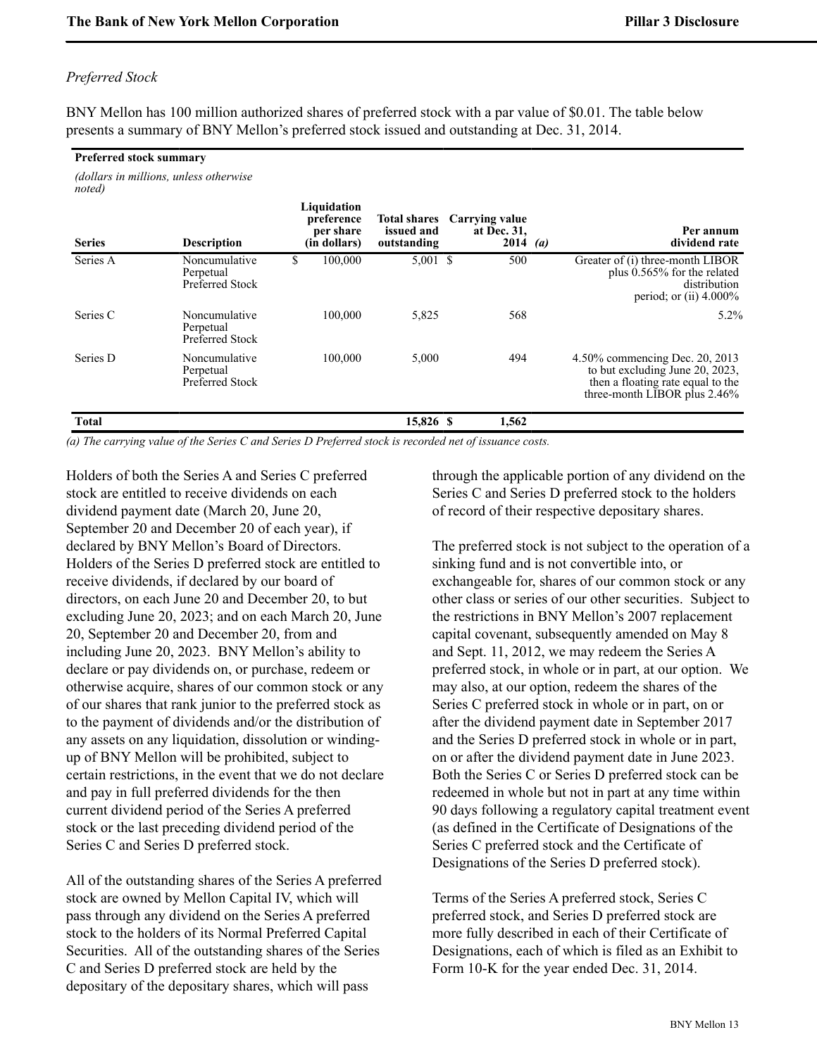*Preferred Stock*

BNY Mellon has 100 million authorized shares of preferred stock with a par value of $0.01. The table below presents a summary of BNY Mellon's preferred stock issued and outstanding at Dec. 31, 2014.

**Preferred stock summary**

*(dollars in millions, unless otherwise noted)*

| Series | Description | Liquidation preference per share (in dollars) | Total shares issued and outstanding | Carrying value at Dec. 31, 2014 *(a)* | Per annum dividend rate |
|---|---|---|---|---|---|
| Series A | Noncumulative Perpetual Preferred Stock | $ 100,000 | 5,001 | $ 500 | Greater of (i) three-month LIBOR plus 0.565% for the related distribution period; or (ii) 4.000% |
| Series C | Noncumulative Perpetual Preferred Stock | 100,000 | 5,825 | 568 | 5.2% |
| Series D | Noncumulative Perpetual Preferred Stock | 100,000 | 5,000 | 494 | 4.50% commencing Dec. 20, 2013 to but excluding June 20, 2023, then a floating rate equal to the three-month LIBOR plus 2.46% |
| **Total** | | | **15,826** | **$ 1,562** | |

*(a) The carrying value of the Series C and Series D Preferred stock is recorded net of issuance costs.*

Holders of both the Series A and Series C preferred stock are entitled to receive dividends on each dividend payment date (March 20, June 20, September 20 and December 20 of each year), if declared by BNY Mellon's Board of Directors. Holders of the Series D preferred stock are entitled to receive dividends, if declared by our board of directors, on each June 20 and December 20, to but excluding June 20, 2023; and on each March 20, June 20, September 20 and December 20, from and including June 20, 2023. BNY Mellon's ability to declare or pay dividends on, or purchase, redeem or otherwise acquire, shares of our common stock or any of our shares that rank junior to the preferred stock as to the payment of dividends and/or the distribution of any assets on any liquidation, dissolution or winding-up of BNY Mellon will be prohibited, subject to certain restrictions, in the event that we do not declare and pay in full preferred dividends for the then current dividend period of the Series A preferred stock or the last preceding dividend period of the Series C and Series D preferred stock.

All of the outstanding shares of the Series A preferred stock are owned by Mellon Capital IV, which will pass through any dividend on the Series A preferred stock to the holders of its Normal Preferred Capital Securities. All of the outstanding shares of the Series C and Series D preferred stock are held by the depositary of the depositary shares, which will pass through the applicable portion of any dividend on the Series C and Series D preferred stock to the holders of record of their respective depositary shares.

The preferred stock is not subject to the operation of a sinking fund and is not convertible into, or exchangeable for, shares of our common stock or any other class or series of our other securities. Subject to the restrictions in BNY Mellon's 2007 replacement capital covenant, subsequently amended on May 8 and Sept. 11, 2012, we may redeem the Series A preferred stock, in whole or in part, at our option. We may also, at our option, redeem the shares of the Series C preferred stock in whole or in part, on or after the dividend payment date in September 2017 and the Series D preferred stock in whole or in part, on or after the dividend payment date in June 2023. Both the Series C or Series D preferred stock can be redeemed in whole but not in part at any time within 90 days following a regulatory capital treatment event (as defined in the Certificate of Designations of the Series C preferred stock and the Certificate of Designations of the Series D preferred stock).

Terms of the Series A preferred stock, Series C preferred stock, and Series D preferred stock are more fully described in each of their Certificate of Designations, each of which is filed as an Exhibit to Form 10-K for the year ended Dec. 31, 2014.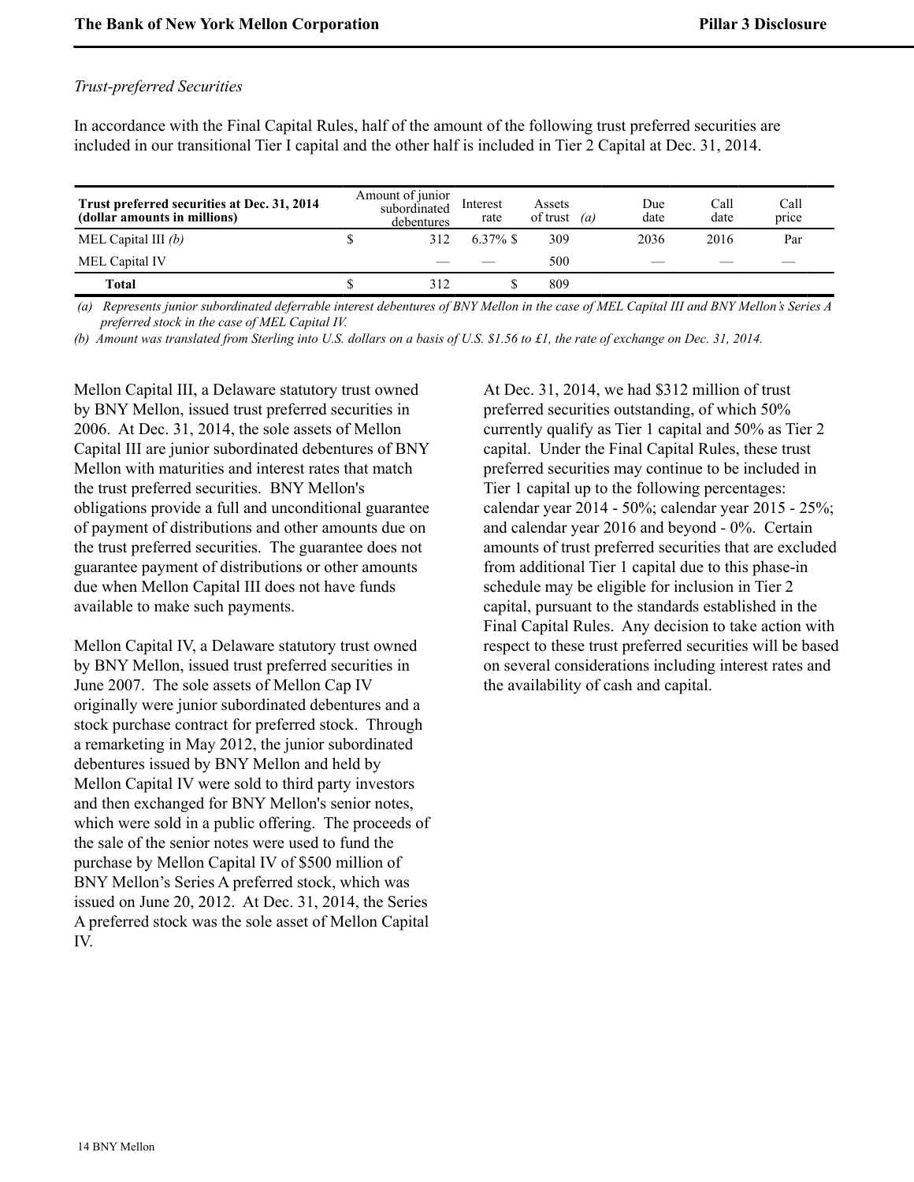*Trust-preferred Securities*

In accordance with the Final Capital Rules, half of the amount of the following trust preferred securities are included in our transitional Tier I capital and the other half is included in Tier 2 Capital at Dec. 31, 2014.

| Trust preferred securities at Dec. 31, 2014 (dollar amounts in millions) | Amount of junior subordinated debentures | Interest rate | Assets of trust (a) | Due date | Call date | Call price |
|---|---|---|---|---|---|---|
| MEL Capital III *(b)* | $ 312 | 6.37 % | $ 309 | 2036 | 2016 | Par |
| MEL Capital IV | — | — | 500 | — | — | — |
| **Total** | $ 312 | | $ 809 | | | |

*(a) Represents junior subordinated deferrable interest debentures of BNY Mellon in the case of MEL Capital III and BNY Mellon's Series A preferred stock in the case of MEL Capital IV.*

*(b) Amount was translated from Sterling into U.S. dollars on a basis of U.S. $1.56 to £1, the rate of exchange on Dec. 31, 2014.*

Mellon Capital III, a Delaware statutory trust owned by BNY Mellon, issued trust preferred securities in 2006. At Dec. 31, 2014, the sole assets of Mellon Capital III are junior subordinated debentures of BNY Mellon with maturities and interest rates that match the trust preferred securities. BNY Mellon's obligations provide a full and unconditional guarantee of payment of distributions and other amounts due on the trust preferred securities. The guarantee does not guarantee payment of distributions or other amounts due when Mellon Capital III does not have funds available to make such payments.

Mellon Capital IV, a Delaware statutory trust owned by BNY Mellon, issued trust preferred securities in June 2007. The sole assets of Mellon Cap IV originally were junior subordinated debentures and a stock purchase contract for preferred stock. Through a remarketing in May 2012, the junior subordinated debentures issued by BNY Mellon and held by Mellon Capital IV were sold to third party investors and then exchanged for BNY Mellon's senior notes, which were sold in a public offering. The proceeds of the sale of the senior notes were used to fund the purchase by Mellon Capital IV of $500 million of BNY Mellon's Series A preferred stock, which was issued on June 20, 2012. At Dec. 31, 2014, the Series A preferred stock was the sole asset of Mellon Capital IV.

At Dec. 31, 2014, we had $312 million of trust preferred securities outstanding, of which 50% currently qualify as Tier 1 capital and 50% as Tier 2 capital. Under the Final Capital Rules, these trust preferred securities may continue to be included in Tier 1 capital up to the following percentages: calendar year 2014 - 50%; calendar year 2015 - 25%; and calendar year 2016 and beyond - 0%. Certain amounts of trust preferred securities that are excluded from additional Tier 1 capital due to this phase-in schedule may be eligible for inclusion in Tier 2 capital, pursuant to the standards established in the Final Capital Rules. Any decision to take action with respect to these trust preferred securities will be based on several considerations including interest rates and the availability of cash and capital.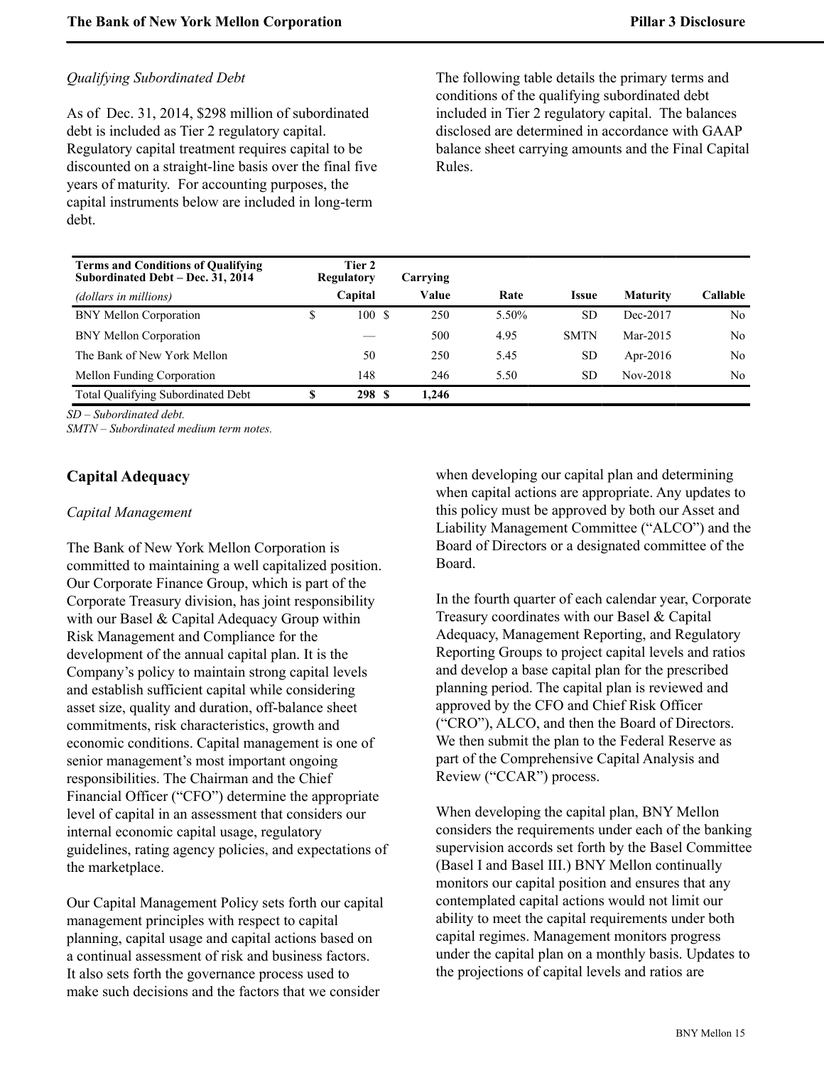*Qualifying Subordinated Debt*

As of Dec. 31, 2014, $298 million of subordinated debt is included as Tier 2 regulatory capital. Regulatory capital treatment requires capital to be discounted on a straight-line basis over the final five years of maturity. For accounting purposes, the capital instruments below are included in long-term debt.

The following table details the primary terms and conditions of the qualifying subordinated debt included in Tier 2 regulatory capital. The balances disclosed are determined in accordance with GAAP balance sheet carrying amounts and the Final Capital Rules.

| **Terms and Conditions of Qualifying Subordinated Debt – Dec. 31, 2014** *(dollars in millions)* | **Tier 2 Regulatory Capital** | **Carrying Value** | **Rate** | **Issue** | **Maturity** | **Callable** |
|---|---|---|---|---|---|---|
| BNY Mellon Corporation | $ 100 | $ 250 | 5.50% | SD | Dec-2017 | No |
| BNY Mellon Corporation | — | 500 | 4.95 | SMTN | Mar-2015 | No |
| The Bank of New York Mellon | 50 | 250 | 5.45 | SD | Apr-2016 | No |
| Mellon Funding Corporation | 148 | 246 | 5.50 | SD | Nov-2018 | No |
| Total Qualifying Subordinated Debt | **$ 298** | **$ 1,246** | | | | |

*SD – Subordinated debt.*
*SMTN – Subordinated medium term notes.*

## Capital Adequacy

*Capital Management*

The Bank of New York Mellon Corporation is committed to maintaining a well capitalized position. Our Corporate Finance Group, which is part of the Corporate Treasury division, has joint responsibility with our Basel & Capital Adequacy Group within Risk Management and Compliance for the development of the annual capital plan. It is the Company's policy to maintain strong capital levels and establish sufficient capital while considering asset size, quality and duration, off-balance sheet commitments, risk characteristics, growth and economic conditions. Capital management is one of senior management's most important ongoing responsibilities. The Chairman and the Chief Financial Officer ("CFO") determine the appropriate level of capital in an assessment that considers our internal economic capital usage, regulatory guidelines, rating agency policies, and expectations of the marketplace.

Our Capital Management Policy sets forth our capital management principles with respect to capital planning, capital usage and capital actions based on a continual assessment of risk and business factors. It also sets forth the governance process used to make such decisions and the factors that we consider when developing our capital plan and determining when capital actions are appropriate. Any updates to this policy must be approved by both our Asset and Liability Management Committee ("ALCO") and the Board of Directors or a designated committee of the Board.

In the fourth quarter of each calendar year, Corporate Treasury coordinates with our Basel & Capital Adequacy, Management Reporting, and Regulatory Reporting Groups to project capital levels and ratios and develop a base capital plan for the prescribed planning period. The capital plan is reviewed and approved by the CFO and Chief Risk Officer ("CRO"), ALCO, and then the Board of Directors. We then submit the plan to the Federal Reserve as part of the Comprehensive Capital Analysis and Review ("CCAR") process.

When developing the capital plan, BNY Mellon considers the requirements under each of the banking supervision accords set forth by the Basel Committee (Basel I and Basel III.) BNY Mellon continually monitors our capital position and ensures that any contemplated capital actions would not limit our ability to meet the capital requirements under both capital regimes. Management monitors progress under the capital plan on a monthly basis. Updates to the projections of capital levels and ratios are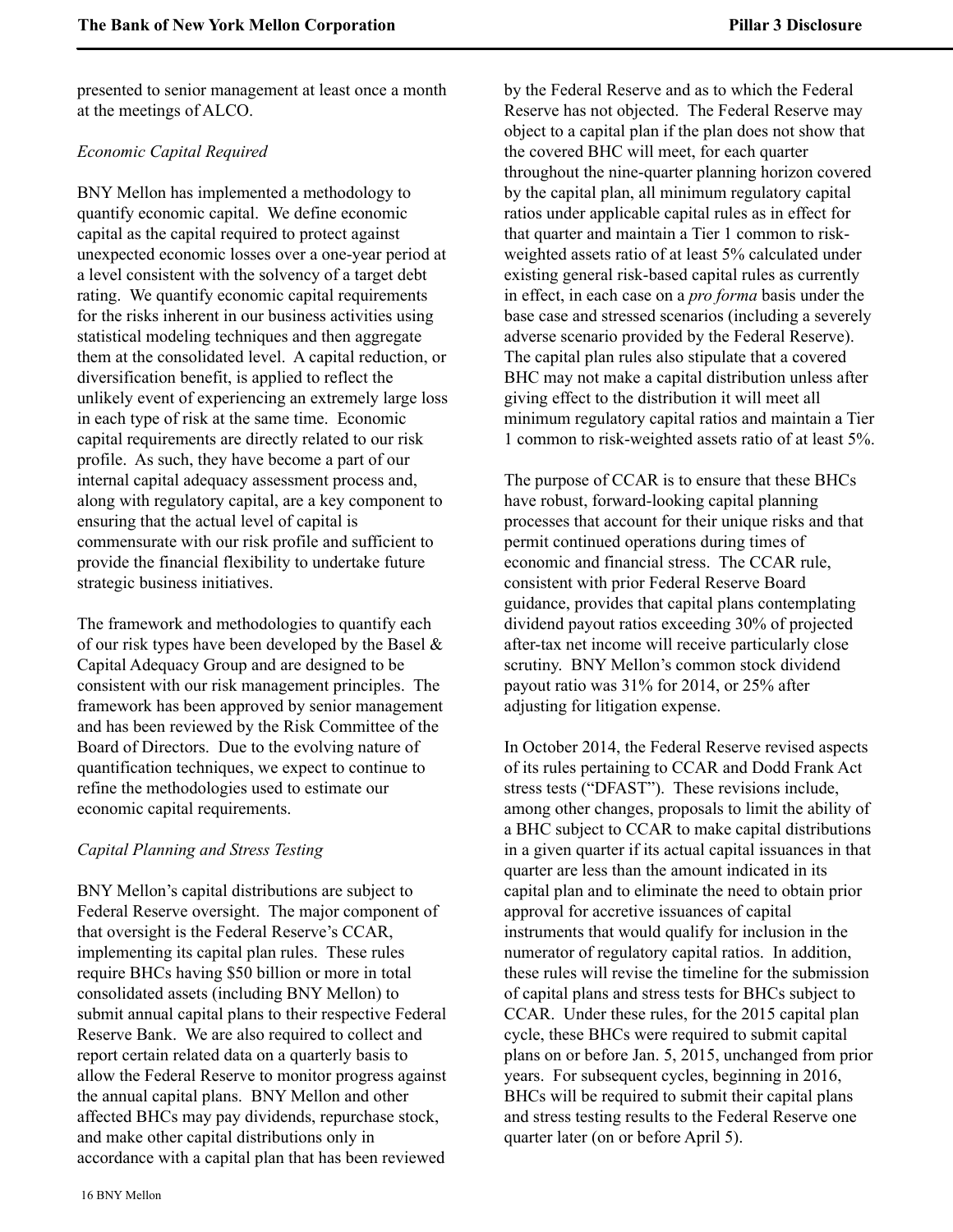presented to senior management at least once a month at the meetings of ALCO.

*Economic Capital Required*

BNY Mellon has implemented a methodology to quantify economic capital. We define economic capital as the capital required to protect against unexpected economic losses over a one-year period at a level consistent with the solvency of a target debt rating. We quantify economic capital requirements for the risks inherent in our business activities using statistical modeling techniques and then aggregate them at the consolidated level. A capital reduction, or diversification benefit, is applied to reflect the unlikely event of experiencing an extremely large loss in each type of risk at the same time. Economic capital requirements are directly related to our risk profile. As such, they have become a part of our internal capital adequacy assessment process and, along with regulatory capital, are a key component to ensuring that the actual level of capital is commensurate with our risk profile and sufficient to provide the financial flexibility to undertake future strategic business initiatives.

The framework and methodologies to quantify each of our risk types have been developed by the Basel & Capital Adequacy Group and are designed to be consistent with our risk management principles. The framework has been approved by senior management and has been reviewed by the Risk Committee of the Board of Directors. Due to the evolving nature of quantification techniques, we expect to continue to refine the methodologies used to estimate our economic capital requirements.

*Capital Planning and Stress Testing*

BNY Mellon's capital distributions are subject to Federal Reserve oversight. The major component of that oversight is the Federal Reserve's CCAR, implementing its capital plan rules. These rules require BHCs having $50 billion or more in total consolidated assets (including BNY Mellon) to submit annual capital plans to their respective Federal Reserve Bank. We are also required to collect and report certain related data on a quarterly basis to allow the Federal Reserve to monitor progress against the annual capital plans. BNY Mellon and other affected BHCs may pay dividends, repurchase stock, and make other capital distributions only in accordance with a capital plan that has been reviewed by the Federal Reserve and as to which the Federal Reserve has not objected. The Federal Reserve may object to a capital plan if the plan does not show that the covered BHC will meet, for each quarter throughout the nine-quarter planning horizon covered by the capital plan, all minimum regulatory capital ratios under applicable capital rules as in effect for that quarter and maintain a Tier 1 common to risk-weighted assets ratio of at least 5% calculated under existing general risk-based capital rules as currently in effect, in each case on a *pro forma* basis under the base case and stressed scenarios (including a severely adverse scenario provided by the Federal Reserve). The capital plan rules also stipulate that a covered BHC may not make a capital distribution unless after giving effect to the distribution it will meet all minimum regulatory capital ratios and maintain a Tier 1 common to risk-weighted assets ratio of at least 5%.

The purpose of CCAR is to ensure that these BHCs have robust, forward-looking capital planning processes that account for their unique risks and that permit continued operations during times of economic and financial stress. The CCAR rule, consistent with prior Federal Reserve Board guidance, provides that capital plans contemplating dividend payout ratios exceeding 30% of projected after-tax net income will receive particularly close scrutiny. BNY Mellon's common stock dividend payout ratio was 31% for 2014, or 25% after adjusting for litigation expense.

In October 2014, the Federal Reserve revised aspects of its rules pertaining to CCAR and Dodd Frank Act stress tests ("DFAST"). These revisions include, among other changes, proposals to limit the ability of a BHC subject to CCAR to make capital distributions in a given quarter if its actual capital issuances in that quarter are less than the amount indicated in its capital plan and to eliminate the need to obtain prior approval for accretive issuances of capital instruments that would qualify for inclusion in the numerator of regulatory capital ratios. In addition, these rules will revise the timeline for the submission of capital plans and stress tests for BHCs subject to CCAR. Under these rules, for the 2015 capital plan cycle, these BHCs were required to submit capital plans on or before Jan. 5, 2015, unchanged from prior years. For subsequent cycles, beginning in 2016, BHCs will be required to submit their capital plans and stress testing results to the Federal Reserve one quarter later (on or before April 5).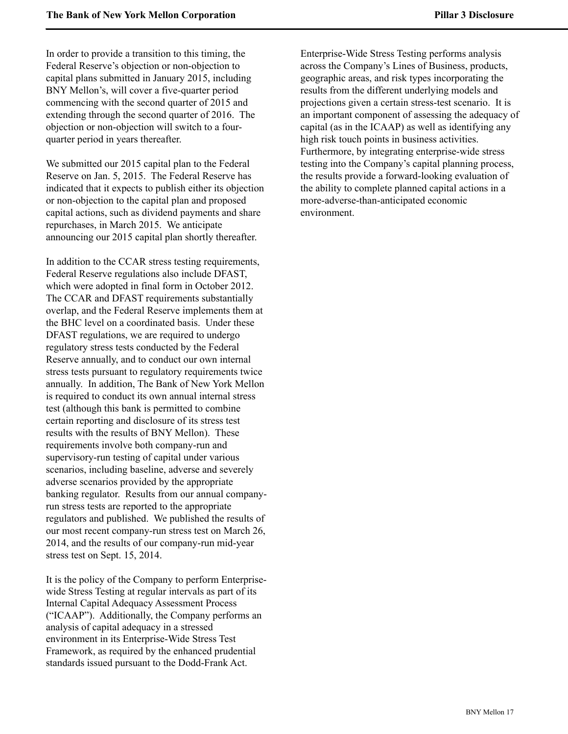In order to provide a transition to this timing, the Federal Reserve's objection or non-objection to capital plans submitted in January 2015, including BNY Mellon's, will cover a five-quarter period commencing with the second quarter of 2015 and extending through the second quarter of 2016. The objection or non-objection will switch to a four-quarter period in years thereafter.

We submitted our 2015 capital plan to the Federal Reserve on Jan. 5, 2015. The Federal Reserve has indicated that it expects to publish either its objection or non-objection to the capital plan and proposed capital actions, such as dividend payments and share repurchases, in March 2015. We anticipate announcing our 2015 capital plan shortly thereafter.

In addition to the CCAR stress testing requirements, Federal Reserve regulations also include DFAST, which were adopted in final form in October 2012. The CCAR and DFAST requirements substantially overlap, and the Federal Reserve implements them at the BHC level on a coordinated basis. Under these DFAST regulations, we are required to undergo regulatory stress tests conducted by the Federal Reserve annually, and to conduct our own internal stress tests pursuant to regulatory requirements twice annually. In addition, The Bank of New York Mellon is required to conduct its own annual internal stress test (although this bank is permitted to combine certain reporting and disclosure of its stress test results with the results of BNY Mellon). These requirements involve both company-run and supervisory-run testing of capital under various scenarios, including baseline, adverse and severely adverse scenarios provided by the appropriate banking regulator. Results from our annual company-run stress tests are reported to the appropriate regulators and published. We published the results of our most recent company-run stress test on March 26, 2014, and the results of our company-run mid-year stress test on Sept. 15, 2014.

It is the policy of the Company to perform Enterprise-wide Stress Testing at regular intervals as part of its Internal Capital Adequacy Assessment Process ("ICAAP"). Additionally, the Company performs an analysis of capital adequacy in a stressed environment in its Enterprise-Wide Stress Test Framework, as required by the enhanced prudential standards issued pursuant to the Dodd-Frank Act.

Enterprise-Wide Stress Testing performs analysis across the Company's Lines of Business, products, geographic areas, and risk types incorporating the results from the different underlying models and projections given a certain stress-test scenario. It is an important component of assessing the adequacy of capital (as in the ICAAP) as well as identifying any high risk touch points in business activities. Furthermore, by integrating enterprise-wide stress testing into the Company's capital planning process, the results provide a forward-looking evaluation of the ability to complete planned capital actions in a more-adverse-than-anticipated economic environment.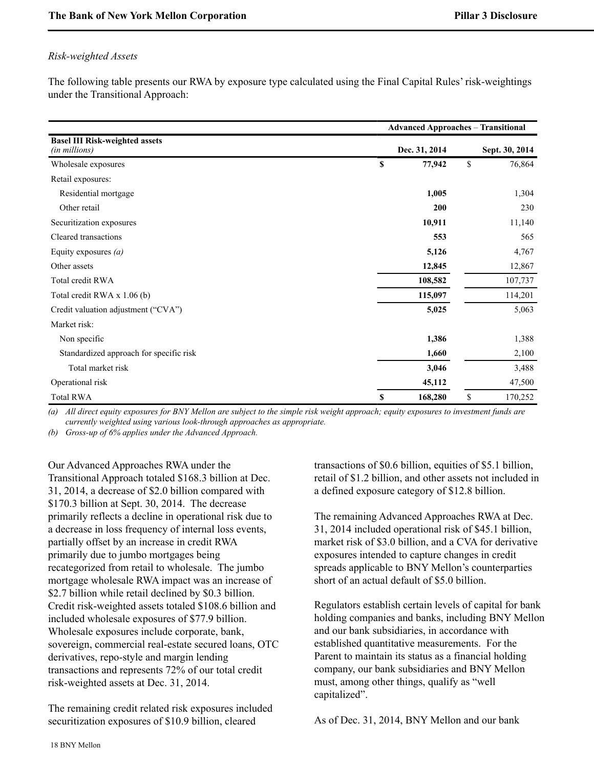*Risk-weighted Assets*

The following table presents our RWA by exposure type calculated using the Final Capital Rules' risk-weightings under the Transitional Approach:

| Basel III Risk-weighted assets *(in millions)* | Advanced Approaches – Transitional Dec. 31, 2014 | Sept. 30, 2014 |
|---|---|---|
| Wholesale exposures | **$ 77,942** | $ 76,864 |
| Retail exposures: | | |
| Residential mortgage | **1,005** | 1,304 |
| Other retail | **200** | 230 |
| Securitization exposures | **10,911** | 11,140 |
| Cleared transactions | **553** | 565 |
| Equity exposures *(a)* | **5,126** | 4,767 |
| Other assets | **12,845** | 12,867 |
| Total credit RWA | **108,582** | 107,737 |
| Total credit RWA x 1.06 (b) | **115,097** | 114,201 |
| Credit valuation adjustment ("CVA") | **5,025** | 5,063 |
| Market risk: | | |
| Non specific | **1,386** | 1,388 |
| Standardized approach for specific risk | **1,660** | 2,100 |
| Total market risk | **3,046** | 3,488 |
| Operational risk | **45,112** | 47,500 |
| Total RWA | **$ 168,280** | $ 170,252 |

*(a) All direct equity exposures for BNY Mellon are subject to the simple risk weight approach; equity exposures to investment funds are currently weighted using various look-through approaches as appropriate.*
*(b) Gross-up of 6% applies under the Advanced Approach.*

Our Advanced Approaches RWA under the Transitional Approach totaled $168.3 billion at Dec. 31, 2014, a decrease of $2.0 billion compared with $170.3 billion at Sept. 30, 2014. The decrease primarily reflects a decline in operational risk due to a decrease in loss frequency of internal loss events, partially offset by an increase in credit RWA primarily due to jumbo mortgages being recategorized from retail to wholesale. The jumbo mortgage wholesale RWA impact was an increase of $2.7 billion while retail declined by $0.3 billion. Credit risk-weighted assets totaled $108.6 billion and included wholesale exposures of $77.9 billion. Wholesale exposures include corporate, bank, sovereign, commercial real-estate secured loans, OTC derivatives, repo-style and margin lending transactions and represents 72% of our total credit risk-weighted assets at Dec. 31, 2014.

The remaining credit related risk exposures included securitization exposures of $10.9 billion, cleared transactions of $0.6 billion, equities of $5.1 billion, retail of $1.2 billion, and other assets not included in a defined exposure category of $12.8 billion.

The remaining Advanced Approaches RWA at Dec. 31, 2014 included operational risk of $45.1 billion, market risk of $3.0 billion, and a CVA for derivative exposures intended to capture changes in credit spreads applicable to BNY Mellon's counterparties short of an actual default of $5.0 billion.

Regulators establish certain levels of capital for bank holding companies and banks, including BNY Mellon and our bank subsidiaries, in accordance with established quantitative measurements. For the Parent to maintain its status as a financial holding company, our bank subsidiaries and BNY Mellon must, among other things, qualify as "well capitalized".

As of Dec. 31, 2014, BNY Mellon and our bank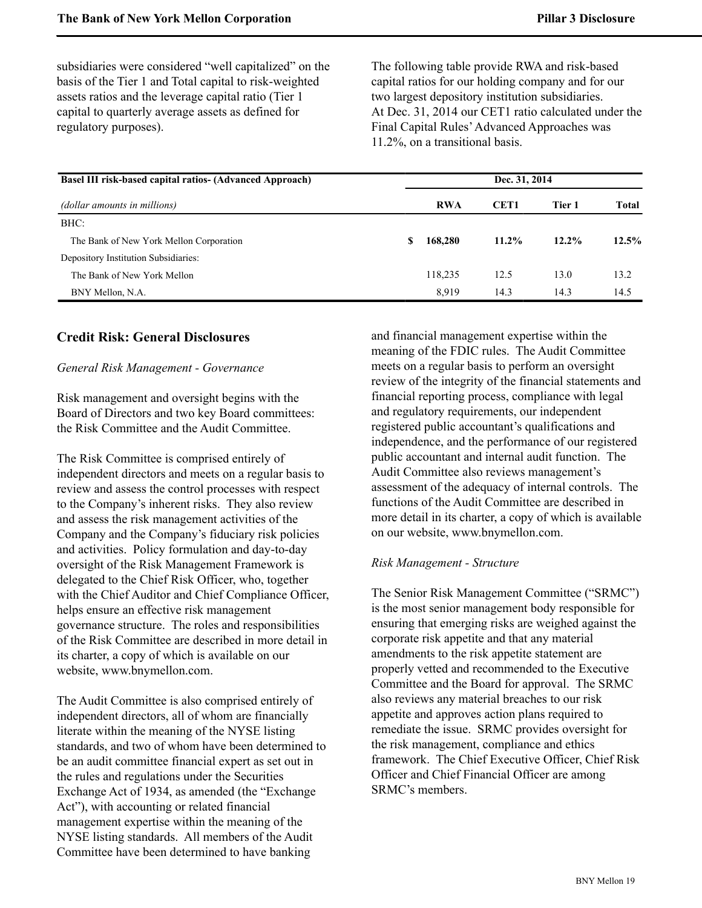subsidiaries were considered "well capitalized" on the basis of the Tier 1 and Total capital to risk-weighted assets ratios and the leverage capital ratio (Tier 1 capital to quarterly average assets as defined for regulatory purposes).

The following table provide RWA and risk-based capital ratios for our holding company and for our two largest depository institution subsidiaries. At Dec. 31, 2014 our CET1 ratio calculated under the Final Capital Rules' Advanced Approaches was 11.2%, on a transitional basis.

| **Basel III risk-based capital ratios- (Advanced Approach)** | **Dec. 31, 2014** | | | |
|---|---|---|---|---|
| *(dollar amounts in millions)* | **RWA** | **CET1** | **Tier 1** | **Total** |
| BHC: | | | | |
| The Bank of New York Mellon Corporation | **$ 168,280** | **11.2%** | **12.2%** | **12.5%** |
| Depository Institution Subsidiaries: | | | | |
| The Bank of New York Mellon | 118,235 | 12.5 | 13.0 | 13.2 |
| BNY Mellon, N.A. | 8,919 | 14.3 | 14.3 | 14.5 |

## Credit Risk: General Disclosures

*General Risk Management - Governance*

Risk management and oversight begins with the Board of Directors and two key Board committees: the Risk Committee and the Audit Committee.

The Risk Committee is comprised entirely of independent directors and meets on a regular basis to review and assess the control processes with respect to the Company's inherent risks. They also review and assess the risk management activities of the Company and the Company's fiduciary risk policies and activities. Policy formulation and day-to-day oversight of the Risk Management Framework is delegated to the Chief Risk Officer, who, together with the Chief Auditor and Chief Compliance Officer, helps ensure an effective risk management governance structure. The roles and responsibilities of the Risk Committee are described in more detail in its charter, a copy of which is available on our website, www.bnymellon.com.

The Audit Committee is also comprised entirely of independent directors, all of whom are financially literate within the meaning of the NYSE listing standards, and two of whom have been determined to be an audit committee financial expert as set out in the rules and regulations under the Securities Exchange Act of 1934, as amended (the "Exchange Act"), with accounting or related financial management expertise within the meaning of the NYSE listing standards. All members of the Audit Committee have been determined to have banking and financial management expertise within the meaning of the FDIC rules. The Audit Committee meets on a regular basis to perform an oversight review of the integrity of the financial statements and financial reporting process, compliance with legal and regulatory requirements, our independent registered public accountant's qualifications and independence, and the performance of our registered public accountant and internal audit function. The Audit Committee also reviews management's assessment of the adequacy of internal controls. The functions of the Audit Committee are described in more detail in its charter, a copy of which is available on our website, www.bnymellon.com.

*Risk Management - Structure*

The Senior Risk Management Committee ("SRMC") is the most senior management body responsible for ensuring that emerging risks are weighed against the corporate risk appetite and that any material amendments to the risk appetite statement are properly vetted and recommended to the Executive Committee and the Board for approval. The SRMC also reviews any material breaches to our risk appetite and approves action plans required to remediate the issue. SRMC provides oversight for the risk management, compliance and ethics framework. The Chief Executive Officer, Chief Risk Officer and Chief Financial Officer are among SRMC's members.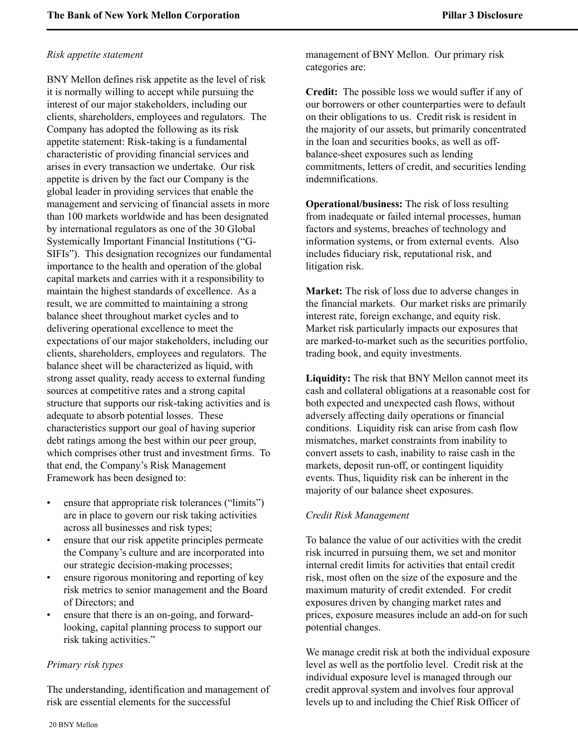*Risk appetite statement*

BNY Mellon defines risk appetite as the level of risk it is normally willing to accept while pursuing the interest of our major stakeholders, including our clients, shareholders, employees and regulators. The Company has adopted the following as its risk appetite statement: Risk-taking is a fundamental characteristic of providing financial services and arises in every transaction we undertake. Our risk appetite is driven by the fact our Company is the global leader in providing services that enable the management and servicing of financial assets in more than 100 markets worldwide and has been designated by international regulators as one of the 30 Global Systemically Important Financial Institutions ("G-SIFIs"). This designation recognizes our fundamental importance to the health and operation of the global capital markets and carries with it a responsibility to maintain the highest standards of excellence. As a result, we are committed to maintaining a strong balance sheet throughout market cycles and to delivering operational excellence to meet the expectations of our major stakeholders, including our clients, shareholders, employees and regulators. The balance sheet will be characterized as liquid, with strong asset quality, ready access to external funding sources at competitive rates and a strong capital structure that supports our risk-taking activities and is adequate to absorb potential losses. These characteristics support our goal of having superior debt ratings among the best within our peer group, which comprises other trust and investment firms. To that end, the Company's Risk Management Framework has been designed to:

- ensure that appropriate risk tolerances ("limits") are in place to govern our risk taking activities across all businesses and risk types;
- ensure that our risk appetite principles permeate the Company's culture and are incorporated into our strategic decision-making processes;
- ensure rigorous monitoring and reporting of key risk metrics to senior management and the Board of Directors; and
- ensure that there is an on-going, and forward-looking, capital planning process to support our risk taking activities."

*Primary risk types*

The understanding, identification and management of risk are essential elements for the successful management of BNY Mellon. Our primary risk categories are:

**Credit:** The possible loss we would suffer if any of our borrowers or other counterparties were to default on their obligations to us. Credit risk is resident in the majority of our assets, but primarily concentrated in the loan and securities books, as well as off-balance-sheet exposures such as lending commitments, letters of credit, and securities lending indemnifications.

**Operational/business:** The risk of loss resulting from inadequate or failed internal processes, human factors and systems, breaches of technology and information systems, or from external events. Also includes fiduciary risk, reputational risk, and litigation risk.

**Market:** The risk of loss due to adverse changes in the financial markets. Our market risks are primarily interest rate, foreign exchange, and equity risk. Market risk particularly impacts our exposures that are marked-to-market such as the securities portfolio, trading book, and equity investments.

**Liquidity:** The risk that BNY Mellon cannot meet its cash and collateral obligations at a reasonable cost for both expected and unexpected cash flows, without adversely affecting daily operations or financial conditions. Liquidity risk can arise from cash flow mismatches, market constraints from inability to convert assets to cash, inability to raise cash in the markets, deposit run-off, or contingent liquidity events. Thus, liquidity risk can be inherent in the majority of our balance sheet exposures.

*Credit Risk Management*

To balance the value of our activities with the credit risk incurred in pursuing them, we set and monitor internal credit limits for activities that entail credit risk, most often on the size of the exposure and the maximum maturity of credit extended. For credit exposures driven by changing market rates and prices, exposure measures include an add-on for such potential changes.

We manage credit risk at both the individual exposure level as well as the portfolio level. Credit risk at the individual exposure level is managed through our credit approval system and involves four approval levels up to and including the Chief Risk Officer of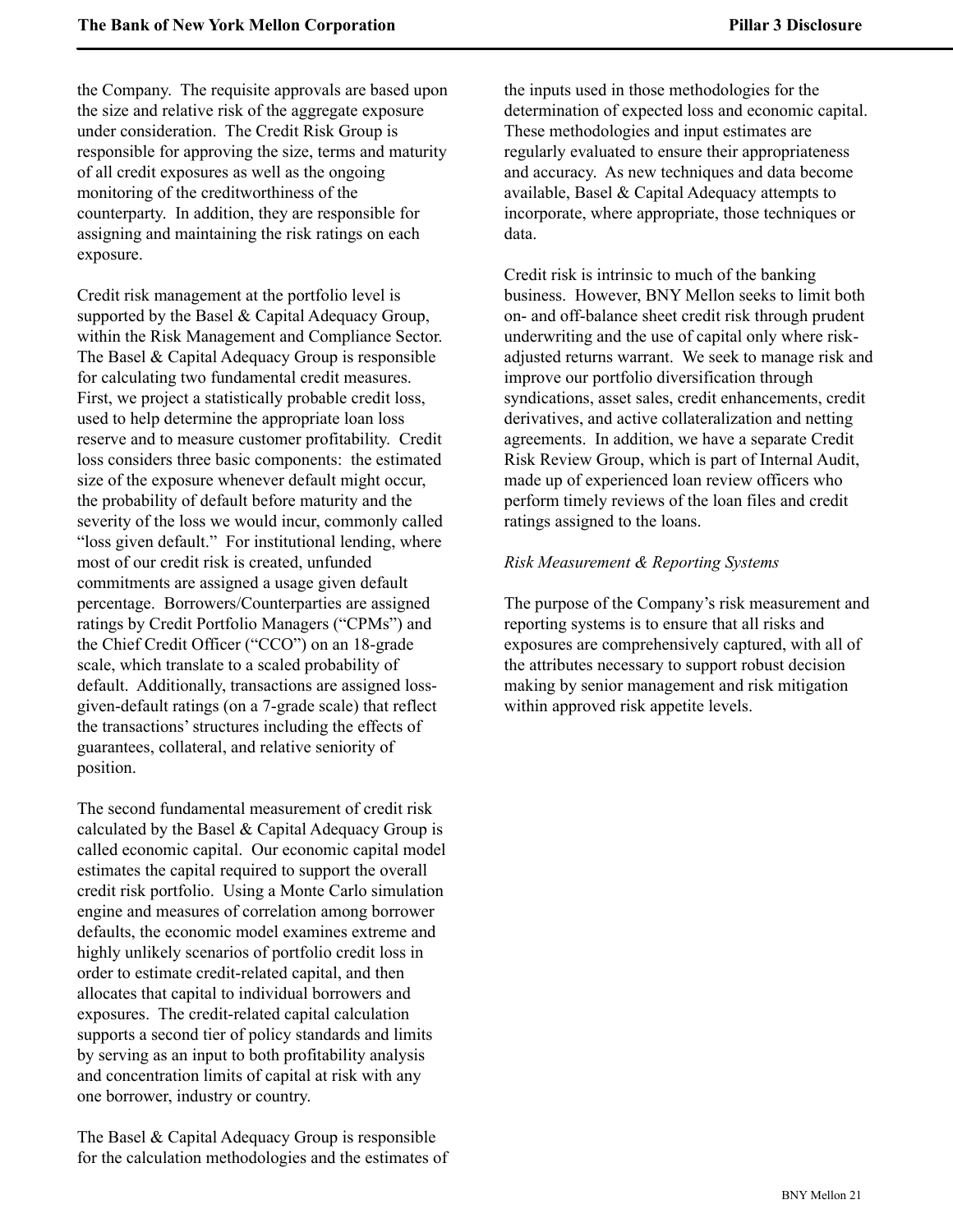the Company. The requisite approvals are based upon the size and relative risk of the aggregate exposure under consideration. The Credit Risk Group is responsible for approving the size, terms and maturity of all credit exposures as well as the ongoing monitoring of the creditworthiness of the counterparty. In addition, they are responsible for assigning and maintaining the risk ratings on each exposure.

Credit risk management at the portfolio level is supported by the Basel & Capital Adequacy Group, within the Risk Management and Compliance Sector. The Basel & Capital Adequacy Group is responsible for calculating two fundamental credit measures. First, we project a statistically probable credit loss, used to help determine the appropriate loan loss reserve and to measure customer profitability. Credit loss considers three basic components: the estimated size of the exposure whenever default might occur, the probability of default before maturity and the severity of the loss we would incur, commonly called "loss given default." For institutional lending, where most of our credit risk is created, unfunded commitments are assigned a usage given default percentage. Borrowers/Counterparties are assigned ratings by Credit Portfolio Managers ("CPMs") and the Chief Credit Officer ("CCO") on an 18-grade scale, which translate to a scaled probability of default. Additionally, transactions are assigned loss-given-default ratings (on a 7-grade scale) that reflect the transactions' structures including the effects of guarantees, collateral, and relative seniority of position.

The second fundamental measurement of credit risk calculated by the Basel & Capital Adequacy Group is called economic capital. Our economic capital model estimates the capital required to support the overall credit risk portfolio. Using a Monte Carlo simulation engine and measures of correlation among borrower defaults, the economic model examines extreme and highly unlikely scenarios of portfolio credit loss in order to estimate credit-related capital, and then allocates that capital to individual borrowers and exposures. The credit-related capital calculation supports a second tier of policy standards and limits by serving as an input to both profitability analysis and concentration limits of capital at risk with any one borrower, industry or country.

The Basel & Capital Adequacy Group is responsible for the calculation methodologies and the estimates of the inputs used in those methodologies for the determination of expected loss and economic capital. These methodologies and input estimates are regularly evaluated to ensure their appropriateness and accuracy. As new techniques and data become available, Basel & Capital Adequacy attempts to incorporate, where appropriate, those techniques or data.

Credit risk is intrinsic to much of the banking business. However, BNY Mellon seeks to limit both on- and off-balance sheet credit risk through prudent underwriting and the use of capital only where risk-adjusted returns warrant. We seek to manage risk and improve our portfolio diversification through syndications, asset sales, credit enhancements, credit derivatives, and active collateralization and netting agreements. In addition, we have a separate Credit Risk Review Group, which is part of Internal Audit, made up of experienced loan review officers who perform timely reviews of the loan files and credit ratings assigned to the loans.

*Risk Measurement & Reporting Systems*

The purpose of the Company's risk measurement and reporting systems is to ensure that all risks and exposures are comprehensively captured, with all of the attributes necessary to support robust decision making by senior management and risk mitigation within approved risk appetite levels.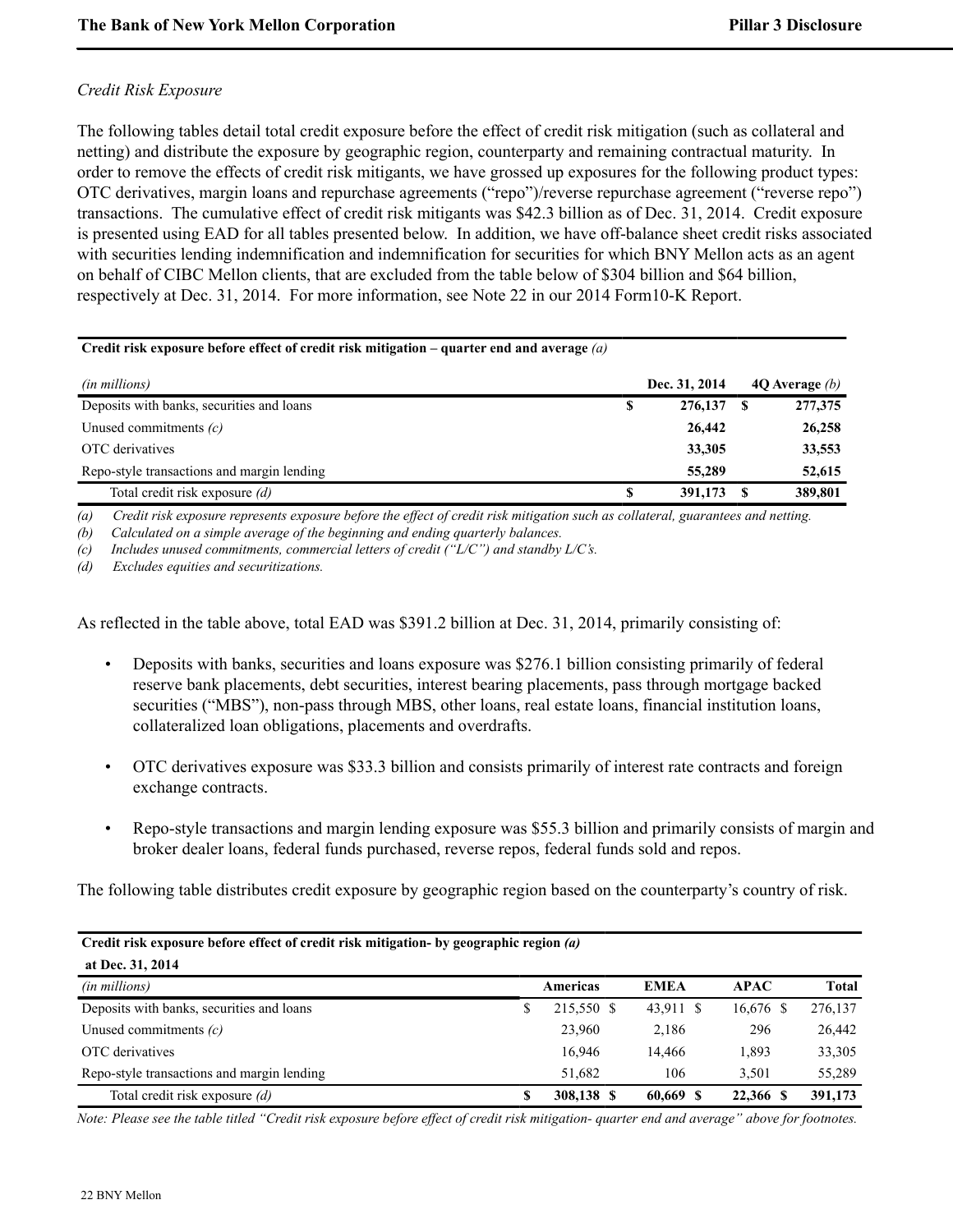*Credit Risk Exposure*

The following tables detail total credit exposure before the effect of credit risk mitigation (such as collateral and netting) and distribute the exposure by geographic region, counterparty and remaining contractual maturity. In order to remove the effects of credit risk mitigants, we have grossed up exposures for the following product types: OTC derivatives, margin loans and repurchase agreements ("repo")/reverse repurchase agreement ("reverse repo") transactions. The cumulative effect of credit risk mitigants was $42.3 billion as of Dec. 31, 2014. Credit exposure is presented using EAD for all tables presented below. In addition, we have off-balance sheet credit risks associated with securities lending indemnification and indemnification for securities for which BNY Mellon acts as an agent on behalf of CIBC Mellon clients, that are excluded from the table below of $304 billion and $64 billion, respectively at Dec. 31, 2014. For more information, see Note 22 in our 2014 Form10-K Report.

**Credit risk exposure before effect of credit risk mitigation – quarter end and average** *(a)*

| *(in millions)* | Dec. 31, 2014 | 4Q Average *(b)* |
|---|---|---|
| Deposits with banks, securities and loans | $ 276,137 | $ 277,375 |
| Unused commitments *(c)* | 26,442 | 26,258 |
| OTC derivatives | 33,305 | 33,553 |
| Repo-style transactions and margin lending | 55,289 | 52,615 |
| Total credit risk exposure *(d)* | $ 391,173 | $ 389,801 |

*(a) Credit risk exposure represents exposure before the effect of credit risk mitigation such as collateral, guarantees and netting.*
*(b) Calculated on a simple average of the beginning and ending quarterly balances.*
*(c) Includes unused commitments, commercial letters of credit ("L/C") and standby L/C's.*
*(d) Excludes equities and securitizations.*

As reflected in the table above, total EAD was $391.2 billion at Dec. 31, 2014, primarily consisting of:

- Deposits with banks, securities and loans exposure was $276.1 billion consisting primarily of federal reserve bank placements, debt securities, interest bearing placements, pass through mortgage backed securities ("MBS"), non-pass through MBS, other loans, real estate loans, financial institution loans, collateralized loan obligations, placements and overdrafts.

- OTC derivatives exposure was $33.3 billion and consists primarily of interest rate contracts and foreign exchange contracts.

- Repo-style transactions and margin lending exposure was $55.3 billion and primarily consists of margin and broker dealer loans, federal funds purchased, reverse repos, federal funds sold and repos.

The following table distributes credit exposure by geographic region based on the counterparty's country of risk.

**Credit risk exposure before effect of credit risk mitigation- by geographic region** *(a)* **at Dec. 31, 2014**

| *(in millions)* | Americas | EMEA | APAC | Total |
|---|---|---|---|---|
| Deposits with banks, securities and loans | $ 215,550 | $ 43,911 | $ 16,676 | $ 276,137 |
| Unused commitments *(c)* | 23,960 | 2,186 | 296 | 26,442 |
| OTC derivatives | 16,946 | 14,466 | 1,893 | 33,305 |
| Repo-style transactions and margin lending | 51,682 | 106 | 3,501 | 55,289 |
| Total credit risk exposure *(d)* | $ 308,138 | $ 60,669 | $ 22,366 | $ 391,173 |

*Note: Please see the table titled "Credit risk exposure before effect of credit risk mitigation- quarter end and average" above for footnotes.*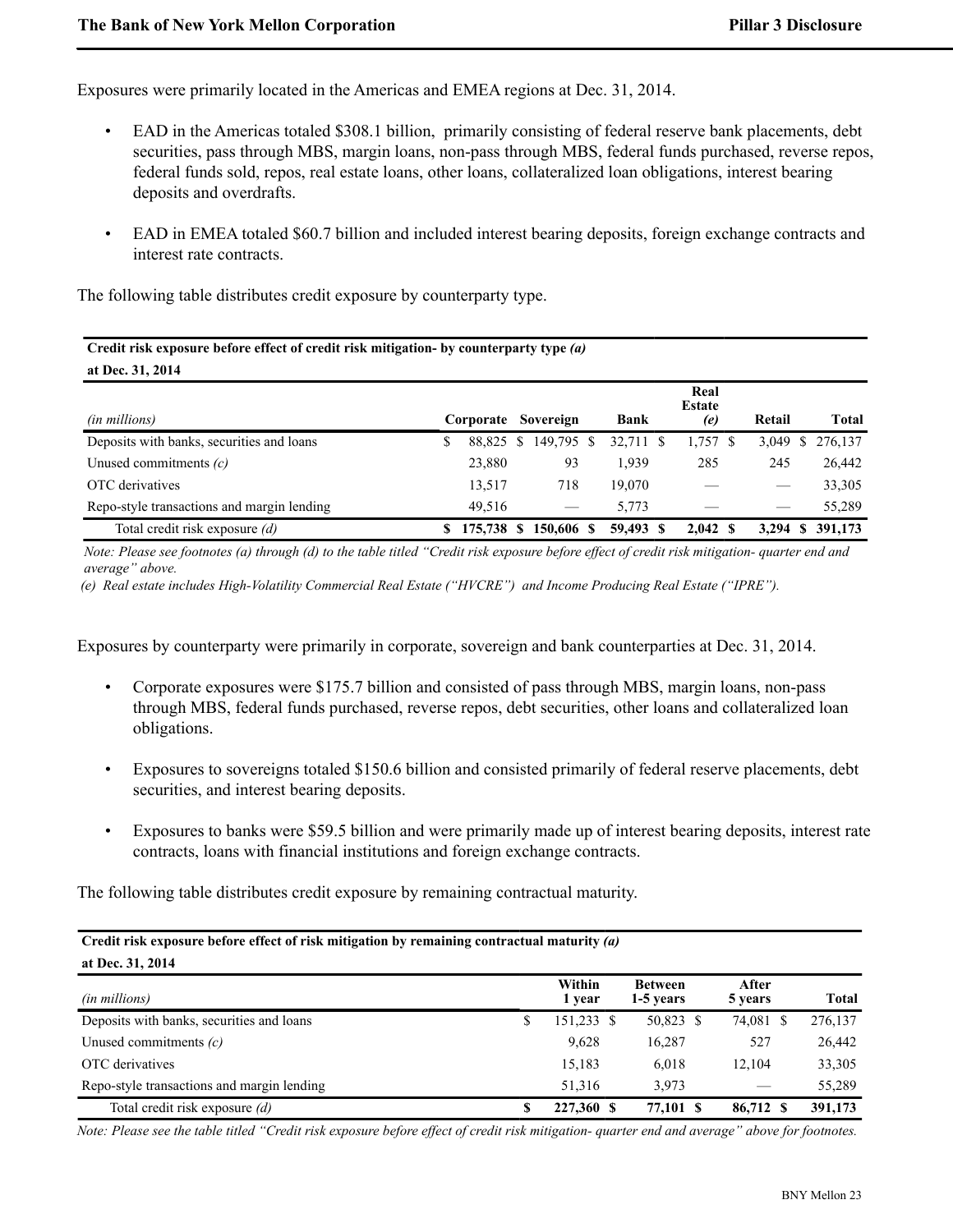Exposures were primarily located in the Americas and EMEA regions at Dec. 31, 2014.

- EAD in the Americas totaled $308.1 billion, primarily consisting of federal reserve bank placements, debt securities, pass through MBS, margin loans, non-pass through MBS, federal funds purchased, reverse repos, federal funds sold, repos, real estate loans, other loans, collateralized loan obligations, interest bearing deposits and overdrafts.
- EAD in EMEA totaled $60.7 billion and included interest bearing deposits, foreign exchange contracts and interest rate contracts.

The following table distributes credit exposure by counterparty type.

**Credit risk exposure before effect of credit risk mitigation- by counterparty type *(a)***
**at Dec. 31, 2014**

| *(in millions)* | Corporate | Sovereign | Bank | Real Estate *(e)* | Retail | Total |
|---|---|---|---|---|---|---|
| Deposits with banks, securities and loans | $ 88,825 | $ 149,795 | $ 32,711 | $ 1,757 | $ 3,049 | $ 276,137 |
| Unused commitments *(c)* | 23,880 | 93 | 1,939 | 285 | 245 | 26,442 |
| OTC derivatives | 13,517 | 718 | 19,070 | — | — | 33,305 |
| Repo-style transactions and margin lending | 49,516 | — | 5,773 | — | — | 55,289 |
| Total credit risk exposure *(d)* | **$ 175,738** | **$ 150,606** | **$ 59,493** | **$ 2,042** | **$ 3,294** | **$ 391,173** |

*Note: Please see footnotes (a) through (d) to the table titled "Credit risk exposure before effect of credit risk mitigation- quarter end and average" above.*

*(e) Real estate includes High-Volatility Commercial Real Estate ("HVCRE") and Income Producing Real Estate ("IPRE").*

Exposures by counterparty were primarily in corporate, sovereign and bank counterparties at Dec. 31, 2014.

- Corporate exposures were $175.7 billion and consisted of pass through MBS, margin loans, non-pass through MBS, federal funds purchased, reverse repos, debt securities, other loans and collateralized loan obligations.
- Exposures to sovereigns totaled $150.6 billion and consisted primarily of federal reserve placements, debt securities, and interest bearing deposits.
- Exposures to banks were $59.5 billion and were primarily made up of interest bearing deposits, interest rate contracts, loans with financial institutions and foreign exchange contracts.

The following table distributes credit exposure by remaining contractual maturity.

**Credit risk exposure before effect of risk mitigation by remaining contractual maturity *(a)***
**at Dec. 31, 2014**

| *(in millions)* | Within 1 year | Between 1-5 years | After 5 years | Total |
|---|---|---|---|---|
| Deposits with banks, securities and loans | $ 151,233 | $ 50,823 | $ 74,081 | $ 276,137 |
| Unused commitments *(c)* | 9,628 | 16,287 | 527 | 26,442 |
| OTC derivatives | 15,183 | 6,018 | 12,104 | 33,305 |
| Repo-style transactions and margin lending | 51,316 | 3,973 | — | 55,289 |
| Total credit risk exposure *(d)* | **$ 227,360** | **$ 77,101** | **$ 86,712** | **$ 391,173** |

*Note: Please see the table titled "Credit risk exposure before effect of credit risk mitigation- quarter end and average" above for footnotes.*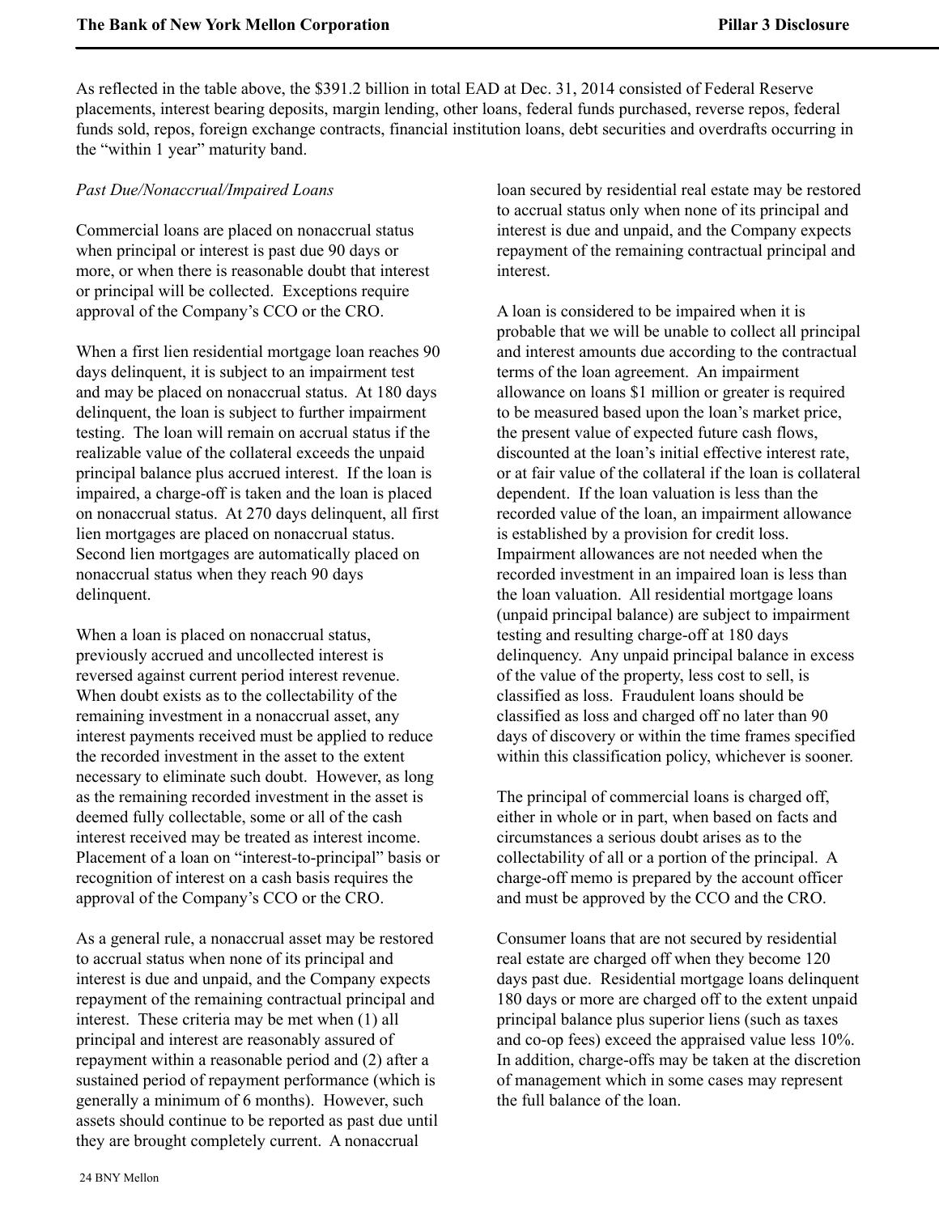As reflected in the table above, the $391.2 billion in total EAD at Dec. 31, 2014 consisted of Federal Reserve placements, interest bearing deposits, margin lending, other loans, federal funds purchased, reverse repos, federal funds sold, repos, foreign exchange contracts, financial institution loans, debt securities and overdrafts occurring in the "within 1 year" maturity band.

*Past Due/Nonaccrual/Impaired Loans*

Commercial loans are placed on nonaccrual status when principal or interest is past due 90 days or more, or when there is reasonable doubt that interest or principal will be collected. Exceptions require approval of the Company's CCO or the CRO.

When a first lien residential mortgage loan reaches 90 days delinquent, it is subject to an impairment test and may be placed on nonaccrual status. At 180 days delinquent, the loan is subject to further impairment testing. The loan will remain on accrual status if the realizable value of the collateral exceeds the unpaid principal balance plus accrued interest. If the loan is impaired, a charge-off is taken and the loan is placed on nonaccrual status. At 270 days delinquent, all first lien mortgages are placed on nonaccrual status. Second lien mortgages are automatically placed on nonaccrual status when they reach 90 days delinquent.

When a loan is placed on nonaccrual status, previously accrued and uncollected interest is reversed against current period interest revenue. When doubt exists as to the collectability of the remaining investment in a nonaccrual asset, any interest payments received must be applied to reduce the recorded investment in the asset to the extent necessary to eliminate such doubt. However, as long as the remaining recorded investment in the asset is deemed fully collectable, some or all of the cash interest received may be treated as interest income. Placement of a loan on "interest-to-principal" basis or recognition of interest on a cash basis requires the approval of the Company's CCO or the CRO.

As a general rule, a nonaccrual asset may be restored to accrual status when none of its principal and interest is due and unpaid, and the Company expects repayment of the remaining contractual principal and interest. These criteria may be met when (1) all principal and interest are reasonably assured of repayment within a reasonable period and (2) after a sustained period of repayment performance (which is generally a minimum of 6 months). However, such assets should continue to be reported as past due until they are brought completely current. A nonaccrual loan secured by residential real estate may be restored to accrual status only when none of its principal and interest is due and unpaid, and the Company expects repayment of the remaining contractual principal and interest.

A loan is considered to be impaired when it is probable that we will be unable to collect all principal and interest amounts due according to the contractual terms of the loan agreement. An impairment allowance on loans $1 million or greater is required to be measured based upon the loan's market price, the present value of expected future cash flows, discounted at the loan's initial effective interest rate, or at fair value of the collateral if the loan is collateral dependent. If the loan valuation is less than the recorded value of the loan, an impairment allowance is established by a provision for credit loss. Impairment allowances are not needed when the recorded investment in an impaired loan is less than the loan valuation. All residential mortgage loans (unpaid principal balance) are subject to impairment testing and resulting charge-off at 180 days delinquency. Any unpaid principal balance in excess of the value of the property, less cost to sell, is classified as loss. Fraudulent loans should be classified as loss and charged off no later than 90 days of discovery or within the time frames specified within this classification policy, whichever is sooner.

The principal of commercial loans is charged off, either in whole or in part, when based on facts and circumstances a serious doubt arises as to the collectability of all or a portion of the principal. A charge-off memo is prepared by the account officer and must be approved by the CCO and the CRO.

Consumer loans that are not secured by residential real estate are charged off when they become 120 days past due. Residential mortgage loans delinquent 180 days or more are charged off to the extent unpaid principal balance plus superior liens (such as taxes and co-op fees) exceed the appraised value less 10%. In addition, charge-offs may be taken at the discretion of management which in some cases may represent the full balance of the loan.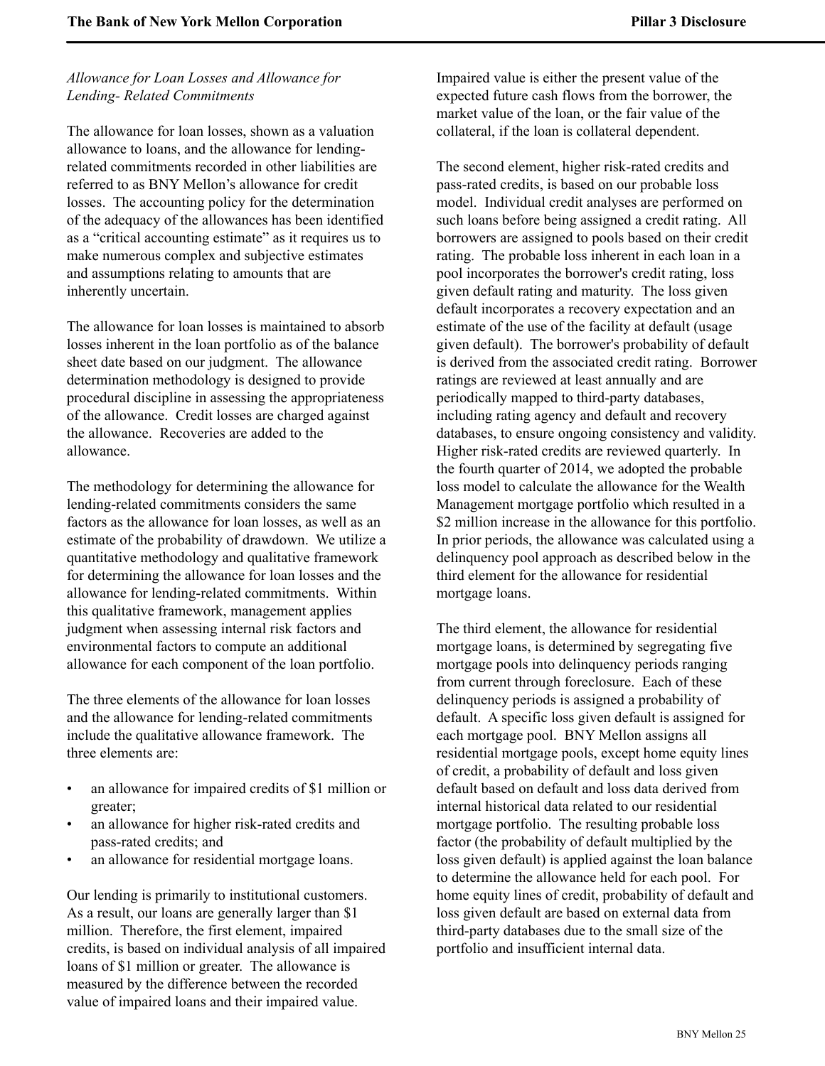*Allowance for Loan Losses and Allowance for Lending- Related Commitments*

The allowance for loan losses, shown as a valuation allowance to loans, and the allowance for lending-related commitments recorded in other liabilities are referred to as BNY Mellon's allowance for credit losses. The accounting policy for the determination of the adequacy of the allowances has been identified as a "critical accounting estimate" as it requires us to make numerous complex and subjective estimates and assumptions relating to amounts that are inherently uncertain.

The allowance for loan losses is maintained to absorb losses inherent in the loan portfolio as of the balance sheet date based on our judgment. The allowance determination methodology is designed to provide procedural discipline in assessing the appropriateness of the allowance. Credit losses are charged against the allowance. Recoveries are added to the allowance.

The methodology for determining the allowance for lending-related commitments considers the same factors as the allowance for loan losses, as well as an estimate of the probability of drawdown. We utilize a quantitative methodology and qualitative framework for determining the allowance for loan losses and the allowance for lending-related commitments. Within this qualitative framework, management applies judgment when assessing internal risk factors and environmental factors to compute an additional allowance for each component of the loan portfolio.

The three elements of the allowance for loan losses and the allowance for lending-related commitments include the qualitative allowance framework. The three elements are:

- an allowance for impaired credits of $1 million or greater;
- an allowance for higher risk-rated credits and pass-rated credits; and
- an allowance for residential mortgage loans.

Our lending is primarily to institutional customers. As a result, our loans are generally larger than $1 million. Therefore, the first element, impaired credits, is based on individual analysis of all impaired loans of $1 million or greater. The allowance is measured by the difference between the recorded value of impaired loans and their impaired value. Impaired value is either the present value of the expected future cash flows from the borrower, the market value of the loan, or the fair value of the collateral, if the loan is collateral dependent.

The second element, higher risk-rated credits and pass-rated credits, is based on our probable loss model. Individual credit analyses are performed on such loans before being assigned a credit rating. All borrowers are assigned to pools based on their credit rating. The probable loss inherent in each loan in a pool incorporates the borrower's credit rating, loss given default rating and maturity. The loss given default incorporates a recovery expectation and an estimate of the use of the facility at default (usage given default). The borrower's probability of default is derived from the associated credit rating. Borrower ratings are reviewed at least annually and are periodically mapped to third-party databases, including rating agency and default and recovery databases, to ensure ongoing consistency and validity. Higher risk-rated credits are reviewed quarterly. In the fourth quarter of 2014, we adopted the probable loss model to calculate the allowance for the Wealth Management mortgage portfolio which resulted in a $2 million increase in the allowance for this portfolio. In prior periods, the allowance was calculated using a delinquency pool approach as described below in the third element for the allowance for residential mortgage loans.

The third element, the allowance for residential mortgage loans, is determined by segregating five mortgage pools into delinquency periods ranging from current through foreclosure. Each of these delinquency periods is assigned a probability of default. A specific loss given default is assigned for each mortgage pool. BNY Mellon assigns all residential mortgage pools, except home equity lines of credit, a probability of default and loss given default based on default and loss data derived from internal historical data related to our residential mortgage portfolio. The resulting probable loss factor (the probability of default multiplied by the loss given default) is applied against the loan balance to determine the allowance held for each pool. For home equity lines of credit, probability of default and loss given default are based on external data from third-party databases due to the small size of the portfolio and insufficient internal data.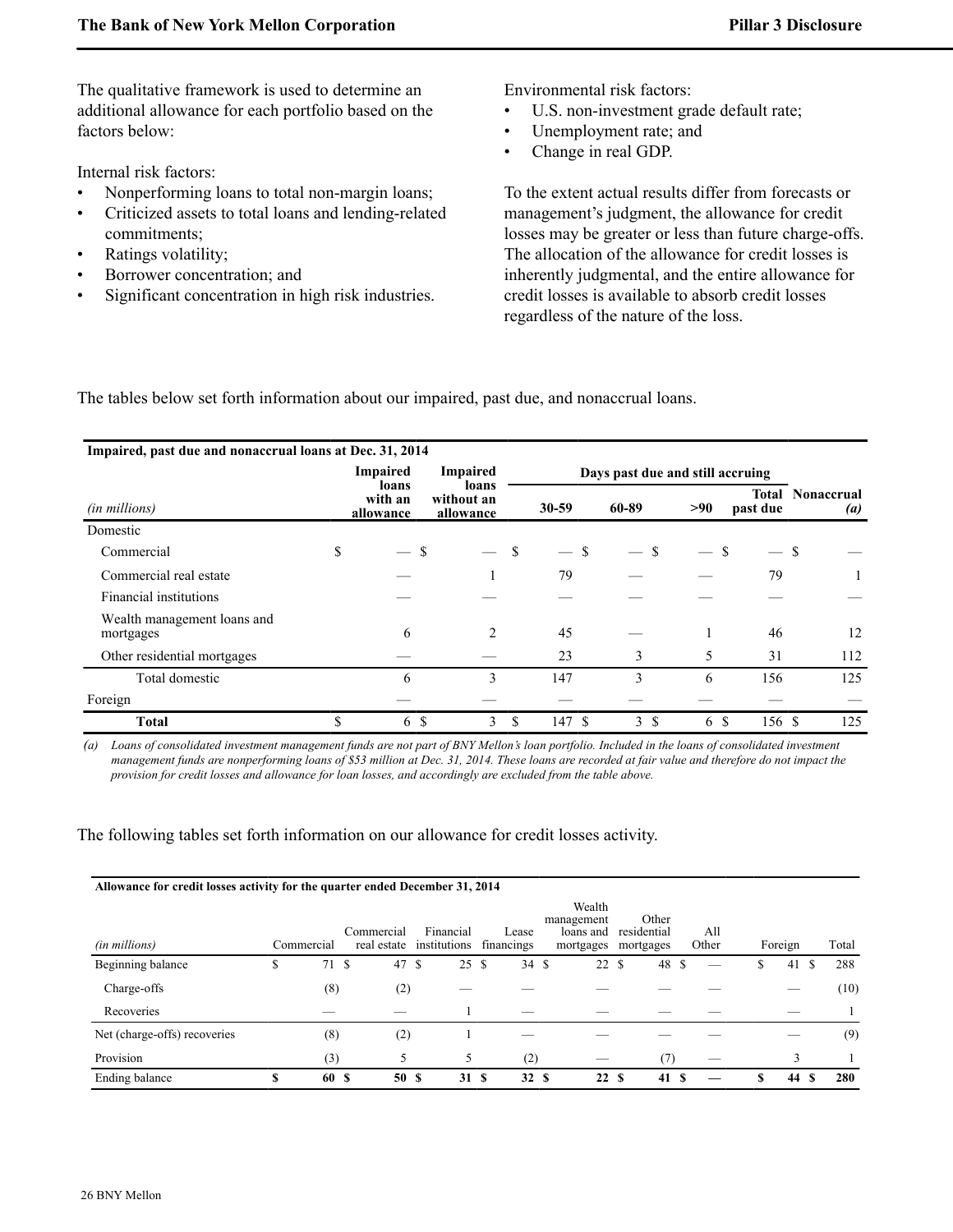The qualitative framework is used to determine an additional allowance for each portfolio based on the factors below:

Internal risk factors:

- Nonperforming loans to total non-margin loans;
- Criticized assets to total loans and lending-related commitments;
- Ratings volatility;
- Borrower concentration; and
- Significant concentration in high risk industries.

Environmental risk factors:

- U.S. non-investment grade default rate;
- Unemployment rate; and
- Change in real GDP.

To the extent actual results differ from forecasts or management's judgment, the allowance for credit losses may be greater or less than future charge-offs. The allocation of the allowance for credit losses is inherently judgmental, and the entire allowance for credit losses is available to absorb credit losses regardless of the nature of the loss.

The tables below set forth information about our impaired, past due, and nonaccrual loans.

**Impaired, past due and nonaccrual loans at Dec. 31, 2014**

| (in millions) | Impaired loans with an allowance | Impaired loans without an allowance | Days past due and still accruing | | | | Nonaccrual (a) |
|---|---|---|---|---|---|---|---|
| | | | 30-59 | 60-89 | >90 | Total past due | |
| Domestic | | | | | | | |
| Commercial | $ — | $ — | $ — | $ — | $ — | $ — | $ — |
| Commercial real estate | — | 1 | 79 | — | — | 79 | 1 |
| Financial institutions | — | — | — | — | — | — | — |
| Wealth management loans and mortgages | 6 | 2 | 45 | — | 1 | 46 | 12 |
| Other residential mortgages | — | — | 23 | 3 | 5 | 31 | 112 |
| Total domestic | 6 | 3 | 147 | 3 | 6 | 156 | 125 |
| Foreign | — | — | — | — | — | — | — |
| **Total** | $ 6 | $ 3 | $ 147 | $ 3 | $ 6 | $ 156 | $ 125 |

*(a) Loans of consolidated investment management funds are not part of BNY Mellon's loan portfolio. Included in the loans of consolidated investment management funds are nonperforming loans of $53 million at Dec. 31, 2014. These loans are recorded at fair value and therefore do not impact the provision for credit losses and allowance for loan losses, and accordingly are excluded from the table above.*

The following tables set forth information on our allowance for credit losses activity.

**Allowance for credit losses activity for the quarter ended December 31, 2014**

| (in millions) | Commercial | Commercial real estate | Financial institutions | Lease financings | Wealth management loans and mortgages | Other residential mortgages | All Other | Foreign | Total |
|---|---|---|---|---|---|---|---|---|---|
| Beginning balance | $ 71 | $ 47 | $ 25 | $ 34 | $ 22 | $ 48 | $ — | $ 41 | $ 288 |
| Charge-offs | (8) | (2) | — | — | — | — | — | — | (10) |
| Recoveries | — | — | 1 | — | — | — | — | — | 1 |
| Net (charge-offs) recoveries | (8) | (2) | 1 | — | — | — | — | — | (9) |
| Provision | (3) | 5 | 5 | (2) | — | (7) | — | 3 | 1 |
| Ending balance | **$ 60** | **$ 50** | **$ 31** | **$ 32** | **$ 22** | **$ 41** | **$ —** | **$ 44** | **$ 280** |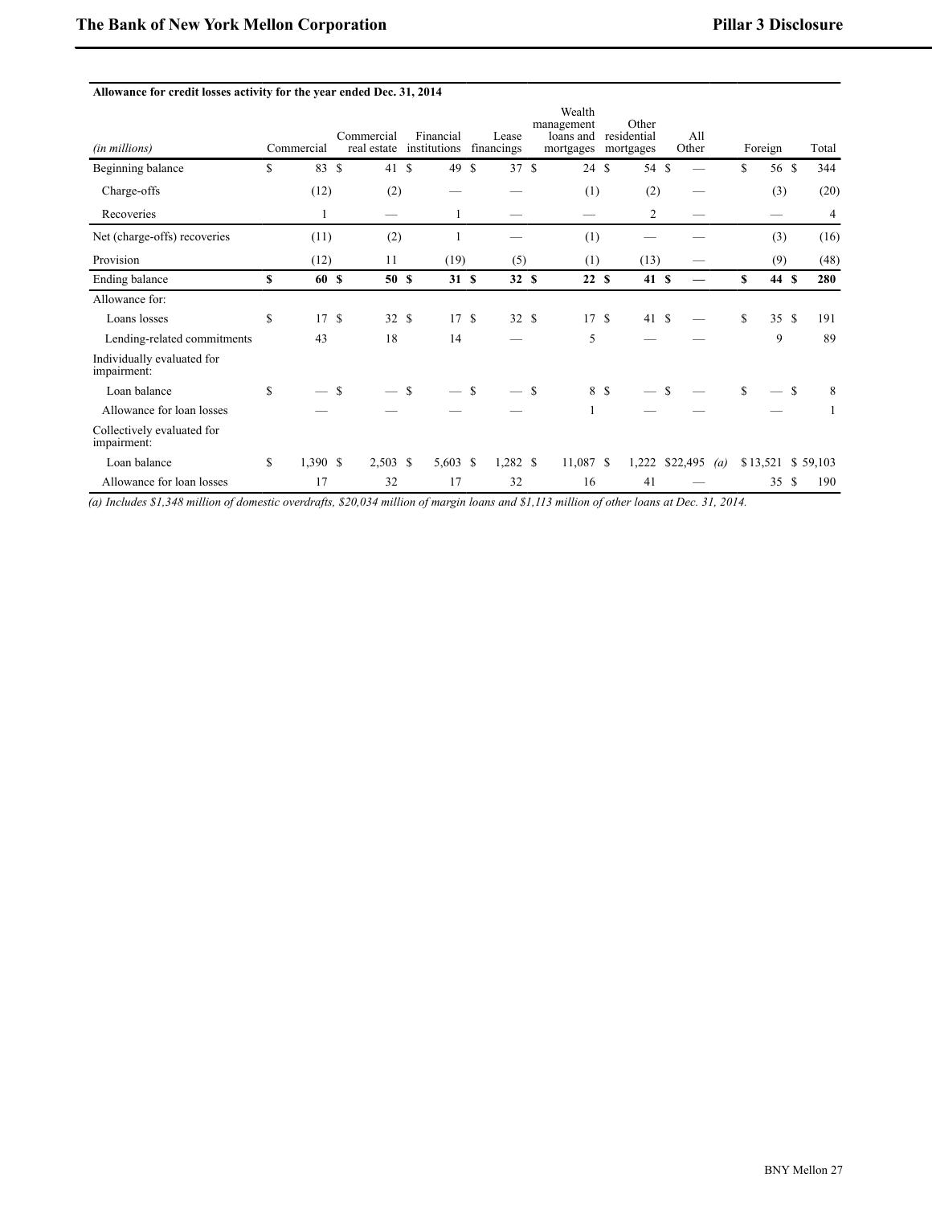**Allowance for credit losses activity for the year ended Dec. 31, 2014**

| *(in millions)* | Commercial | Commercial real estate | Financial institutions | Lease financings | Wealth management loans and mortgages | Other residential mortgages | All Other | Foreign | Total |
|---|---|---|---|---|---|---|---|---|---|
| Beginning balance | $ 83 | $ 41 | $ 49 | $ 37 | $ 24 | $ 54 | $ — | $ 56 | $ 344 |
| Charge-offs | (12) | (2) | — | — | (1) | (2) | — | (3) | (20) |
| Recoveries | 1 | — | 1 | — | — | 2 | — | — | 4 |
| Net (charge-offs) recoveries | (11) | (2) | 1 | — | (1) | — | — | (3) | (16) |
| Provision | (12) | 11 | (19) | (5) | (1) | (13) | — | (9) | (48) |
| **Ending balance** | **$ 60** | **$ 50** | **$ 31** | **$ 32** | **$ 22** | **$ 41** | **$ —** | **$ 44** | **$ 280** |
| Allowance for: | | | | | | | | | |
| Loans losses | $ 17 | $ 32 | $ 17 | $ 32 | $ 17 | $ 41 | $ — | $ 35 | $ 191 |
| Lending-related commitments | 43 | 18 | 14 | — | 5 | — | — | 9 | 89 |
| Individually evaluated for impairment: | | | | | | | | | |
| Loan balance | $ — | $ — | $ — | $ — | $ 8 | $ — | $ — | $ — | $ 8 |
| Allowance for loan losses | — | — | — | — | 1 | — | — | — | 1 |
| Collectively evaluated for impairment: | | | | | | | | | |
| Loan balance | $ 1,390 | $ 2,503 | $ 5,603 | $ 1,282 | $ 11,087 | $ 1,222 | $22,495 *(a)* | $ 13,521 | $ 59,103 |
| Allowance for loan losses | 17 | 32 | 17 | 32 | 16 | 41 | — | 35 | $ 190 |

*(a) Includes $1,348 million of domestic overdrafts, $20,034 million of margin loans and $1,113 million of other loans at Dec. 31, 2014.*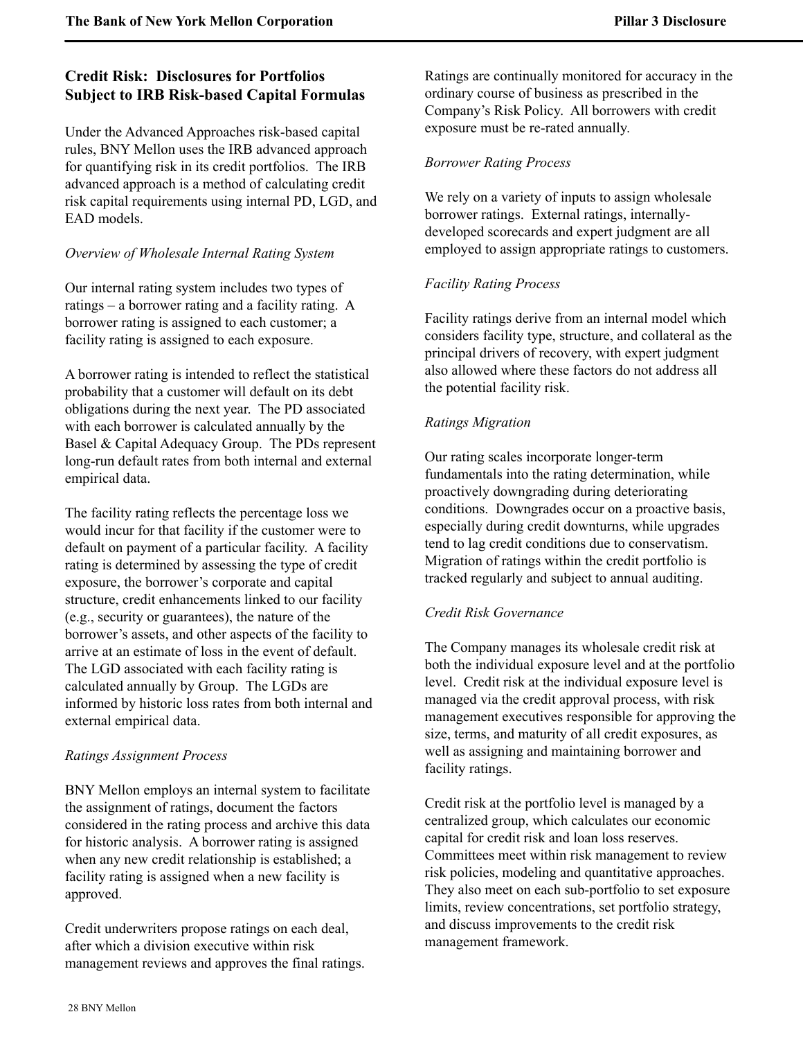## Credit Risk: Disclosures for Portfolios Subject to IRB Risk-based Capital Formulas

Under the Advanced Approaches risk-based capital rules, BNY Mellon uses the IRB advanced approach for quantifying risk in its credit portfolios. The IRB advanced approach is a method of calculating credit risk capital requirements using internal PD, LGD, and EAD models.

*Overview of Wholesale Internal Rating System*

Our internal rating system includes two types of ratings – a borrower rating and a facility rating. A borrower rating is assigned to each customer; a facility rating is assigned to each exposure.

A borrower rating is intended to reflect the statistical probability that a customer will default on its debt obligations during the next year. The PD associated with each borrower is calculated annually by the Basel & Capital Adequacy Group. The PDs represent long-run default rates from both internal and external empirical data.

The facility rating reflects the percentage loss we would incur for that facility if the customer were to default on payment of a particular facility. A facility rating is determined by assessing the type of credit exposure, the borrower's corporate and capital structure, credit enhancements linked to our facility (e.g., security or guarantees), the nature of the borrower's assets, and other aspects of the facility to arrive at an estimate of loss in the event of default. The LGD associated with each facility rating is calculated annually by Group. The LGDs are informed by historic loss rates from both internal and external empirical data.

*Ratings Assignment Process*

BNY Mellon employs an internal system to facilitate the assignment of ratings, document the factors considered in the rating process and archive this data for historic analysis. A borrower rating is assigned when any new credit relationship is established; a facility rating is assigned when a new facility is approved.

Credit underwriters propose ratings on each deal, after which a division executive within risk management reviews and approves the final ratings. Ratings are continually monitored for accuracy in the ordinary course of business as prescribed in the Company's Risk Policy. All borrowers with credit exposure must be re-rated annually.

*Borrower Rating Process*

We rely on a variety of inputs to assign wholesale borrower ratings. External ratings, internally-developed scorecards and expert judgment are all employed to assign appropriate ratings to customers.

*Facility Rating Process*

Facility ratings derive from an internal model which considers facility type, structure, and collateral as the principal drivers of recovery, with expert judgment also allowed where these factors do not address all the potential facility risk.

*Ratings Migration*

Our rating scales incorporate longer-term fundamentals into the rating determination, while proactively downgrading during deteriorating conditions. Downgrades occur on a proactive basis, especially during credit downturns, while upgrades tend to lag credit conditions due to conservatism. Migration of ratings within the credit portfolio is tracked regularly and subject to annual auditing.

*Credit Risk Governance*

The Company manages its wholesale credit risk at both the individual exposure level and at the portfolio level. Credit risk at the individual exposure level is managed via the credit approval process, with risk management executives responsible for approving the size, terms, and maturity of all credit exposures, as well as assigning and maintaining borrower and facility ratings.

Credit risk at the portfolio level is managed by a centralized group, which calculates our economic capital for credit risk and loan loss reserves. Committees meet within risk management to review risk policies, modeling and quantitative approaches. They also meet on each sub-portfolio to set exposure limits, review concentrations, set portfolio strategy, and discuss improvements to the credit risk management framework.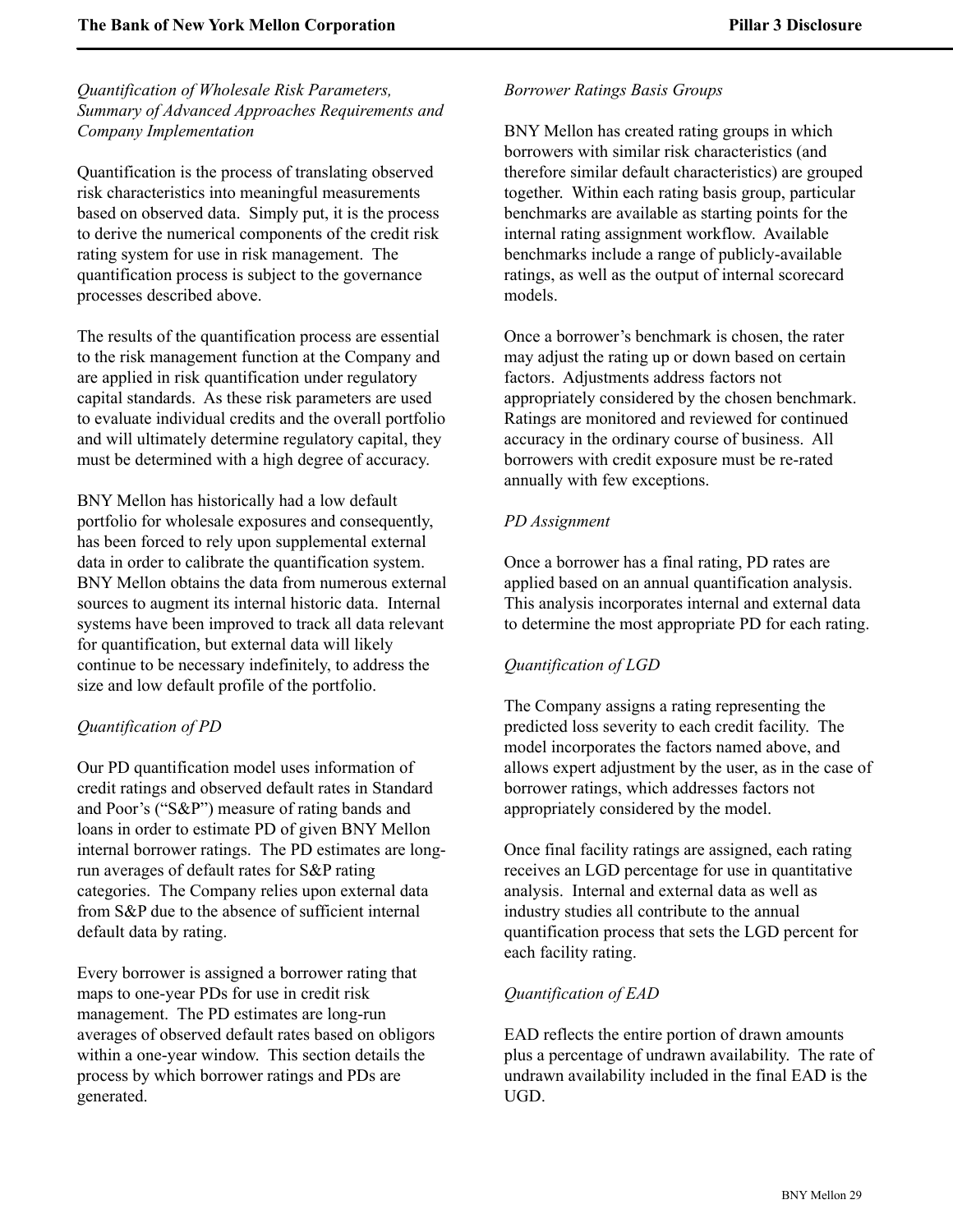*Quantification of Wholesale Risk Parameters, Summary of Advanced Approaches Requirements and Company Implementation*

Quantification is the process of translating observed risk characteristics into meaningful measurements based on observed data. Simply put, it is the process to derive the numerical components of the credit risk rating system for use in risk management. The quantification process is subject to the governance processes described above.

The results of the quantification process are essential to the risk management function at the Company and are applied in risk quantification under regulatory capital standards. As these risk parameters are used to evaluate individual credits and the overall portfolio and will ultimately determine regulatory capital, they must be determined with a high degree of accuracy.

BNY Mellon has historically had a low default portfolio for wholesale exposures and consequently, has been forced to rely upon supplemental external data in order to calibrate the quantification system. BNY Mellon obtains the data from numerous external sources to augment its internal historic data. Internal systems have been improved to track all data relevant for quantification, but external data will likely continue to be necessary indefinitely, to address the size and low default profile of the portfolio.

*Quantification of PD*

Our PD quantification model uses information of credit ratings and observed default rates in Standard and Poor's ("S&P") measure of rating bands and loans in order to estimate PD of given BNY Mellon internal borrower ratings. The PD estimates are long-run averages of default rates for S&P rating categories. The Company relies upon external data from S&P due to the absence of sufficient internal default data by rating.

Every borrower is assigned a borrower rating that maps to one-year PDs for use in credit risk management. The PD estimates are long-run averages of observed default rates based on obligors within a one-year window. This section details the process by which borrower ratings and PDs are generated.

*Borrower Ratings Basis Groups*

BNY Mellon has created rating groups in which borrowers with similar risk characteristics (and therefore similar default characteristics) are grouped together. Within each rating basis group, particular benchmarks are available as starting points for the internal rating assignment workflow. Available benchmarks include a range of publicly-available ratings, as well as the output of internal scorecard models.

Once a borrower's benchmark is chosen, the rater may adjust the rating up or down based on certain factors. Adjustments address factors not appropriately considered by the chosen benchmark. Ratings are monitored and reviewed for continued accuracy in the ordinary course of business. All borrowers with credit exposure must be re-rated annually with few exceptions.

*PD Assignment*

Once a borrower has a final rating, PD rates are applied based on an annual quantification analysis. This analysis incorporates internal and external data to determine the most appropriate PD for each rating.

*Quantification of LGD*

The Company assigns a rating representing the predicted loss severity to each credit facility. The model incorporates the factors named above, and allows expert adjustment by the user, as in the case of borrower ratings, which addresses factors not appropriately considered by the model.

Once final facility ratings are assigned, each rating receives an LGD percentage for use in quantitative analysis. Internal and external data as well as industry studies all contribute to the annual quantification process that sets the LGD percent for each facility rating.

*Quantification of EAD*

EAD reflects the entire portion of drawn amounts plus a percentage of undrawn availability. The rate of undrawn availability included in the final EAD is the UGD.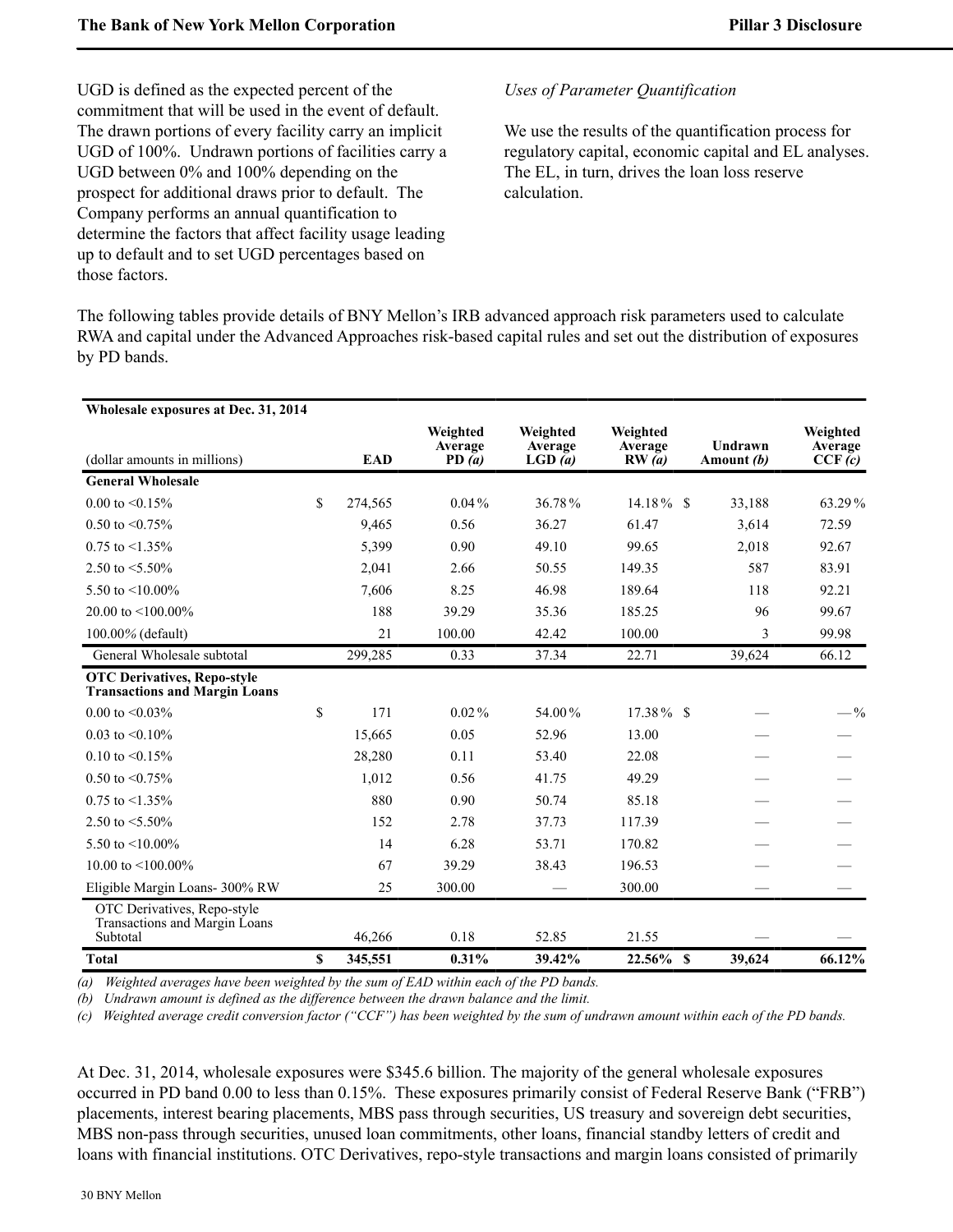UGD is defined as the expected percent of the commitment that will be used in the event of default. The drawn portions of every facility carry an implicit UGD of 100%. Undrawn portions of facilities carry a UGD between 0% and 100% depending on the prospect for additional draws prior to default. The Company performs an annual quantification to determine the factors that affect facility usage leading up to default and to set UGD percentages based on those factors.

*Uses of Parameter Quantification*

We use the results of the quantification process for regulatory capital, economic capital and EL analyses. The EL, in turn, drives the loan loss reserve calculation.

The following tables provide details of BNY Mellon's IRB advanced approach risk parameters used to calculate RWA and capital under the Advanced Approaches risk-based capital rules and set out the distribution of exposures by PD bands.

| **Wholesale exposures at Dec. 31, 2014** (dollar amounts in millions) | **EAD** | **Weighted Average PD *(a)*** | **Weighted Average LGD *(a)*** | **Weighted Average RW *(a)*** | **Undrawn Amount *(b)*** | **Weighted Average CCF *(c)*** |
|---|---|---|---|---|---|---|
| **General Wholesale** | | | | | | |
| 0.00 to <0.15% | $ 274,565 | 0.04 % | 36.78 % | 14.18 % | $ 33,188 | 63.29 % |
| 0.50 to <0.75% | 9,465 | 0.56 | 36.27 | 61.47 | 3,614 | 72.59 |
| 0.75 to <1.35% | 5,399 | 0.90 | 49.10 | 99.65 | 2,018 | 92.67 |
| 2.50 to <5.50% | 2,041 | 2.66 | 50.55 | 149.35 | 587 | 83.91 |
| 5.50 to <10.00% | 7,606 | 8.25 | 46.98 | 189.64 | 118 | 92.21 |
| 20.00 to <100.00% | 188 | 39.29 | 35.36 | 185.25 | 96 | 99.67 |
| 100.00% (default) | 21 | 100.00 | 42.42 | 100.00 | 3 | 99.98 |
| General Wholesale subtotal | 299,285 | 0.33 | 37.34 | 22.71 | 39,624 | 66.12 |
| **OTC Derivatives, Repo-style Transactions and Margin Loans** | | | | | | |
| 0.00 to <0.03% | $ 171 | 0.02 % | 54.00 % | 17.38 % | $ — | — % |
| 0.03 to <0.10% | 15,665 | 0.05 | 52.96 | 13.00 | — | — |
| 0.10 to <0.15% | 28,280 | 0.11 | 53.40 | 22.08 | — | — |
| 0.50 to <0.75% | 1,012 | 0.56 | 41.75 | 49.29 | — | — |
| 0.75 to <1.35% | 880 | 0.90 | 50.74 | 85.18 | — | — |
| 2.50 to <5.50% | 152 | 2.78 | 37.73 | 117.39 | — | — |
| 5.50 to <10.00% | 14 | 6.28 | 53.71 | 170.82 | — | — |
| 10.00 to <100.00% | 67 | 39.29 | 38.43 | 196.53 | — | — |
| Eligible Margin Loans- 300% RW | 25 | 300.00 | — | 300.00 | — | — |
| OTC Derivatives, Repo-style Transactions and Margin Loans Subtotal | 46,266 | 0.18 | 52.85 | 21.55 | — | — |
| **Total** | **$ 345,551** | **0.31%** | **39.42%** | **22.56%** | **$ 39,624** | **66.12%** |

*(a) Weighted averages have been weighted by the sum of EAD within each of the PD bands.*
*(b) Undrawn amount is defined as the difference between the drawn balance and the limit.*
*(c) Weighted average credit conversion factor ("CCF") has been weighted by the sum of undrawn amount within each of the PD bands.*

At Dec. 31, 2014, wholesale exposures were $345.6 billion. The majority of the general wholesale exposures occurred in PD band 0.00 to less than 0.15%. These exposures primarily consist of Federal Reserve Bank ("FRB") placements, interest bearing placements, MBS pass through securities, US treasury and sovereign debt securities, MBS non-pass through securities, unused loan commitments, other loans, financial standby letters of credit and loans with financial institutions. OTC Derivatives, repo-style transactions and margin loans consisted of primarily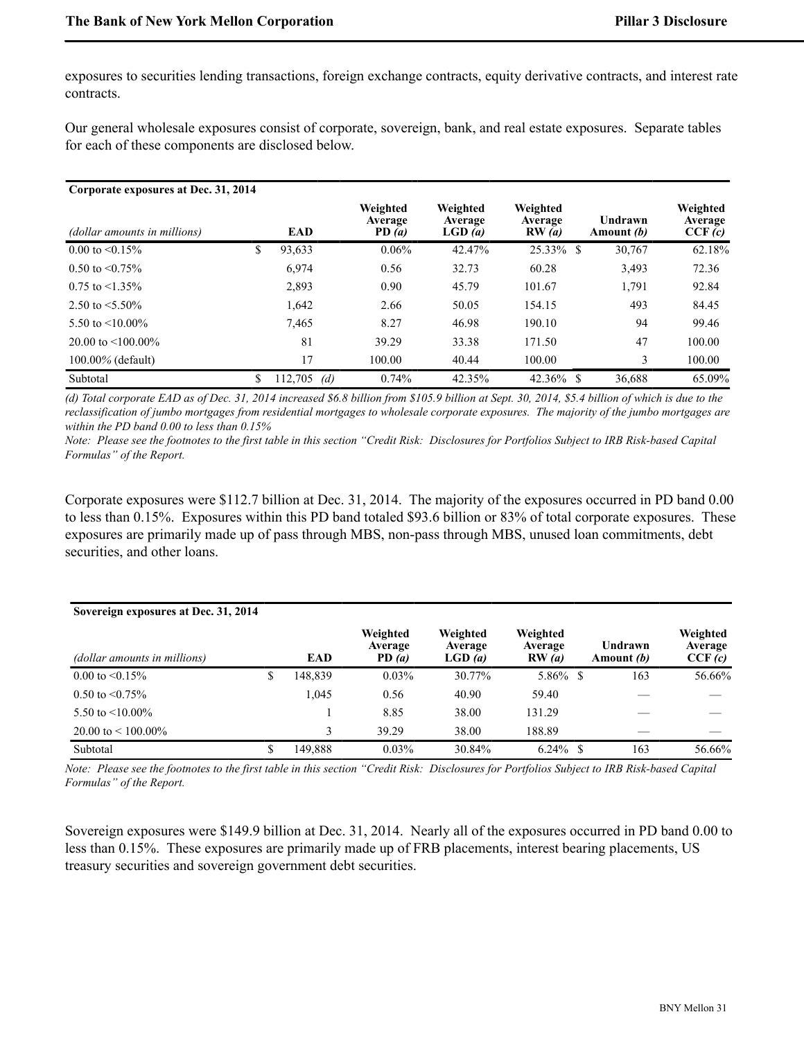exposures to securities lending transactions, foreign exchange contracts, equity derivative contracts, and interest rate contracts.

Our general wholesale exposures consist of corporate, sovereign, bank, and real estate exposures. Separate tables for each of these components are disclosed below.

**Corporate exposures at Dec. 31, 2014**

| *(dollar amounts in millions)* | EAD | Weighted Average PD *(a)* | Weighted Average LGD *(a)* | Weighted Average RW *(a)* | Undrawn Amount *(b)* | Weighted Average CCF *(c)* |
|---|---|---|---|---|---|---|
| 0.00 to <0.15% | $ 93,633 | 0.06% | 42.47% | 25.33% | $ 30,767 | 62.18% |
| 0.50 to <0.75% | 6,974 | 0.56 | 32.73 | 60.28 | 3,493 | 72.36 |
| 0.75 to <1.35% | 2,893 | 0.90 | 45.79 | 101.67 | 1,791 | 92.84 |
| 2.50 to <5.50% | 1,642 | 2.66 | 50.05 | 154.15 | 493 | 84.45 |
| 5.50 to <10.00% | 7,465 | 8.27 | 46.98 | 190.10 | 94 | 99.46 |
| 20.00 to <100.00% | 81 | 39.29 | 33.38 | 171.50 | 47 | 100.00 |
| 100.00% (default) | 17 | 100.00 | 40.44 | 100.00 | 3 | 100.00 |
| Subtotal | $ 112,705 *(d)* | 0.74% | 42.35% | 42.36% | $ 36,688 | 65.09% |

*(d) Total corporate EAD as of Dec. 31, 2014 increased $6.8 billion from $105.9 billion at Sept. 30, 2014, $5.4 billion of which is due to the reclassification of jumbo mortgages from residential mortgages to wholesale corporate exposures. The majority of the jumbo mortgages are within the PD band 0.00 to less than 0.15%*

*Note: Please see the footnotes to the first table in this section "Credit Risk: Disclosures for Portfolios Subject to IRB Risk-based Capital Formulas" of the Report.*

Corporate exposures were $112.7 billion at Dec. 31, 2014. The majority of the exposures occurred in PD band 0.00 to less than 0.15%. Exposures within this PD band totaled $93.6 billion or 83% of total corporate exposures. These exposures are primarily made up of pass through MBS, non-pass through MBS, unused loan commitments, debt securities, and other loans.

**Sovereign exposures at Dec. 31, 2014**

| *(dollar amounts in millions)* | EAD | Weighted Average PD *(a)* | Weighted Average LGD *(a)* | Weighted Average RW *(a)* | Undrawn Amount *(b)* | Weighted Average CCF *(c)* |
|---|---|---|---|---|---|---|
| 0.00 to <0.15% | $ 148,839 | 0.03% | 30.77% | 5.86% | $ 163 | 56.66% |
| 0.50 to <0.75% | 1,045 | 0.56 | 40.90 | 59.40 | — | — |
| 5.50 to <10.00% | 1 | 8.85 | 38.00 | 131.29 | — | — |
| 20.00 to < 100.00% | 3 | 39.29 | 38.00 | 188.89 | — | — |
| Subtotal | $ 149,888 | 0.03% | 30.84% | 6.24% | $ 163 | 56.66% |

*Note: Please see the footnotes to the first table in this section "Credit Risk: Disclosures for Portfolios Subject to IRB Risk-based Capital Formulas" of the Report.*

Sovereign exposures were $149.9 billion at Dec. 31, 2014. Nearly all of the exposures occurred in PD band 0.00 to less than 0.15%. These exposures are primarily made up of FRB placements, interest bearing placements, US treasury securities and sovereign government debt securities.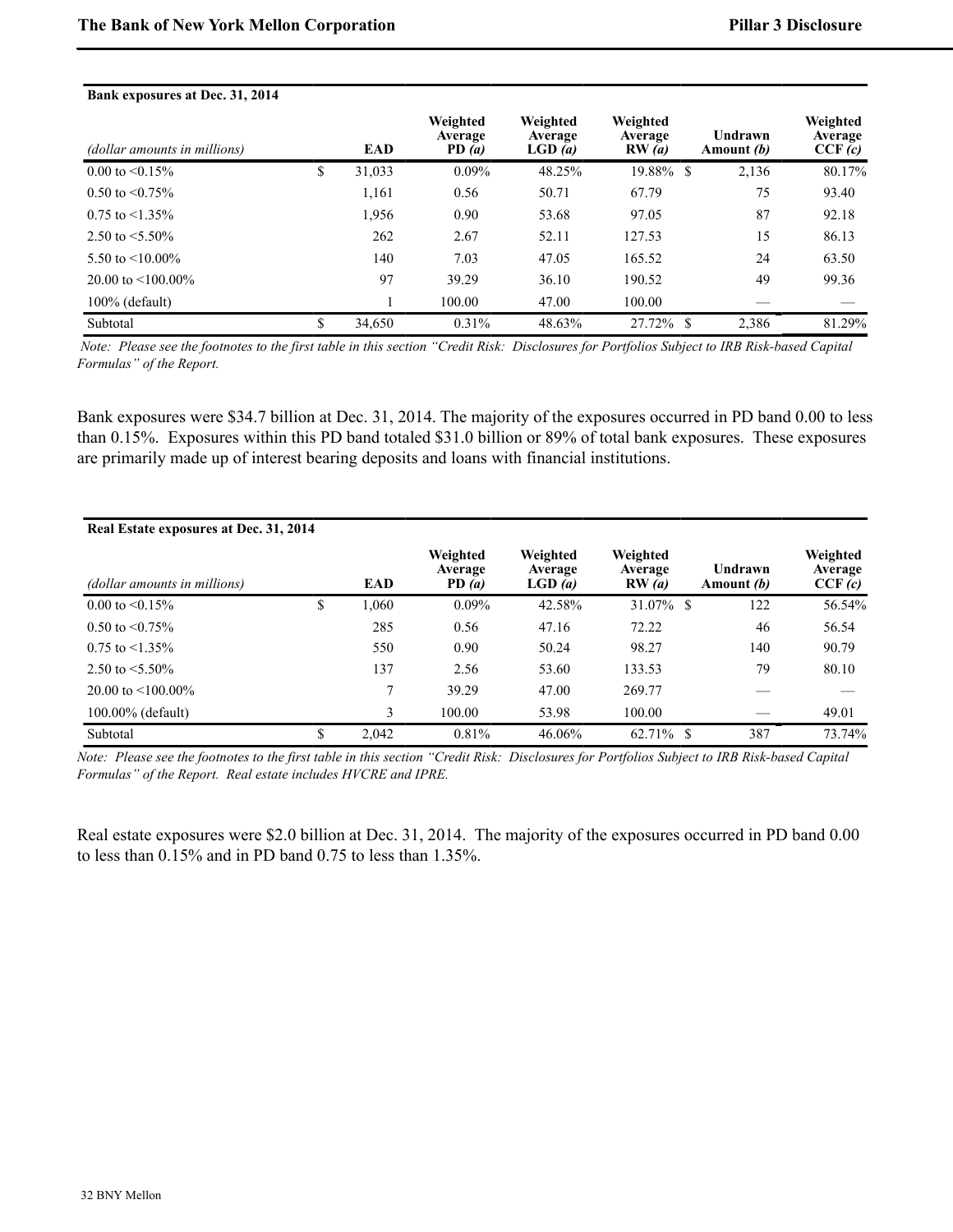| Bank exposures at Dec. 31, 2014 | | | | | | |
|---|---|---|---|---|---|---|
| *(dollar amounts in millions)* | EAD | Weighted Average PD *(a)* | Weighted Average LGD *(a)* | Weighted Average RW *(a)* | Undrawn Amount *(b)* | Weighted Average CCF *(c)* |
| 0.00 to <0.15% | $ 31,033 | 0.09% | 48.25% | 19.88% | $ 2,136 | 80.17% |
| 0.50 to <0.75% | 1,161 | 0.56 | 50.71 | 67.79 | 75 | 93.40 |
| 0.75 to <1.35% | 1,956 | 0.90 | 53.68 | 97.05 | 87 | 92.18 |
| 2.50 to <5.50% | 262 | 2.67 | 52.11 | 127.53 | 15 | 86.13 |
| 5.50 to <10.00% | 140 | 7.03 | 47.05 | 165.52 | 24 | 63.50 |
| 20.00 to <100.00% | 97 | 39.29 | 36.10 | 190.52 | 49 | 99.36 |
| 100% (default) | 1 | 100.00 | 47.00 | 100.00 | — | — |
| Subtotal | $ 34,650 | 0.31% | 48.63% | 27.72% | $ 2,386 | 81.29% |

*Note: Please see the footnotes to the first table in this section "Credit Risk: Disclosures for Portfolios Subject to IRB Risk-based Capital Formulas" of the Report.*

Bank exposures were $34.7 billion at Dec. 31, 2014. The majority of the exposures occurred in PD band 0.00 to less than 0.15%. Exposures within this PD band totaled $31.0 billion or 89% of total bank exposures. These exposures are primarily made up of interest bearing deposits and loans with financial institutions.

| Real Estate exposures at Dec. 31, 2014 | | | | | | |
|---|---|---|---|---|---|---|
| *(dollar amounts in millions)* | EAD | Weighted Average PD *(a)* | Weighted Average LGD *(a)* | Weighted Average RW *(a)* | Undrawn Amount *(b)* | Weighted Average CCF *(c)* |
| 0.00 to <0.15% | $ 1,060 | 0.09% | 42.58% | 31.07% | $ 122 | 56.54% |
| 0.50 to <0.75% | 285 | 0.56 | 47.16 | 72.22 | 46 | 56.54 |
| 0.75 to <1.35% | 550 | 0.90 | 50.24 | 98.27 | 140 | 90.79 |
| 2.50 to <5.50% | 137 | 2.56 | 53.60 | 133.53 | 79 | 80.10 |
| 20.00 to <100.00% | 7 | 39.29 | 47.00 | 269.77 | — | — |
| 100.00% (default) | 3 | 100.00 | 53.98 | 100.00 | — | 49.01 |
| Subtotal | $ 2,042 | 0.81% | 46.06% | 62.71% | $ 387 | 73.74% |

*Note: Please see the footnotes to the first table in this section "Credit Risk: Disclosures for Portfolios Subject to IRB Risk-based Capital Formulas" of the Report. Real estate includes HVCRE and IPRE.*

Real estate exposures were $2.0 billion at Dec. 31, 2014. The majority of the exposures occurred in PD band 0.00 to less than 0.15% and in PD band 0.75 to less than 1.35%.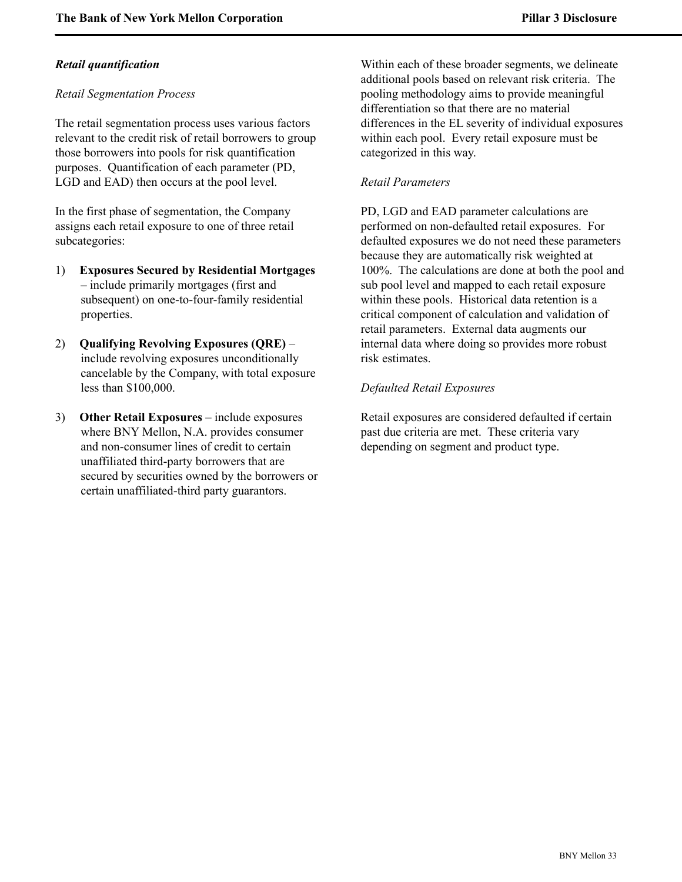***Retail quantification***

*Retail Segmentation Process*

The retail segmentation process uses various factors relevant to the credit risk of retail borrowers to group those borrowers into pools for risk quantification purposes. Quantification of each parameter (PD, LGD and EAD) then occurs at the pool level.

In the first phase of segmentation, the Company assigns each retail exposure to one of three retail subcategories:

1) **Exposures Secured by Residential Mortgages** – include primarily mortgages (first and subsequent) on one-to-four-family residential properties.

2) **Qualifying Revolving Exposures (QRE)** – include revolving exposures unconditionally cancelable by the Company, with total exposure less than $100,000.

3) **Other Retail Exposures** – include exposures where BNY Mellon, N.A. provides consumer and non-consumer lines of credit to certain unaffiliated third-party borrowers that are secured by securities owned by the borrowers or certain unaffiliated-third party guarantors.

Within each of these broader segments, we delineate additional pools based on relevant risk criteria. The pooling methodology aims to provide meaningful differentiation so that there are no material differences in the EL severity of individual exposures within each pool. Every retail exposure must be categorized in this way.

*Retail Parameters*

PD, LGD and EAD parameter calculations are performed on non-defaulted retail exposures. For defaulted exposures we do not need these parameters because they are automatically risk weighted at 100%. The calculations are done at both the pool and sub pool level and mapped to each retail exposure within these pools. Historical data retention is a critical component of calculation and validation of retail parameters. External data augments our internal data where doing so provides more robust risk estimates.

*Defaulted Retail Exposures*

Retail exposures are considered defaulted if certain past due criteria are met. These criteria vary depending on segment and product type.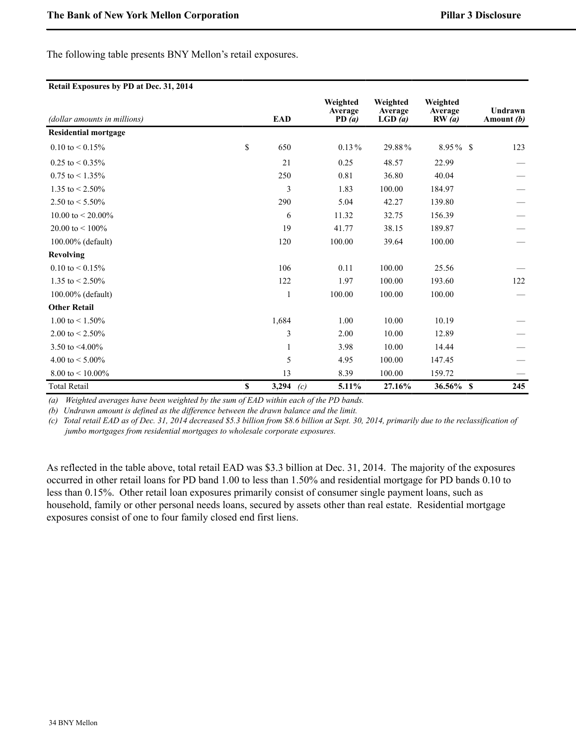The following table presents BNY Mellon's retail exposures.

| Retail Exposures by PD at Dec. 31, 2014 | | | | | |
|---|---|---|---|---|---|
| *(dollar amounts in millions)* | **EAD** | **Weighted Average PD *(a)*** | **Weighted Average LGD *(a)*** | **Weighted Average RW *(a)*** | **Undrawn Amount *(b)*** |
| **Residential mortgage** | | | | | |
| 0.10 to < 0.15% | $ 650 | 0.13% | 29.88% | 8.95% | $ 123 |
| 0.25 to < 0.35% | 21 | 0.25 | 48.57 | 22.99 | — |
| 0.75 to < 1.35% | 250 | 0.81 | 36.80 | 40.04 | — |
| 1.35 to < 2.50% | 3 | 1.83 | 100.00 | 184.97 | — |
| 2.50 to < 5.50% | 290 | 5.04 | 42.27 | 139.80 | — |
| 10.00 to < 20.00% | 6 | 11.32 | 32.75 | 156.39 | — |
| 20.00 to < 100% | 19 | 41.77 | 38.15 | 189.87 | — |
| 100.00% (default) | 120 | 100.00 | 39.64 | 100.00 | — |
| **Revolving** | | | | | |
| 0.10 to < 0.15% | 106 | 0.11 | 100.00 | 25.56 | — |
| 1.35 to < 2.50% | 122 | 1.97 | 100.00 | 193.60 | 122 |
| 100.00% (default) | 1 | 100.00 | 100.00 | 100.00 | — |
| **Other Retail** | | | | | |
| 1.00 to < 1.50% | 1,684 | 1.00 | 10.00 | 10.19 | — |
| 2.00 to < 2.50% | 3 | 2.00 | 10.00 | 12.89 | — |
| 3.50 to <4.00% | 1 | 3.98 | 10.00 | 14.44 | — |
| 4.00 to < 5.00% | 5 | 4.95 | 100.00 | 147.45 | — |
| 8.00 to < 10.00% | 13 | 8.39 | 100.00 | 159.72 | — |
| Total Retail | **$ 3,294** *(c)* | **5.11%** | **27.16%** | **36.56%** | **$ 245** |

*(a) Weighted averages have been weighted by the sum of EAD within each of the PD bands.*
*(b) Undrawn amount is defined as the difference between the drawn balance and the limit.*
*(c) Total retail EAD as of Dec. 31, 2014 decreased $5.3 billion from $8.6 billion at Sept. 30, 2014, primarily due to the reclassification of jumbo mortgages from residential mortgages to wholesale corporate exposures.*

As reflected in the table above, total retail EAD was $3.3 billion at Dec. 31, 2014. The majority of the exposures occurred in other retail loans for PD band 1.00 to less than 1.50% and residential mortgage for PD bands 0.10 to less than 0.15%. Other retail loan exposures primarily consist of consumer single payment loans, such as household, family or other personal needs loans, secured by assets other than real estate. Residential mortgage exposures consist of one to four family closed end first liens.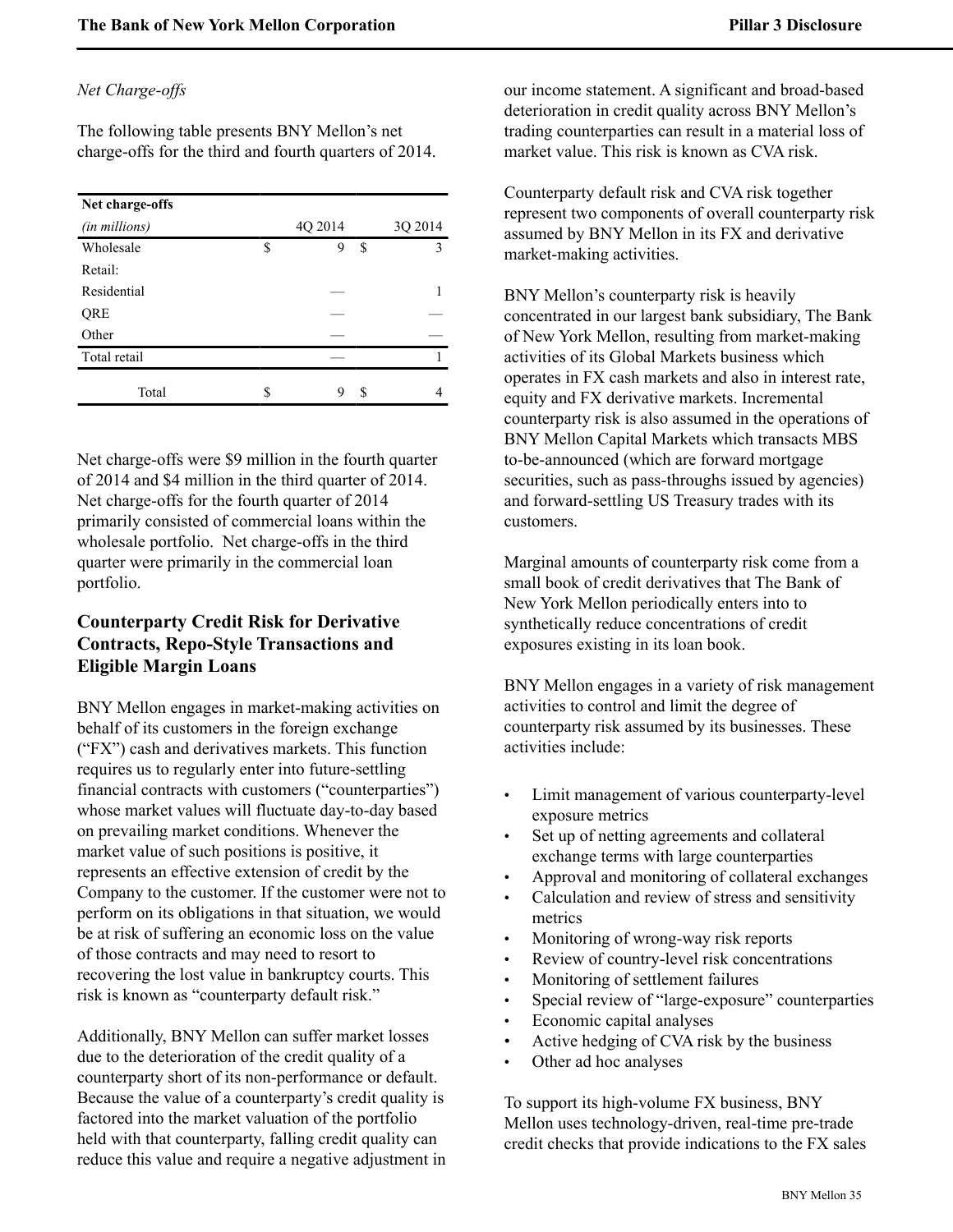*Net Charge-offs*

The following table presents BNY Mellon's net charge-offs for the third and fourth quarters of 2014.

| **Net charge-offs** | | |
|---|---|---|
| *(in millions)* | 4Q 2014 | 3Q 2014 |
| Wholesale | $ 9 | $ 3 |
| Retail: | | |
| Residential | — | 1 |
| QRE | — | — |
| Other | — | — |
| Total retail | — | 1 |
| Total | $ 9 | $ 4 |

Net charge-offs were $9 million in the fourth quarter of 2014 and $4 million in the third quarter of 2014. Net charge-offs for the fourth quarter of 2014 primarily consisted of commercial loans within the wholesale portfolio. Net charge-offs in the third quarter were primarily in the commercial loan portfolio.

## Counterparty Credit Risk for Derivative Contracts, Repo-Style Transactions and Eligible Margin Loans

BNY Mellon engages in market-making activities on behalf of its customers in the foreign exchange ("FX") cash and derivatives markets. This function requires us to regularly enter into future-settling financial contracts with customers ("counterparties") whose market values will fluctuate day-to-day based on prevailing market conditions. Whenever the market value of such positions is positive, it represents an effective extension of credit by the Company to the customer. If the customer were not to perform on its obligations in that situation, we would be at risk of suffering an economic loss on the value of those contracts and may need to resort to recovering the lost value in bankruptcy courts. This risk is known as "counterparty default risk."

Additionally, BNY Mellon can suffer market losses due to the deterioration of the credit quality of a counterparty short of its non-performance or default. Because the value of a counterparty's credit quality is factored into the market valuation of the portfolio held with that counterparty, falling credit quality can reduce this value and require a negative adjustment in our income statement. A significant and broad-based deterioration in credit quality across BNY Mellon's trading counterparties can result in a material loss of market value. This risk is known as CVA risk.

Counterparty default risk and CVA risk together represent two components of overall counterparty risk assumed by BNY Mellon in its FX and derivative market-making activities.

BNY Mellon's counterparty risk is heavily concentrated in our largest bank subsidiary, The Bank of New York Mellon, resulting from market-making activities of its Global Markets business which operates in FX cash markets and also in interest rate, equity and FX derivative markets. Incremental counterparty risk is also assumed in the operations of BNY Mellon Capital Markets which transacts MBS to-be-announced (which are forward mortgage securities, such as pass-throughs issued by agencies) and forward-settling US Treasury trades with its customers.

Marginal amounts of counterparty risk come from a small book of credit derivatives that The Bank of New York Mellon periodically enters into to synthetically reduce concentrations of credit exposures existing in its loan book.

BNY Mellon engages in a variety of risk management activities to control and limit the degree of counterparty risk assumed by its businesses. These activities include:

- Limit management of various counterparty-level exposure metrics
- Set up of netting agreements and collateral exchange terms with large counterparties
- Approval and monitoring of collateral exchanges
- Calculation and review of stress and sensitivity metrics
- Monitoring of wrong-way risk reports
- Review of country-level risk concentrations
- Monitoring of settlement failures
- Special review of "large-exposure" counterparties
- Economic capital analyses
- Active hedging of CVA risk by the business
- Other ad hoc analyses

To support its high-volume FX business, BNY Mellon uses technology-driven, real-time pre-trade credit checks that provide indications to the FX sales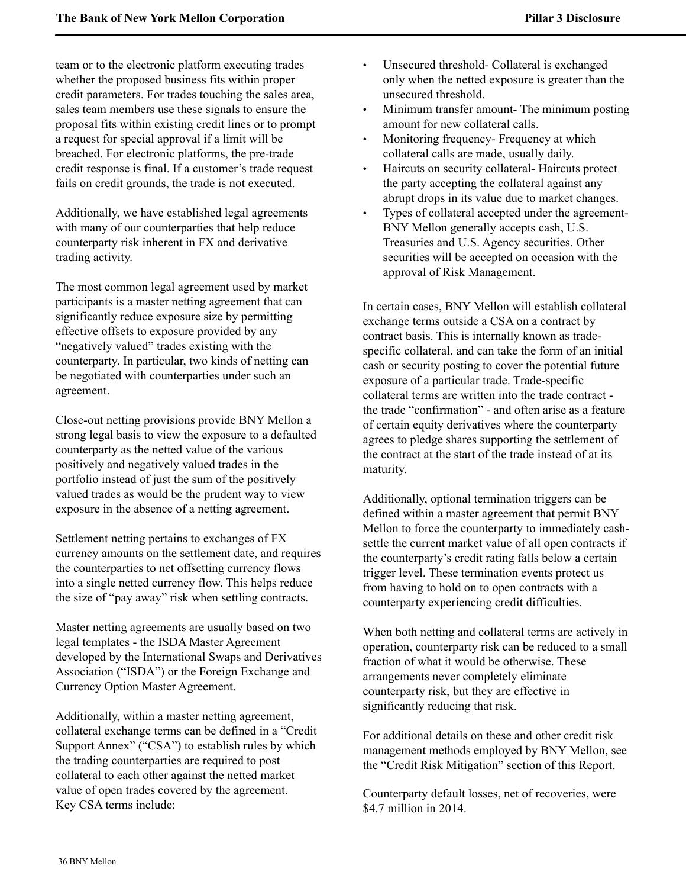team or to the electronic platform executing trades whether the proposed business fits within proper credit parameters. For trades touching the sales area, sales team members use these signals to ensure the proposal fits within existing credit lines or to prompt a request for special approval if a limit will be breached. For electronic platforms, the pre-trade credit response is final. If a customer's trade request fails on credit grounds, the trade is not executed.

Additionally, we have established legal agreements with many of our counterparties that help reduce counterparty risk inherent in FX and derivative trading activity.

The most common legal agreement used by market participants is a master netting agreement that can significantly reduce exposure size by permitting effective offsets to exposure provided by any "negatively valued" trades existing with the counterparty. In particular, two kinds of netting can be negotiated with counterparties under such an agreement.

Close-out netting provisions provide BNY Mellon a strong legal basis to view the exposure to a defaulted counterparty as the netted value of the various positively and negatively valued trades in the portfolio instead of just the sum of the positively valued trades as would be the prudent way to view exposure in the absence of a netting agreement.

Settlement netting pertains to exchanges of FX currency amounts on the settlement date, and requires the counterparties to net offsetting currency flows into a single netted currency flow. This helps reduce the size of "pay away" risk when settling contracts.

Master netting agreements are usually based on two legal templates - the ISDA Master Agreement developed by the International Swaps and Derivatives Association ("ISDA") or the Foreign Exchange and Currency Option Master Agreement.

Additionally, within a master netting agreement, collateral exchange terms can be defined in a "Credit Support Annex" ("CSA") to establish rules by which the trading counterparties are required to post collateral to each other against the netted market value of open trades covered by the agreement. Key CSA terms include:

- Unsecured threshold- Collateral is exchanged only when the netted exposure is greater than the unsecured threshold.
- Minimum transfer amount- The minimum posting amount for new collateral calls.
- Monitoring frequency- Frequency at which collateral calls are made, usually daily.
- Haircuts on security collateral- Haircuts protect the party accepting the collateral against any abrupt drops in its value due to market changes.
- Types of collateral accepted under the agreement- BNY Mellon generally accepts cash, U.S. Treasuries and U.S. Agency securities. Other securities will be accepted on occasion with the approval of Risk Management.

In certain cases, BNY Mellon will establish collateral exchange terms outside a CSA on a contract by contract basis. This is internally known as trade-specific collateral, and can take the form of an initial cash or security posting to cover the potential future exposure of a particular trade. Trade-specific collateral terms are written into the trade contract - the trade "confirmation" - and often arise as a feature of certain equity derivatives where the counterparty agrees to pledge shares supporting the settlement of the contract at the start of the trade instead of at its maturity.

Additionally, optional termination triggers can be defined within a master agreement that permit BNY Mellon to force the counterparty to immediately cash-settle the current market value of all open contracts if the counterparty's credit rating falls below a certain trigger level. These termination events protect us from having to hold on to open contracts with a counterparty experiencing credit difficulties.

When both netting and collateral terms are actively in operation, counterparty risk can be reduced to a small fraction of what it would be otherwise. These arrangements never completely eliminate counterparty risk, but they are effective in significantly reducing that risk.

For additional details on these and other credit risk management methods employed by BNY Mellon, see the "Credit Risk Mitigation" section of this Report.

Counterparty default losses, net of recoveries, were $4.7 million in 2014.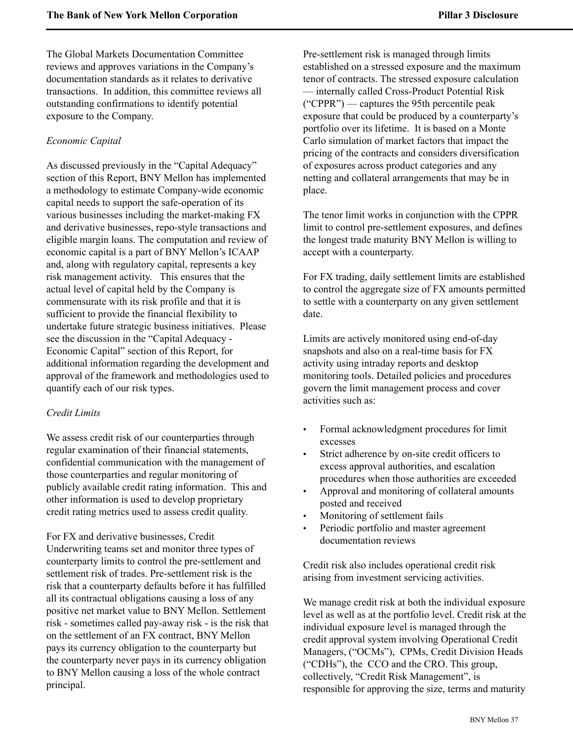The Global Markets Documentation Committee reviews and approves variations in the Company's documentation standards as it relates to derivative transactions. In addition, this committee reviews all outstanding confirmations to identify potential exposure to the Company.

*Economic Capital*

As discussed previously in the "Capital Adequacy" section of this Report, BNY Mellon has implemented a methodology to estimate Company-wide economic capital needs to support the safe-operation of its various businesses including the market-making FX and derivative businesses, repo-style transactions and eligible margin loans. The computation and review of economic capital is a part of BNY Mellon's ICAAP and, along with regulatory capital, represents a key risk management activity. This ensures that the actual level of capital held by the Company is commensurate with its risk profile and that it is sufficient to provide the financial flexibility to undertake future strategic business initiatives. Please see the discussion in the "Capital Adequacy - Economic Capital" section of this Report, for additional information regarding the development and approval of the framework and methodologies used to quantify each of our risk types.

*Credit Limits*

We assess credit risk of our counterparties through regular examination of their financial statements, confidential communication with the management of those counterparties and regular monitoring of publicly available credit rating information. This and other information is used to develop proprietary credit rating metrics used to assess credit quality.

For FX and derivative businesses, Credit Underwriting teams set and monitor three types of counterparty limits to control the pre-settlement and settlement risk of trades. Pre-settlement risk is the risk that a counterparty defaults before it has fulfilled all its contractual obligations causing a loss of any positive net market value to BNY Mellon. Settlement risk - sometimes called pay-away risk - is the risk that on the settlement of an FX contract, BNY Mellon pays its currency obligation to the counterparty but the counterparty never pays in its currency obligation to BNY Mellon causing a loss of the whole contract principal.

Pre-settlement risk is managed through limits established on a stressed exposure and the maximum tenor of contracts. The stressed exposure calculation — internally called Cross-Product Potential Risk ("CPPR") — captures the 95th percentile peak exposure that could be produced by a counterparty's portfolio over its lifetime. It is based on a Monte Carlo simulation of market factors that impact the pricing of the contracts and considers diversification of exposures across product categories and any netting and collateral arrangements that may be in place.

The tenor limit works in conjunction with the CPPR limit to control pre-settlement exposures, and defines the longest trade maturity BNY Mellon is willing to accept with a counterparty.

For FX trading, daily settlement limits are established to control the aggregate size of FX amounts permitted to settle with a counterparty on any given settlement date.

Limits are actively monitored using end-of-day snapshots and also on a real-time basis for FX activity using intraday reports and desktop monitoring tools. Detailed policies and procedures govern the limit management process and cover activities such as:

- Formal acknowledgment procedures for limit excesses
- Strict adherence by on-site credit officers to excess approval authorities, and escalation procedures when those authorities are exceeded
- Approval and monitoring of collateral amounts posted and received
- Monitoring of settlement fails
- Periodic portfolio and master agreement documentation reviews

Credit risk also includes operational credit risk arising from investment servicing activities.

We manage credit risk at both the individual exposure level as well as at the portfolio level. Credit risk at the individual exposure level is managed through the credit approval system involving Operational Credit Managers, ("OCMs"), CPMs, Credit Division Heads ("CDHs"), the CCO and the CRO. This group, collectively, "Credit Risk Management", is responsible for approving the size, terms and maturity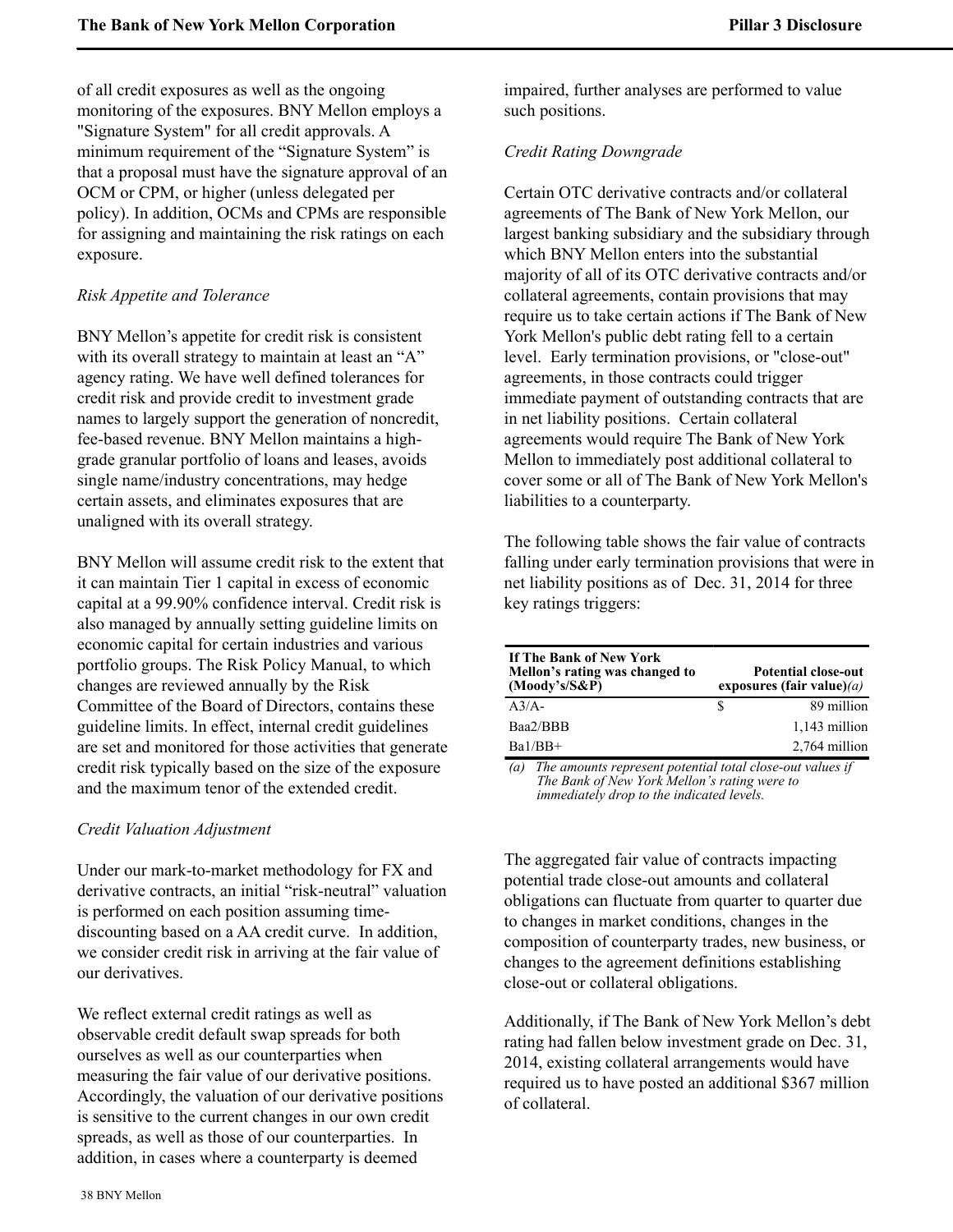of all credit exposures as well as the ongoing monitoring of the exposures. BNY Mellon employs a "Signature System" for all credit approvals. A minimum requirement of the “Signature System” is that a proposal must have the signature approval of an OCM or CPM, or higher (unless delegated per policy). In addition, OCMs and CPMs are responsible for assigning and maintaining the risk ratings on each exposure.

*Risk Appetite and Tolerance*

BNY Mellon’s appetite for credit risk is consistent with its overall strategy to maintain at least an “A” agency rating. We have well defined tolerances for credit risk and provide credit to investment grade names to largely support the generation of noncredit, fee-based revenue. BNY Mellon maintains a high-grade granular portfolio of loans and leases, avoids single name/industry concentrations, may hedge certain assets, and eliminates exposures that are unaligned with its overall strategy.

BNY Mellon will assume credit risk to the extent that it can maintain Tier 1 capital in excess of economic capital at a 99.90% confidence interval. Credit risk is also managed by annually setting guideline limits on economic capital for certain industries and various portfolio groups. The Risk Policy Manual, to which changes are reviewed annually by the Risk Committee of the Board of Directors, contains these guideline limits. In effect, internal credit guidelines are set and monitored for those activities that generate credit risk typically based on the size of the exposure and the maximum tenor of the extended credit.

*Credit Valuation Adjustment*

Under our mark-to-market methodology for FX and derivative contracts, an initial “risk-neutral” valuation is performed on each position assuming time-discounting based on a AA credit curve. In addition, we consider credit risk in arriving at the fair value of our derivatives.

We reflect external credit ratings as well as observable credit default swap spreads for both ourselves as well as our counterparties when measuring the fair value of our derivative positions. Accordingly, the valuation of our derivative positions is sensitive to the current changes in our own credit spreads, as well as those of our counterparties. In addition, in cases where a counterparty is deemed impaired, further analyses are performed to value such positions.

*Credit Rating Downgrade*

Certain OTC derivative contracts and/or collateral agreements of The Bank of New York Mellon, our largest banking subsidiary and the subsidiary through which BNY Mellon enters into the substantial majority of all of its OTC derivative contracts and/or collateral agreements, contain provisions that may require us to take certain actions if The Bank of New York Mellon's public debt rating fell to a certain level. Early termination provisions, or "close-out" agreements, in those contracts could trigger immediate payment of outstanding contracts that are in net liability positions. Certain collateral agreements would require The Bank of New York Mellon to immediately post additional collateral to cover some or all of The Bank of New York Mellon's liabilities to a counterparty.

The following table shows the fair value of contracts falling under early termination provisions that were in net liability positions as of Dec. 31, 2014 for three key ratings triggers:

| If The Bank of New York Mellon’s rating was changed to (Moody’s/S&P) | Potential close-out exposures (fair value)*(a)* |
|---|---|
| A3/A- | $ 89 million |
| Baa2/BBB | 1,143 million |
| Ba1/BB+ | 2,764 million |

*(a) The amounts represent potential total close-out values if The Bank of New York Mellon’s rating were to immediately drop to the indicated levels.*

The aggregated fair value of contracts impacting potential trade close-out amounts and collateral obligations can fluctuate from quarter to quarter due to changes in market conditions, changes in the composition of counterparty trades, new business, or changes to the agreement definitions establishing close-out or collateral obligations.

Additionally, if The Bank of New York Mellon’s debt rating had fallen below investment grade on Dec. 31, 2014, existing collateral arrangements would have required us to have posted an additional $367 million of collateral.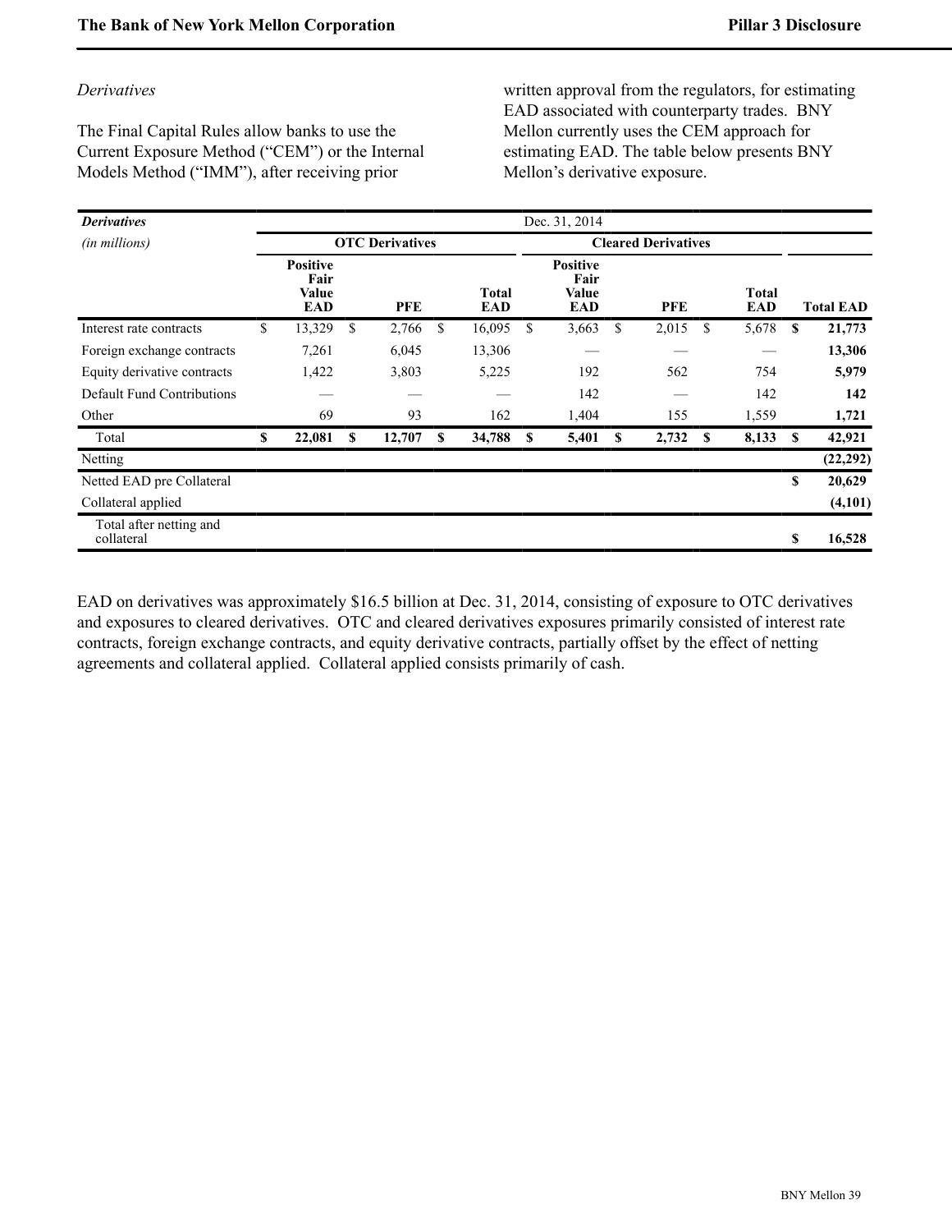*Derivatives*

The Final Capital Rules allow banks to use the Current Exposure Method ("CEM") or the Internal Models Method ("IMM"), after receiving prior written approval from the regulators, for estimating EAD associated with counterparty trades. BNY Mellon currently uses the CEM approach for estimating EAD. The table below presents BNY Mellon's derivative exposure.

| ***Derivatives*** *(in millions)* | Dec. 31, 2014 | | | | | | |
|---|---|---|---|---|---|---|---|
| | **OTC Derivatives** | | | **Cleared Derivatives** | | | |
| | **Positive Fair Value EAD** | **PFE** | **Total EAD** | **Positive Fair Value EAD** | **PFE** | **Total EAD** | **Total EAD** |
| Interest rate contracts | $ 13,329 | $ 2,766 | $ 16,095 | $ 3,663 | $ 2,015 | $ 5,678 | **$ 21,773** |
| Foreign exchange contracts | 7,261 | 6,045 | 13,306 | — | — | — | **13,306** |
| Equity derivative contracts | 1,422 | 3,803 | 5,225 | 192 | 562 | 754 | **5,979** |
| Default Fund Contributions | — | — | — | 142 | — | 142 | **142** |
| Other | 69 | 93 | 162 | 1,404 | 155 | 1,559 | **1,721** |
| Total | **$ 22,081** | **$ 12,707** | **$ 34,788** | **$ 5,401** | **$ 2,732** | **$ 8,133** | **$ 42,921** |
| Netting | | | | | | | **(22,292)** |
| Netted EAD pre Collateral | | | | | | | **$ 20,629** |
| Collateral applied | | | | | | | **(4,101)** |
| Total after netting and collateral | | | | | | | **$ 16,528** |

EAD on derivatives was approximately $16.5 billion at Dec. 31, 2014, consisting of exposure to OTC derivatives and exposures to cleared derivatives. OTC and cleared derivatives exposures primarily consisted of interest rate contracts, foreign exchange contracts, and equity derivative contracts, partially offset by the effect of netting agreements and collateral applied. Collateral applied consists primarily of cash.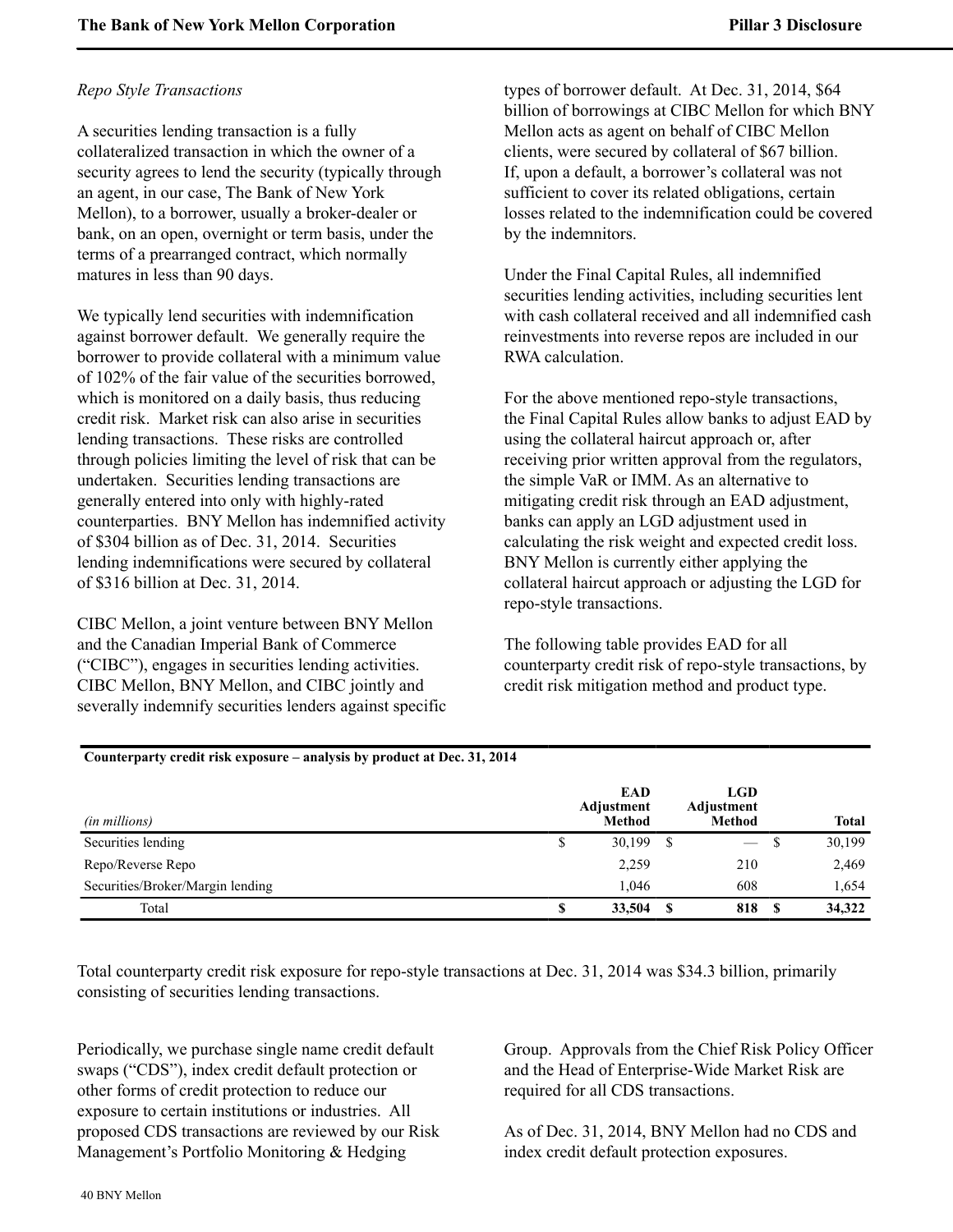*Repo Style Transactions*

A securities lending transaction is a fully collateralized transaction in which the owner of a security agrees to lend the security (typically through an agent, in our case, The Bank of New York Mellon), to a borrower, usually a broker-dealer or bank, on an open, overnight or term basis, under the terms of a prearranged contract, which normally matures in less than 90 days.

We typically lend securities with indemnification against borrower default. We generally require the borrower to provide collateral with a minimum value of 102% of the fair value of the securities borrowed, which is monitored on a daily basis, thus reducing credit risk. Market risk can also arise in securities lending transactions. These risks are controlled through policies limiting the level of risk that can be undertaken. Securities lending transactions are generally entered into only with highly-rated counterparties. BNY Mellon has indemnified activity of $304 billion as of Dec. 31, 2014. Securities lending indemnifications were secured by collateral of $316 billion at Dec. 31, 2014.

CIBC Mellon, a joint venture between BNY Mellon and the Canadian Imperial Bank of Commerce ("CIBC"), engages in securities lending activities. CIBC Mellon, BNY Mellon, and CIBC jointly and severally indemnify securities lenders against specific types of borrower default. At Dec. 31, 2014, $64 billion of borrowings at CIBC Mellon for which BNY Mellon acts as agent on behalf of CIBC Mellon clients, were secured by collateral of $67 billion. If, upon a default, a borrower's collateral was not sufficient to cover its related obligations, certain losses related to the indemnification could be covered by the indemnitors.

Under the Final Capital Rules, all indemnified securities lending activities, including securities lent with cash collateral received and all indemnified cash reinvestments into reverse repos are included in our RWA calculation.

For the above mentioned repo-style transactions, the Final Capital Rules allow banks to adjust EAD by using the collateral haircut approach or, after receiving prior written approval from the regulators, the simple VaR or IMM. As an alternative to mitigating credit risk through an EAD adjustment, banks can apply an LGD adjustment used in calculating the risk weight and expected credit loss. BNY Mellon is currently either applying the collateral haircut approach or adjusting the LGD for repo-style transactions.

The following table provides EAD for all counterparty credit risk of repo-style transactions, by credit risk mitigation method and product type.

**Counterparty credit risk exposure – analysis by product at Dec. 31, 2014**

| *(in millions)* | EAD Adjustment Method | LGD Adjustment Method | Total |
|---|---|---|---|
| Securities lending | $ 30,199 | $ — | $ 30,199 |
| Repo/Reverse Repo | 2,259 | 210 | 2,469 |
| Securities/Broker/Margin lending | 1,046 | 608 | 1,654 |
| Total | **$ 33,504** | **$ 818** | **$ 34,322** |

Total counterparty credit risk exposure for repo-style transactions at Dec. 31, 2014 was $34.3 billion, primarily consisting of securities lending transactions.

Periodically, we purchase single name credit default swaps ("CDS"), index credit default protection or other forms of credit protection to reduce our exposure to certain institutions or industries. All proposed CDS transactions are reviewed by our Risk Management's Portfolio Monitoring & Hedging Group. Approvals from the Chief Risk Policy Officer and the Head of Enterprise-Wide Market Risk are required for all CDS transactions.

As of Dec. 31, 2014, BNY Mellon had no CDS and index credit default protection exposures.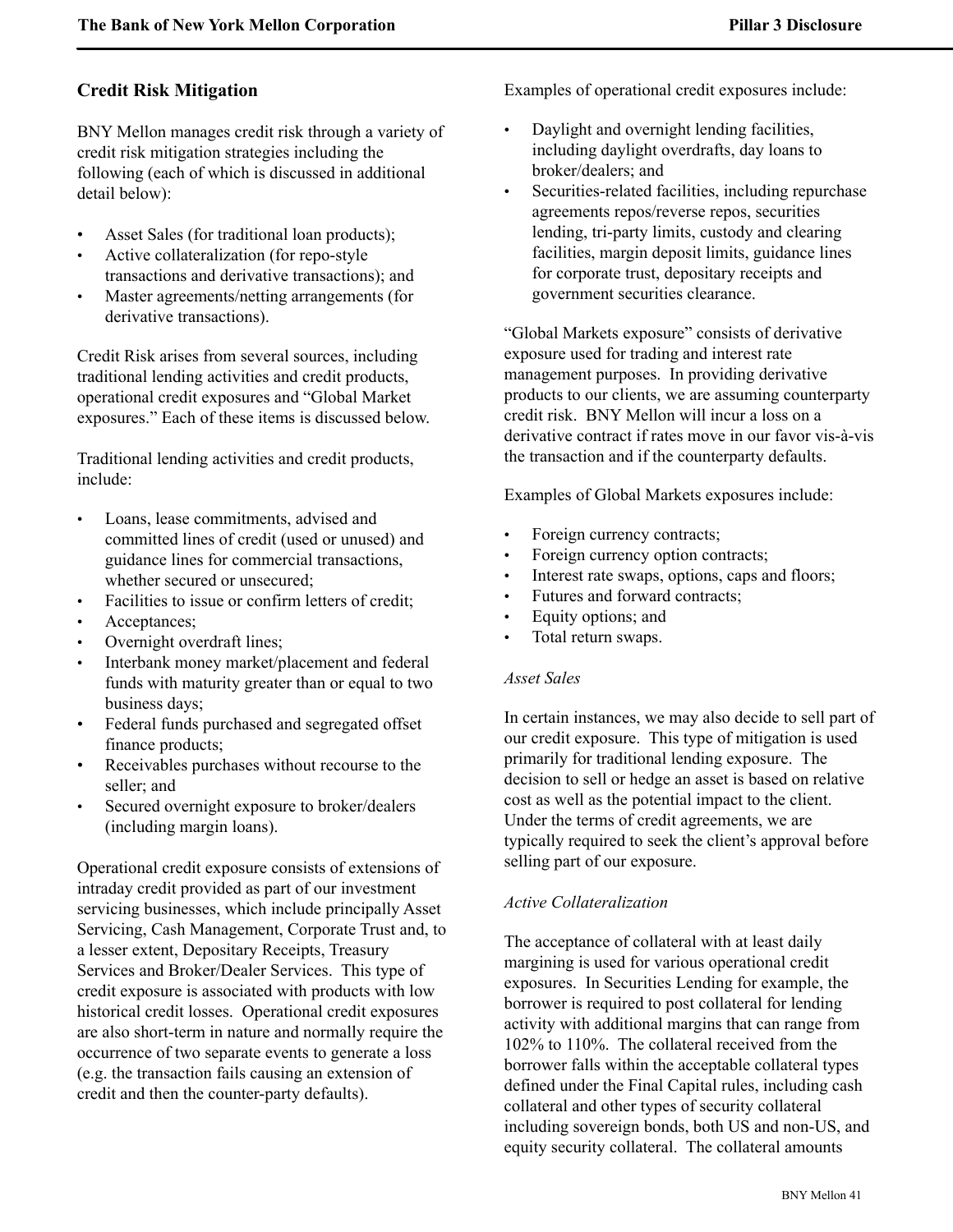## Credit Risk Mitigation

BNY Mellon manages credit risk through a variety of credit risk mitigation strategies including the following (each of which is discussed in additional detail below):

- Asset Sales (for traditional loan products);
- Active collateralization (for repo-style transactions and derivative transactions); and
- Master agreements/netting arrangements (for derivative transactions).

Credit Risk arises from several sources, including traditional lending activities and credit products, operational credit exposures and "Global Market exposures." Each of these items is discussed below.

Traditional lending activities and credit products, include:

- Loans, lease commitments, advised and committed lines of credit (used or unused) and guidance lines for commercial transactions, whether secured or unsecured;
- Facilities to issue or confirm letters of credit;
- Acceptances;
- Overnight overdraft lines;
- Interbank money market/placement and federal funds with maturity greater than or equal to two business days;
- Federal funds purchased and segregated offset finance products;
- Receivables purchases without recourse to the seller; and
- Secured overnight exposure to broker/dealers (including margin loans).

Operational credit exposure consists of extensions of intraday credit provided as part of our investment servicing businesses, which include principally Asset Servicing, Cash Management, Corporate Trust and, to a lesser extent, Depositary Receipts, Treasury Services and Broker/Dealer Services. This type of credit exposure is associated with products with low historical credit losses. Operational credit exposures are also short-term in nature and normally require the occurrence of two separate events to generate a loss (e.g. the transaction fails causing an extension of credit and then the counter-party defaults).

Examples of operational credit exposures include:

- Daylight and overnight lending facilities, including daylight overdrafts, day loans to broker/dealers; and
- Securities-related facilities, including repurchase agreements repos/reverse repos, securities lending, tri-party limits, custody and clearing facilities, margin deposit limits, guidance lines for corporate trust, depositary receipts and government securities clearance.

"Global Markets exposure" consists of derivative exposure used for trading and interest rate management purposes. In providing derivative products to our clients, we are assuming counterparty credit risk. BNY Mellon will incur a loss on a derivative contract if rates move in our favor vis-à-vis the transaction and if the counterparty defaults.

Examples of Global Markets exposures include:

- Foreign currency contracts;
- Foreign currency option contracts;
- Interest rate swaps, options, caps and floors;
- Futures and forward contracts;
- Equity options; and
- Total return swaps.

*Asset Sales*

In certain instances, we may also decide to sell part of our credit exposure. This type of mitigation is used primarily for traditional lending exposure. The decision to sell or hedge an asset is based on relative cost as well as the potential impact to the client. Under the terms of credit agreements, we are typically required to seek the client's approval before selling part of our exposure.

*Active Collateralization*

The acceptance of collateral with at least daily margining is used for various operational credit exposures. In Securities Lending for example, the borrower is required to post collateral for lending activity with additional margins that can range from 102% to 110%. The collateral received from the borrower falls within the acceptable collateral types defined under the Final Capital rules, including cash collateral and other types of security collateral including sovereign bonds, both US and non-US, and equity security collateral. The collateral amounts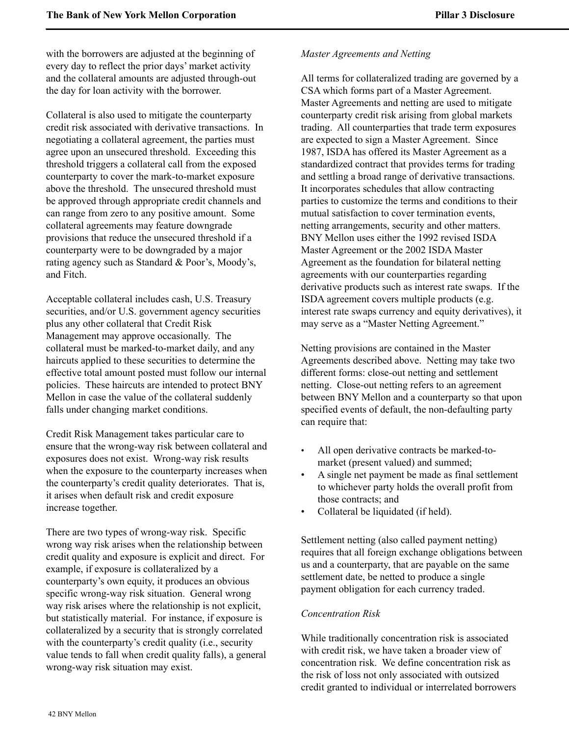with the borrowers are adjusted at the beginning of every day to reflect the prior days' market activity and the collateral amounts are adjusted through-out the day for loan activity with the borrower.

Collateral is also used to mitigate the counterparty credit risk associated with derivative transactions. In negotiating a collateral agreement, the parties must agree upon an unsecured threshold. Exceeding this threshold triggers a collateral call from the exposed counterparty to cover the mark-to-market exposure above the threshold. The unsecured threshold must be approved through appropriate credit channels and can range from zero to any positive amount. Some collateral agreements may feature downgrade provisions that reduce the unsecured threshold if a counterparty were to be downgraded by a major rating agency such as Standard & Poor's, Moody's, and Fitch.

Acceptable collateral includes cash, U.S. Treasury securities, and/or U.S. government agency securities plus any other collateral that Credit Risk Management may approve occasionally. The collateral must be marked-to-market daily, and any haircuts applied to these securities to determine the effective total amount posted must follow our internal policies. These haircuts are intended to protect BNY Mellon in case the value of the collateral suddenly falls under changing market conditions.

Credit Risk Management takes particular care to ensure that the wrong-way risk between collateral and exposures does not exist. Wrong-way risk results when the exposure to the counterparty increases when the counterparty's credit quality deteriorates. That is, it arises when default risk and credit exposure increase together.

There are two types of wrong-way risk. Specific wrong way risk arises when the relationship between credit quality and exposure is explicit and direct. For example, if exposure is collateralized by a counterparty's own equity, it produces an obvious specific wrong-way risk situation. General wrong way risk arises where the relationship is not explicit, but statistically material. For instance, if exposure is collateralized by a security that is strongly correlated with the counterparty's credit quality (i.e., security value tends to fall when credit quality falls), a general wrong-way risk situation may exist.

*Master Agreements and Netting*

All terms for collateralized trading are governed by a CSA which forms part of a Master Agreement. Master Agreements and netting are used to mitigate counterparty credit risk arising from global markets trading. All counterparties that trade term exposures are expected to sign a Master Agreement. Since 1987, ISDA has offered its Master Agreement as a standardized contract that provides terms for trading and settling a broad range of derivative transactions. It incorporates schedules that allow contracting parties to customize the terms and conditions to their mutual satisfaction to cover termination events, netting arrangements, security and other matters. BNY Mellon uses either the 1992 revised ISDA Master Agreement or the 2002 ISDA Master Agreement as the foundation for bilateral netting agreements with our counterparties regarding derivative products such as interest rate swaps. If the ISDA agreement covers multiple products (e.g. interest rate swaps currency and equity derivatives), it may serve as a "Master Netting Agreement."

Netting provisions are contained in the Master Agreements described above. Netting may take two different forms: close-out netting and settlement netting. Close-out netting refers to an agreement between BNY Mellon and a counterparty so that upon specified events of default, the non-defaulting party can require that:

- All open derivative contracts be marked-to-market (present valued) and summed;
- A single net payment be made as final settlement to whichever party holds the overall profit from those contracts; and
- Collateral be liquidated (if held).

Settlement netting (also called payment netting) requires that all foreign exchange obligations between us and a counterparty, that are payable on the same settlement date, be netted to produce a single payment obligation for each currency traded.

*Concentration Risk*

While traditionally concentration risk is associated with credit risk, we have taken a broader view of concentration risk. We define concentration risk as the risk of loss not only associated with outsized credit granted to individual or interrelated borrowers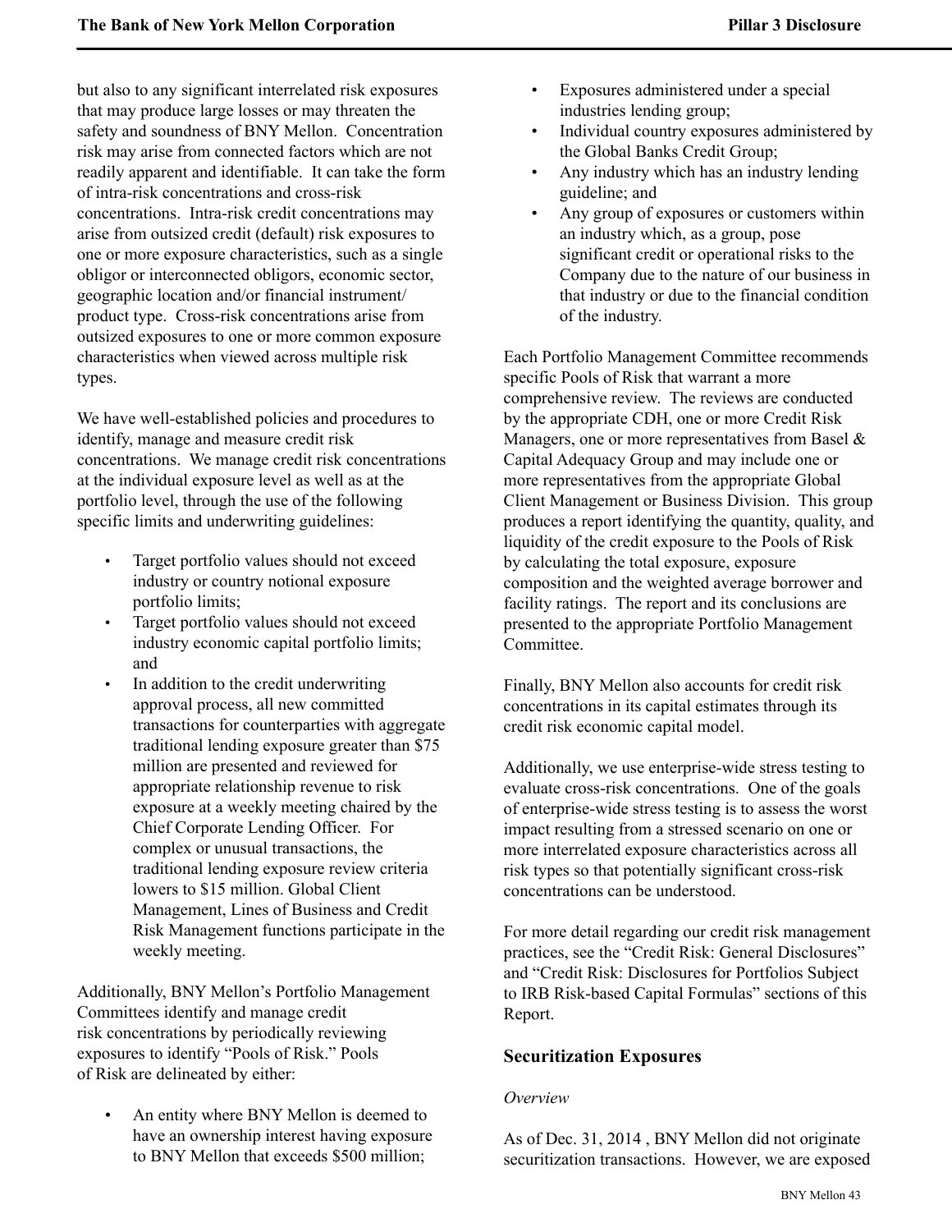but also to any significant interrelated risk exposures that may produce large losses or may threaten the safety and soundness of BNY Mellon. Concentration risk may arise from connected factors which are not readily apparent and identifiable. It can take the form of intra-risk concentrations and cross-risk concentrations. Intra-risk credit concentrations may arise from outsized credit (default) risk exposures to one or more exposure characteristics, such as a single obligor or interconnected obligors, economic sector, geographic location and/or financial instrument/ product type. Cross-risk concentrations arise from outsized exposures to one or more common exposure characteristics when viewed across multiple risk types.

We have well-established policies and procedures to identify, manage and measure credit risk concentrations. We manage credit risk concentrations at the individual exposure level as well as at the portfolio level, through the use of the following specific limits and underwriting guidelines:

- Target portfolio values should not exceed industry or country notional exposure portfolio limits;
- Target portfolio values should not exceed industry economic capital portfolio limits; and
- In addition to the credit underwriting approval process, all new committed transactions for counterparties with aggregate traditional lending exposure greater than $75 million are presented and reviewed for appropriate relationship revenue to risk exposure at a weekly meeting chaired by the Chief Corporate Lending Officer. For complex or unusual transactions, the traditional lending exposure review criteria lowers to $15 million. Global Client Management, Lines of Business and Credit Risk Management functions participate in the weekly meeting.

Additionally, BNY Mellon's Portfolio Management Committees identify and manage credit risk concentrations by periodically reviewing exposures to identify "Pools of Risk." Pools of Risk are delineated by either:

- An entity where BNY Mellon is deemed to have an ownership interest having exposure to BNY Mellon that exceeds $500 million;
- Exposures administered under a special industries lending group;
- Individual country exposures administered by the Global Banks Credit Group;
- Any industry which has an industry lending guideline; and
- Any group of exposures or customers within an industry which, as a group, pose significant credit or operational risks to the Company due to the nature of our business in that industry or due to the financial condition of the industry.

Each Portfolio Management Committee recommends specific Pools of Risk that warrant a more comprehensive review. The reviews are conducted by the appropriate CDH, one or more Credit Risk Managers, one or more representatives from Basel & Capital Adequacy Group and may include one or more representatives from the appropriate Global Client Management or Business Division. This group produces a report identifying the quantity, quality, and liquidity of the credit exposure to the Pools of Risk by calculating the total exposure, exposure composition and the weighted average borrower and facility ratings. The report and its conclusions are presented to the appropriate Portfolio Management Committee.

Finally, BNY Mellon also accounts for credit risk concentrations in its capital estimates through its credit risk economic capital model.

Additionally, we use enterprise-wide stress testing to evaluate cross-risk concentrations. One of the goals of enterprise-wide stress testing is to assess the worst impact resulting from a stressed scenario on one or more interrelated exposure characteristics across all risk types so that potentially significant cross-risk concentrations can be understood.

For more detail regarding our credit risk management practices, see the "Credit Risk: General Disclosures" and "Credit Risk: Disclosures for Portfolios Subject to IRB Risk-based Capital Formulas" sections of this Report.

## Securitization Exposures

*Overview*

As of Dec. 31, 2014 , BNY Mellon did not originate securitization transactions. However, we are exposed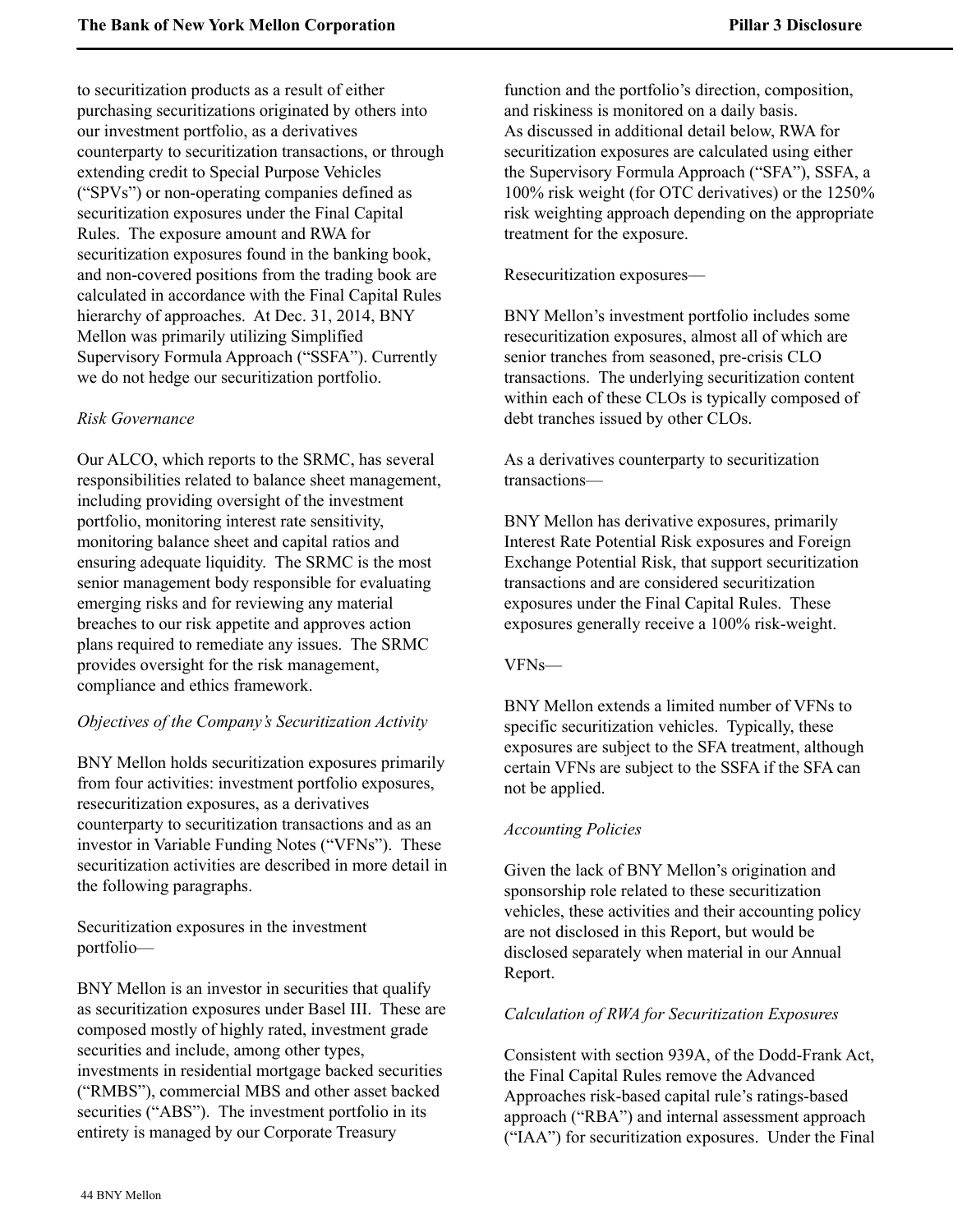to securitization products as a result of either purchasing securitizations originated by others into our investment portfolio, as a derivatives counterparty to securitization transactions, or through extending credit to Special Purpose Vehicles ("SPVs") or non-operating companies defined as securitization exposures under the Final Capital Rules. The exposure amount and RWA for securitization exposures found in the banking book, and non-covered positions from the trading book are calculated in accordance with the Final Capital Rules hierarchy of approaches. At Dec. 31, 2014, BNY Mellon was primarily utilizing Simplified Supervisory Formula Approach ("SSFA"). Currently we do not hedge our securitization portfolio.

*Risk Governance*

Our ALCO, which reports to the SRMC, has several responsibilities related to balance sheet management, including providing oversight of the investment portfolio, monitoring interest rate sensitivity, monitoring balance sheet and capital ratios and ensuring adequate liquidity. The SRMC is the most senior management body responsible for evaluating emerging risks and for reviewing any material breaches to our risk appetite and approves action plans required to remediate any issues. The SRMC provides oversight for the risk management, compliance and ethics framework.

*Objectives of the Company's Securitization Activity*

BNY Mellon holds securitization exposures primarily from four activities: investment portfolio exposures, resecuritization exposures, as a derivatives counterparty to securitization transactions and as an investor in Variable Funding Notes ("VFNs"). These securitization activities are described in more detail in the following paragraphs.

Securitization exposures in the investment portfolio—

BNY Mellon is an investor in securities that qualify as securitization exposures under Basel III. These are composed mostly of highly rated, investment grade securities and include, among other types, investments in residential mortgage backed securities ("RMBS"), commercial MBS and other asset backed securities ("ABS"). The investment portfolio in its entirety is managed by our Corporate Treasury function and the portfolio's direction, composition, and riskiness is monitored on a daily basis.
As discussed in additional detail below, RWA for securitization exposures are calculated using either the Supervisory Formula Approach ("SFA"), SSFA, a 100% risk weight (for OTC derivatives) or the 1250% risk weighting approach depending on the appropriate treatment for the exposure.

Resecuritization exposures—

BNY Mellon's investment portfolio includes some resecuritization exposures, almost all of which are senior tranches from seasoned, pre-crisis CLO transactions. The underlying securitization content within each of these CLOs is typically composed of debt tranches issued by other CLOs.

As a derivatives counterparty to securitization transactions—

BNY Mellon has derivative exposures, primarily Interest Rate Potential Risk exposures and Foreign Exchange Potential Risk, that support securitization transactions and are considered securitization exposures under the Final Capital Rules. These exposures generally receive a 100% risk-weight.

VFNs—

BNY Mellon extends a limited number of VFNs to specific securitization vehicles. Typically, these exposures are subject to the SFA treatment, although certain VFNs are subject to the SSFA if the SFA can not be applied.

*Accounting Policies*

Given the lack of BNY Mellon's origination and sponsorship role related to these securitization vehicles, these activities and their accounting policy are not disclosed in this Report, but would be disclosed separately when material in our Annual Report.

*Calculation of RWA for Securitization Exposures*

Consistent with section 939A, of the Dodd-Frank Act, the Final Capital Rules remove the Advanced Approaches risk-based capital rule's ratings-based approach ("RBA") and internal assessment approach ("IAA") for securitization exposures. Under the Final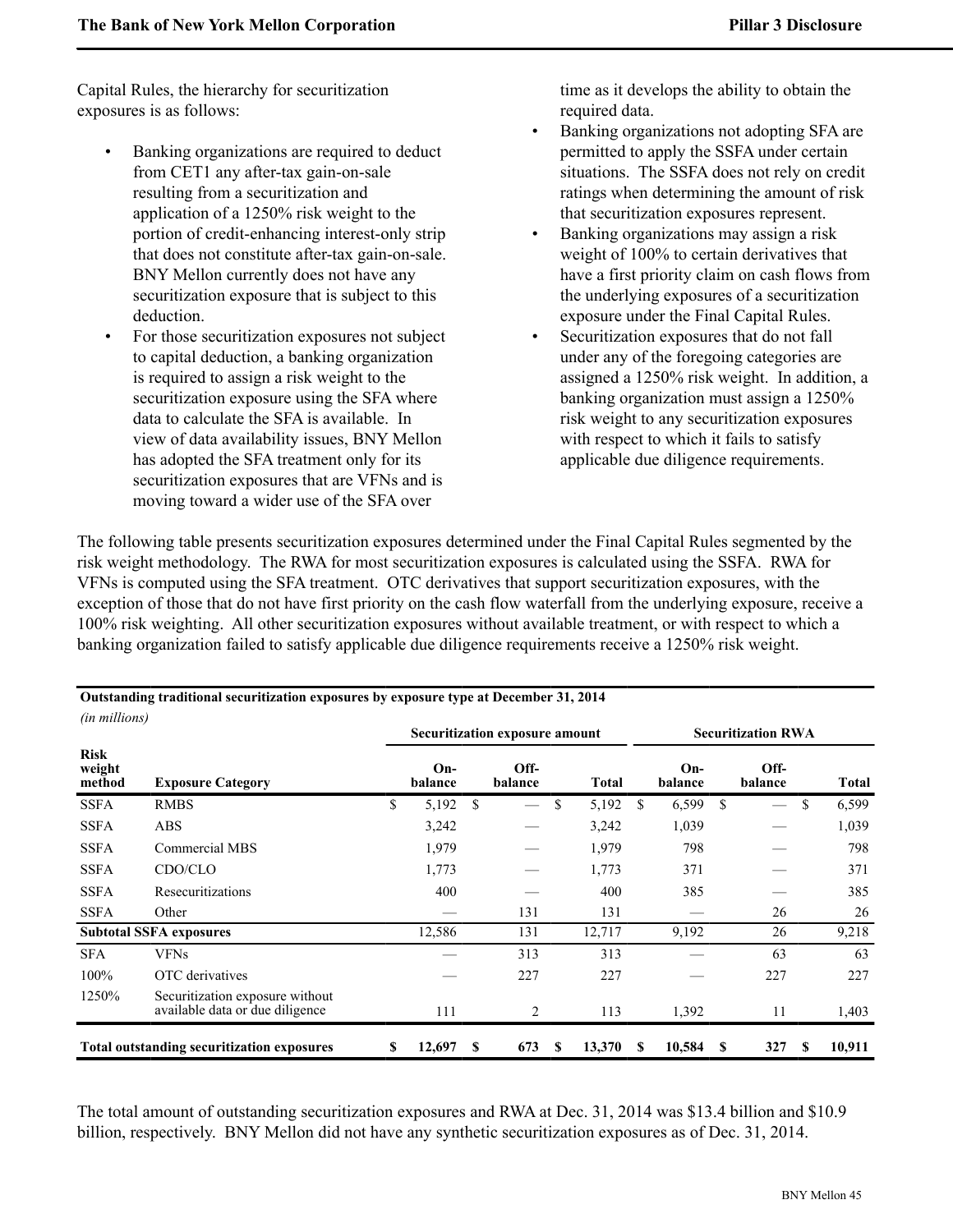Capital Rules, the hierarchy for securitization exposures is as follows:

- Banking organizations are required to deduct from CET1 any after-tax gain-on-sale resulting from a securitization and application of a 1250% risk weight to the portion of credit-enhancing interest-only strip that does not constitute after-tax gain-on-sale. BNY Mellon currently does not have any securitization exposure that is subject to this deduction.
- For those securitization exposures not subject to capital deduction, a banking organization is required to assign a risk weight to the securitization exposure using the SFA where data to calculate the SFA is available. In view of data availability issues, BNY Mellon has adopted the SFA treatment only for its securitization exposures that are VFNs and is moving toward a wider use of the SFA over time as it develops the ability to obtain the required data.
- Banking organizations not adopting SFA are permitted to apply the SSFA under certain situations. The SSFA does not rely on credit ratings when determining the amount of risk that securitization exposures represent.
- Banking organizations may assign a risk weight of 100% to certain derivatives that have a first priority claim on cash flows from the underlying exposures of a securitization exposure under the Final Capital Rules.
- Securitization exposures that do not fall under any of the foregoing categories are assigned a 1250% risk weight. In addition, a banking organization must assign a 1250% risk weight to any securitization exposures with respect to which it fails to satisfy applicable due diligence requirements.

The following table presents securitization exposures determined under the Final Capital Rules segmented by the risk weight methodology. The RWA for most securitization exposures is calculated using the SSFA. RWA for VFNs is computed using the SFA treatment. OTC derivatives that support securitization exposures, with the exception of those that do not have first priority on the cash flow waterfall from the underlying exposure, receive a 100% risk weighting. All other securitization exposures without available treatment, or with respect to which a banking organization failed to satisfy applicable due diligence requirements receive a 1250% risk weight.

**Outstanding traditional securitization exposures by exposure type at December 31, 2014**

*(in millions)*

| | | Securitization exposure amount | | | Securitization RWA | | |
|---|---|---|---|---|---|---|---|
| **Risk weight method** | **Exposure Category** | **On-balance** | **Off-balance** | **Total** | **On-balance** | **Off-balance** | **Total** |
| SSFA | RMBS | $ 5,192 | $ — | $ 5,192 | $ 6,599 | $ — | $ 6,599 |
| SSFA | ABS | 3,242 | — | 3,242 | 1,039 | — | 1,039 |
| SSFA | Commercial MBS | 1,979 | — | 1,979 | 798 | — | 798 |
| SSFA | CDO/CLO | 1,773 | — | 1,773 | 371 | — | 371 |
| SSFA | Resecuritizations | 400 | — | 400 | 385 | — | 385 |
| SSFA | Other | — | 131 | 131 | — | 26 | 26 |
| **Subtotal SSFA exposures** | | 12,586 | 131 | 12,717 | 9,192 | 26 | 9,218 |
| SFA | VFNs | — | 313 | 313 | — | 63 | 63 |
| 100% | OTC derivatives | — | 227 | 227 | — | 227 | 227 |
| 1250% | Securitization exposure without available data or due diligence | 111 | 2 | 113 | 1,392 | 11 | 1,403 |
| **Total outstanding securitization exposures** | | **$ 12,697** | **$ 673** | **$ 13,370** | **$ 10,584** | **$ 327** | **$ 10,911** |

The total amount of outstanding securitization exposures and RWA at Dec. 31, 2014 was $13.4 billion and $10.9 billion, respectively. BNY Mellon did not have any synthetic securitization exposures as of Dec. 31, 2014.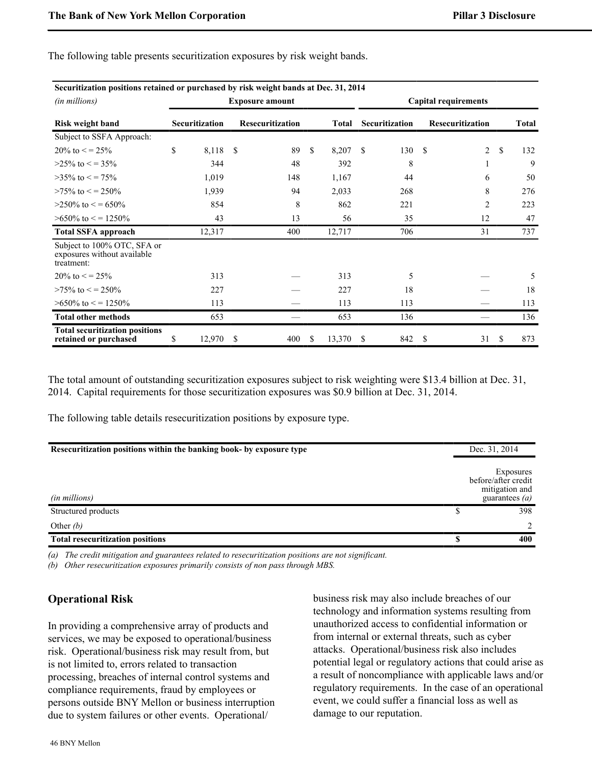The following table presents securitization exposures by risk weight bands.

| Securitization positions retained or purchased by risk weight bands at Dec. 31, 2014 | | | | | | |
|---|---|---|---|---|---|---|
| *(in millions)* | Exposure amount | | | Capital requirements | | |
| **Risk weight band** | **Securitization** | **Resecuritization** | **Total** | **Securitization** | **Resecuritization** | **Total** |
| Subject to SSFA Approach: | | | | | | |
| 20% to < = 25% | $ 8,118 | $ 89 | $ 8,207 | $ 130 | $ 2 | $ 132 |
| >25% to < = 35% | 344 | 48 | 392 | 8 | 1 | 9 |
| >35% to < = 75% | 1,019 | 148 | 1,167 | 44 | 6 | 50 |
| >75% to < = 250% | 1,939 | 94 | 2,033 | 268 | 8 | 276 |
| >250% to < = 650% | 854 | 8 | 862 | 221 | 2 | 223 |
| >650% to < = 1250% | 43 | 13 | 56 | 35 | 12 | 47 |
| **Total SSFA approach** | 12,317 | 400 | 12,717 | 706 | 31 | 737 |
| Subject to 100% OTC, SFA or exposures without available treatment: | | | | | | |
| 20% to < = 25% | 313 | — | 313 | 5 | — | 5 |
| >75% to < = 250% | 227 | — | 227 | 18 | — | 18 |
| >650% to < = 1250% | 113 | — | 113 | 113 | — | 113 |
| **Total other methods** | 653 | — | 653 | 136 | — | 136 |
| **Total securitization positions retained or purchased** | $ 12,970 | $ 400 | $ 13,370 | $ 842 | $ 31 | $ 873 |

The total amount of outstanding securitization exposures subject to risk weighting were $13.4 billion at Dec. 31, 2014. Capital requirements for those securitization exposures was $0.9 billion at Dec. 31, 2014.

The following table details resecuritization positions by exposure type.

| Resecuritization positions within the banking book- by exposure type | Dec. 31, 2014 |
|---|---|
| *(in millions)* | Exposures before/after credit mitigation and guarantees *(a)* |
| Structured products | $ 398 |
| Other *(b)* | 2 |
| **Total resecuritization positions** | **$ 400** |

*(a) The credit mitigation and guarantees related to resecuritization positions are not significant.*
*(b) Other resecuritization exposures primarily consists of non pass through MBS.*

## Operational Risk

In providing a comprehensive array of products and services, we may be exposed to operational/business risk. Operational/business risk may result from, but is not limited to, errors related to transaction processing, breaches of internal control systems and compliance requirements, fraud by employees or persons outside BNY Mellon or business interruption due to system failures or other events. Operational/business risk may also include breaches of our technology and information systems resulting from unauthorized access to confidential information or from internal or external threats, such as cyber attacks. Operational/business risk also includes potential legal or regulatory actions that could arise as a result of noncompliance with applicable laws and/or regulatory requirements. In the case of an operational event, we could suffer a financial loss as well as damage to our reputation.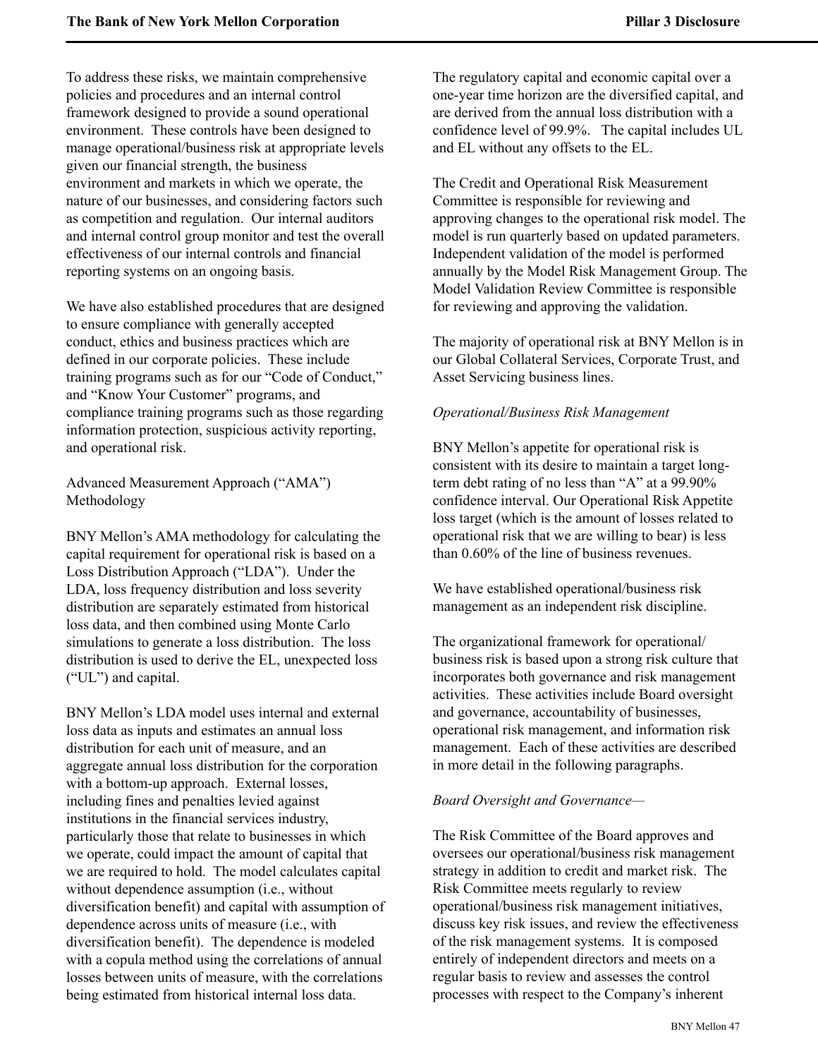To address these risks, we maintain comprehensive policies and procedures and an internal control framework designed to provide a sound operational environment. These controls have been designed to manage operational/business risk at appropriate levels given our financial strength, the business environment and markets in which we operate, the nature of our businesses, and considering factors such as competition and regulation. Our internal auditors and internal control group monitor and test the overall effectiveness of our internal controls and financial reporting systems on an ongoing basis.

We have also established procedures that are designed to ensure compliance with generally accepted conduct, ethics and business practices which are defined in our corporate policies. These include training programs such as for our "Code of Conduct," and "Know Your Customer" programs, and compliance training programs such as those regarding information protection, suspicious activity reporting, and operational risk.

Advanced Measurement Approach ("AMA") Methodology

BNY Mellon's AMA methodology for calculating the capital requirement for operational risk is based on a Loss Distribution Approach ("LDA"). Under the LDA, loss frequency distribution and loss severity distribution are separately estimated from historical loss data, and then combined using Monte Carlo simulations to generate a loss distribution. The loss distribution is used to derive the EL, unexpected loss ("UL") and capital.

BNY Mellon's LDA model uses internal and external loss data as inputs and estimates an annual loss distribution for each unit of measure, and an aggregate annual loss distribution for the corporation with a bottom-up approach. External losses, including fines and penalties levied against institutions in the financial services industry, particularly those that relate to businesses in which we operate, could impact the amount of capital that we are required to hold. The model calculates capital without dependence assumption (i.e., without diversification benefit) and capital with assumption of dependence across units of measure (i.e., with diversification benefit). The dependence is modeled with a copula method using the correlations of annual losses between units of measure, with the correlations being estimated from historical internal loss data.

The regulatory capital and economic capital over a one-year time horizon are the diversified capital, and are derived from the annual loss distribution with a confidence level of 99.9%. The capital includes UL and EL without any offsets to the EL.

The Credit and Operational Risk Measurement Committee is responsible for reviewing and approving changes to the operational risk model. The model is run quarterly based on updated parameters. Independent validation of the model is performed annually by the Model Risk Management Group. The Model Validation Review Committee is responsible for reviewing and approving the validation.

The majority of operational risk at BNY Mellon is in our Global Collateral Services, Corporate Trust, and Asset Servicing business lines.

*Operational/Business Risk Management*

BNY Mellon's appetite for operational risk is consistent with its desire to maintain a target long-term debt rating of no less than "A" at a 99.90% confidence interval. Our Operational Risk Appetite loss target (which is the amount of losses related to operational risk that we are willing to bear) is less than 0.60% of the line of business revenues.

We have established operational/business risk management as an independent risk discipline.

The organizational framework for operational/business risk is based upon a strong risk culture that incorporates both governance and risk management activities. These activities include Board oversight and governance, accountability of businesses, operational risk management, and information risk management. Each of these activities are described in more detail in the following paragraphs.

*Board Oversight and Governance—*

The Risk Committee of the Board approves and oversees our operational/business risk management strategy in addition to credit and market risk. The Risk Committee meets regularly to review operational/business risk management initiatives, discuss key risk issues, and review the effectiveness of the risk management systems. It is composed entirely of independent directors and meets on a regular basis to review and assesses the control processes with respect to the Company's inherent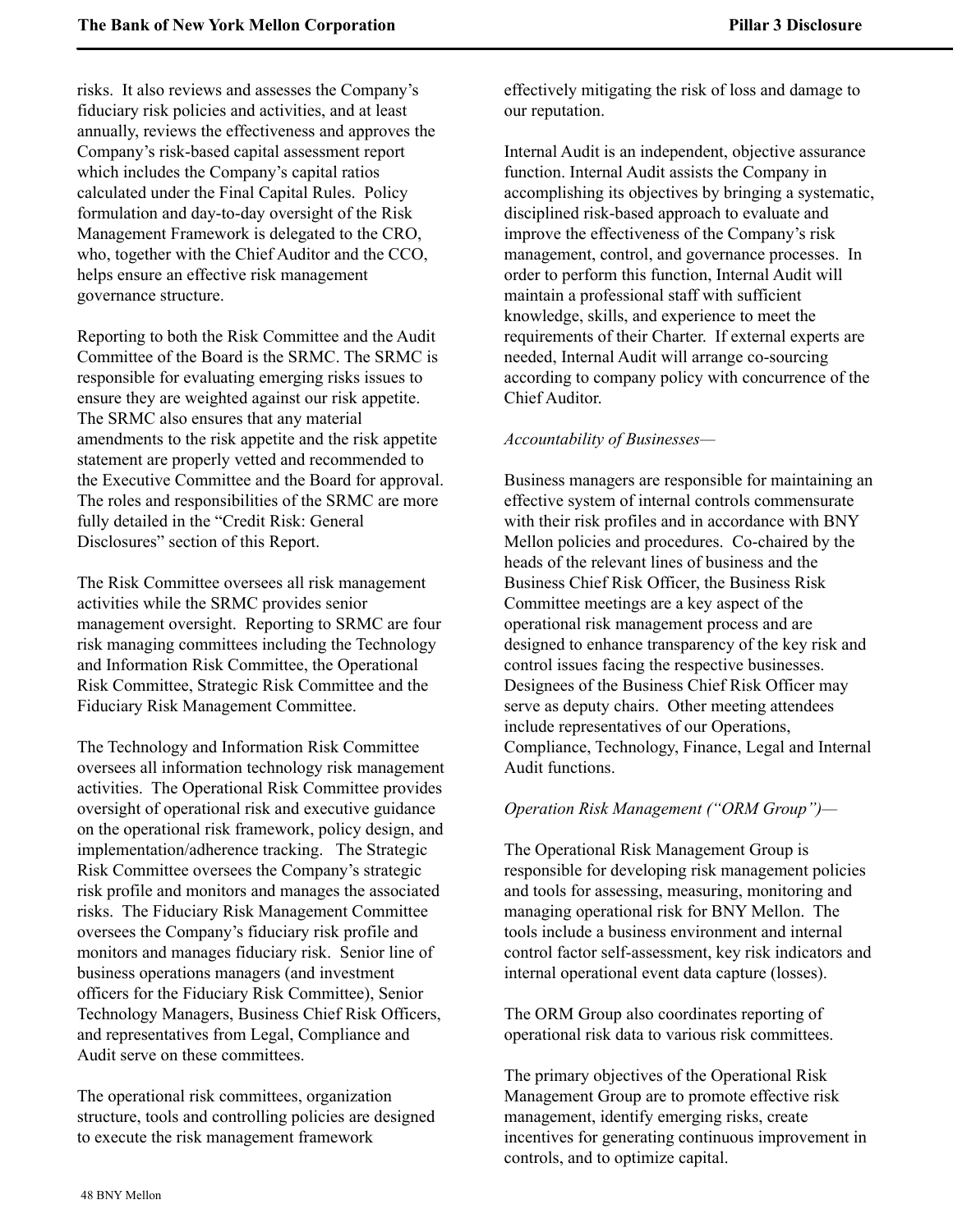risks. It also reviews and assesses the Company's fiduciary risk policies and activities, and at least annually, reviews the effectiveness and approves the Company's risk-based capital assessment report which includes the Company's capital ratios calculated under the Final Capital Rules. Policy formulation and day-to-day oversight of the Risk Management Framework is delegated to the CRO, who, together with the Chief Auditor and the CCO, helps ensure an effective risk management governance structure.

Reporting to both the Risk Committee and the Audit Committee of the Board is the SRMC. The SRMC is responsible for evaluating emerging risks issues to ensure they are weighted against our risk appetite. The SRMC also ensures that any material amendments to the risk appetite and the risk appetite statement are properly vetted and recommended to the Executive Committee and the Board for approval. The roles and responsibilities of the SRMC are more fully detailed in the "Credit Risk: General Disclosures" section of this Report.

The Risk Committee oversees all risk management activities while the SRMC provides senior management oversight. Reporting to SRMC are four risk managing committees including the Technology and Information Risk Committee, the Operational Risk Committee, Strategic Risk Committee and the Fiduciary Risk Management Committee.

The Technology and Information Risk Committee oversees all information technology risk management activities. The Operational Risk Committee provides oversight of operational risk and executive guidance on the operational risk framework, policy design, and implementation/adherence tracking. The Strategic Risk Committee oversees the Company's strategic risk profile and monitors and manages the associated risks. The Fiduciary Risk Management Committee oversees the Company's fiduciary risk profile and monitors and manages fiduciary risk. Senior line of business operations managers (and investment officers for the Fiduciary Risk Committee), Senior Technology Managers, Business Chief Risk Officers, and representatives from Legal, Compliance and Audit serve on these committees.

The operational risk committees, organization structure, tools and controlling policies are designed to execute the risk management framework effectively mitigating the risk of loss and damage to our reputation.

Internal Audit is an independent, objective assurance function. Internal Audit assists the Company in accomplishing its objectives by bringing a systematic, disciplined risk-based approach to evaluate and improve the effectiveness of the Company's risk management, control, and governance processes. In order to perform this function, Internal Audit will maintain a professional staff with sufficient knowledge, skills, and experience to meet the requirements of their Charter. If external experts are needed, Internal Audit will arrange co-sourcing according to company policy with concurrence of the Chief Auditor.

*Accountability of Businesses—*

Business managers are responsible for maintaining an effective system of internal controls commensurate with their risk profiles and in accordance with BNY Mellon policies and procedures. Co-chaired by the heads of the relevant lines of business and the Business Chief Risk Officer, the Business Risk Committee meetings are a key aspect of the operational risk management process and are designed to enhance transparency of the key risk and control issues facing the respective businesses. Designees of the Business Chief Risk Officer may serve as deputy chairs. Other meeting attendees include representatives of our Operations, Compliance, Technology, Finance, Legal and Internal Audit functions.

*Operation Risk Management ("ORM Group")—*

The Operational Risk Management Group is responsible for developing risk management policies and tools for assessing, measuring, monitoring and managing operational risk for BNY Mellon. The tools include a business environment and internal control factor self-assessment, key risk indicators and internal operational event data capture (losses).

The ORM Group also coordinates reporting of operational risk data to various risk committees.

The primary objectives of the Operational Risk Management Group are to promote effective risk management, identify emerging risks, create incentives for generating continuous improvement in controls, and to optimize capital.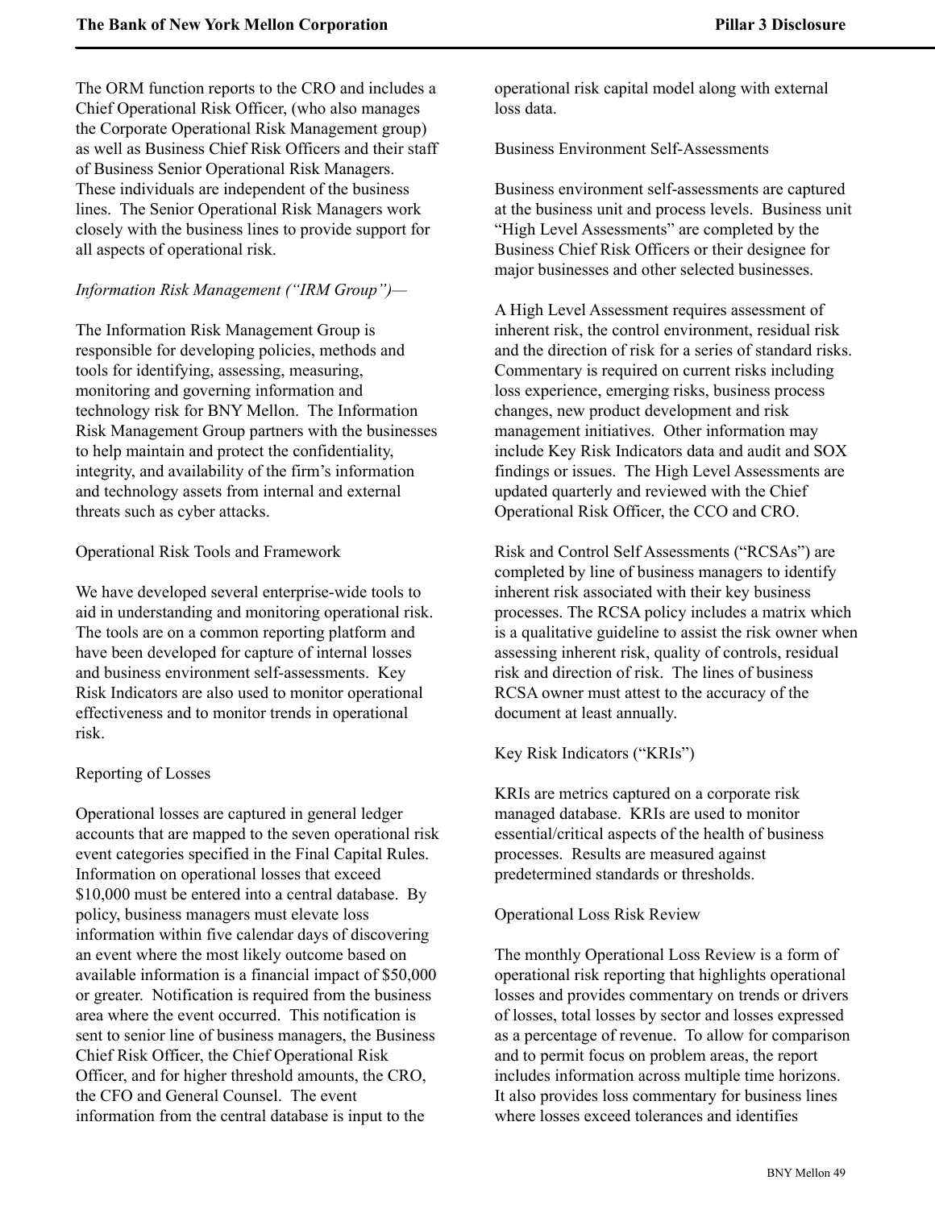The ORM function reports to the CRO and includes a Chief Operational Risk Officer, (who also manages the Corporate Operational Risk Management group) as well as Business Chief Risk Officers and their staff of Business Senior Operational Risk Managers. These individuals are independent of the business lines. The Senior Operational Risk Managers work closely with the business lines to provide support for all aspects of operational risk.

*Information Risk Management ("IRM Group")—*

The Information Risk Management Group is responsible for developing policies, methods and tools for identifying, assessing, measuring, monitoring and governing information and technology risk for BNY Mellon. The Information Risk Management Group partners with the businesses to help maintain and protect the confidentiality, integrity, and availability of the firm's information and technology assets from internal and external threats such as cyber attacks.

Operational Risk Tools and Framework

We have developed several enterprise-wide tools to aid in understanding and monitoring operational risk. The tools are on a common reporting platform and have been developed for capture of internal losses and business environment self-assessments. Key Risk Indicators are also used to monitor operational effectiveness and to monitor trends in operational risk.

Reporting of Losses

Operational losses are captured in general ledger accounts that are mapped to the seven operational risk event categories specified in the Final Capital Rules. Information on operational losses that exceed $10,000 must be entered into a central database. By policy, business managers must elevate loss information within five calendar days of discovering an event where the most likely outcome based on available information is a financial impact of $50,000 or greater. Notification is required from the business area where the event occurred. This notification is sent to senior line of business managers, the Business Chief Risk Officer, the Chief Operational Risk Officer, and for higher threshold amounts, the CRO, the CFO and General Counsel. The event information from the central database is input to the operational risk capital model along with external loss data.

Business Environment Self-Assessments

Business environment self-assessments are captured at the business unit and process levels. Business unit "High Level Assessments" are completed by the Business Chief Risk Officers or their designee for major businesses and other selected businesses.

A High Level Assessment requires assessment of inherent risk, the control environment, residual risk and the direction of risk for a series of standard risks. Commentary is required on current risks including loss experience, emerging risks, business process changes, new product development and risk management initiatives. Other information may include Key Risk Indicators data and audit and SOX findings or issues. The High Level Assessments are updated quarterly and reviewed with the Chief Operational Risk Officer, the CCO and CRO.

Risk and Control Self Assessments ("RCSAs") are completed by line of business managers to identify inherent risk associated with their key business processes. The RCSA policy includes a matrix which is a qualitative guideline to assist the risk owner when assessing inherent risk, quality of controls, residual risk and direction of risk. The lines of business RCSA owner must attest to the accuracy of the document at least annually.

Key Risk Indicators ("KRIs")

KRIs are metrics captured on a corporate risk managed database. KRIs are used to monitor essential/critical aspects of the health of business processes. Results are measured against predetermined standards or thresholds.

Operational Loss Risk Review

The monthly Operational Loss Review is a form of operational risk reporting that highlights operational losses and provides commentary on trends or drivers of losses, total losses by sector and losses expressed as a percentage of revenue. To allow for comparison and to permit focus on problem areas, the report includes information across multiple time horizons. It also provides loss commentary for business lines where losses exceed tolerances and identifies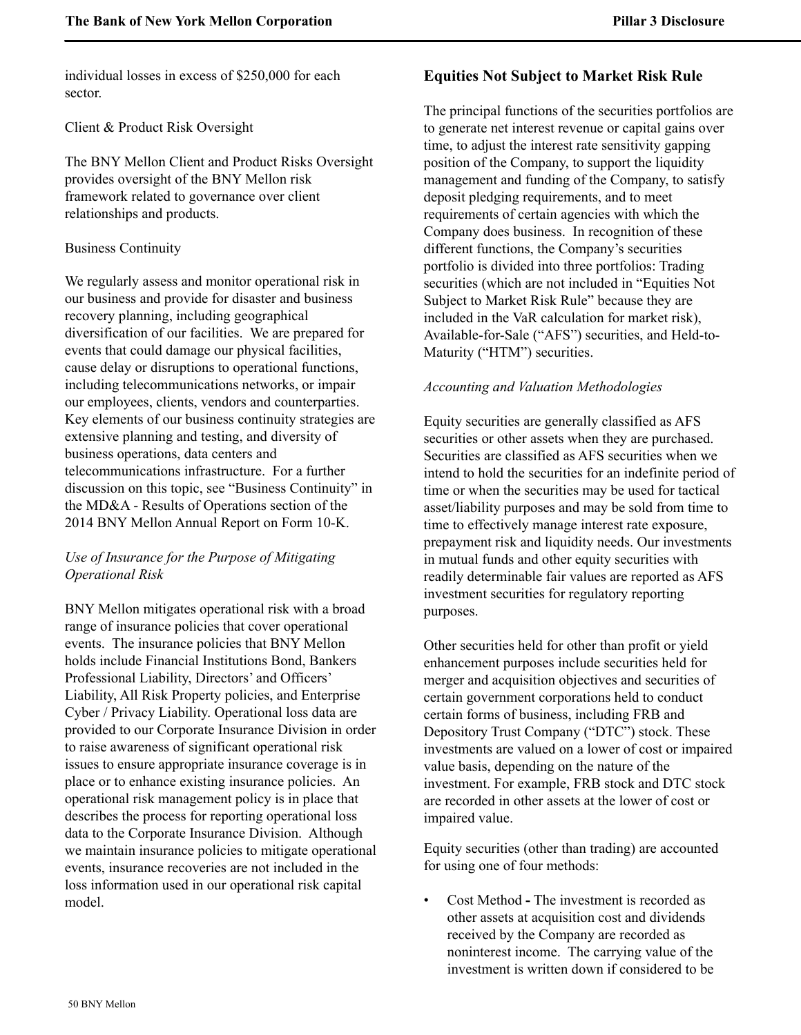individual losses in excess of $250,000 for each sector.

Client & Product Risk Oversight

The BNY Mellon Client and Product Risks Oversight provides oversight of the BNY Mellon risk framework related to governance over client relationships and products.

Business Continuity

We regularly assess and monitor operational risk in our business and provide for disaster and business recovery planning, including geographical diversification of our facilities. We are prepared for events that could damage our physical facilities, cause delay or disruptions to operational functions, including telecommunications networks, or impair our employees, clients, vendors and counterparties. Key elements of our business continuity strategies are extensive planning and testing, and diversity of business operations, data centers and telecommunications infrastructure. For a further discussion on this topic, see "Business Continuity" in the MD&A - Results of Operations section of the 2014 BNY Mellon Annual Report on Form 10-K.

*Use of Insurance for the Purpose of Mitigating Operational Risk*

BNY Mellon mitigates operational risk with a broad range of insurance policies that cover operational events. The insurance policies that BNY Mellon holds include Financial Institutions Bond, Bankers Professional Liability, Directors' and Officers' Liability, All Risk Property policies, and Enterprise Cyber / Privacy Liability. Operational loss data are provided to our Corporate Insurance Division in order to raise awareness of significant operational risk issues to ensure appropriate insurance coverage is in place or to enhance existing insurance policies. An operational risk management policy is in place that describes the process for reporting operational loss data to the Corporate Insurance Division. Although we maintain insurance policies to mitigate operational events, insurance recoveries are not included in the loss information used in our operational risk capital model.

## Equities Not Subject to Market Risk Rule

The principal functions of the securities portfolios are to generate net interest revenue or capital gains over time, to adjust the interest rate sensitivity gapping position of the Company, to support the liquidity management and funding of the Company, to satisfy deposit pledging requirements, and to meet requirements of certain agencies with which the Company does business. In recognition of these different functions, the Company's securities portfolio is divided into three portfolios: Trading securities (which are not included in "Equities Not Subject to Market Risk Rule" because they are included in the VaR calculation for market risk), Available-for-Sale ("AFS") securities, and Held-to-Maturity ("HTM") securities.

*Accounting and Valuation Methodologies*

Equity securities are generally classified as AFS securities or other assets when they are purchased. Securities are classified as AFS securities when we intend to hold the securities for an indefinite period of time or when the securities may be used for tactical asset/liability purposes and may be sold from time to time to effectively manage interest rate exposure, prepayment risk and liquidity needs. Our investments in mutual funds and other equity securities with readily determinable fair values are reported as AFS investment securities for regulatory reporting purposes.

Other securities held for other than profit or yield enhancement purposes include securities held for merger and acquisition objectives and securities of certain government corporations held to conduct certain forms of business, including FRB and Depository Trust Company ("DTC") stock. These investments are valued on a lower of cost or impaired value basis, depending on the nature of the investment. For example, FRB stock and DTC stock are recorded in other assets at the lower of cost or impaired value.

Equity securities (other than trading) are accounted for using one of four methods:

- Cost Method **-** The investment is recorded as other assets at acquisition cost and dividends received by the Company are recorded as noninterest income. The carrying value of the investment is written down if considered to be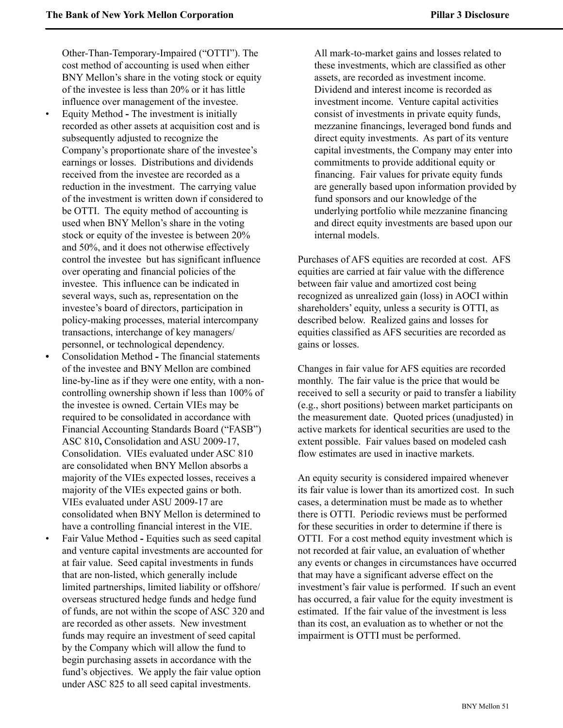Other-Than-Temporary-Impaired ("OTTI"). The cost method of accounting is used when either BNY Mellon's share in the voting stock or equity of the investee is less than 20% or it has little influence over management of the investee.

- Equity Method **-** The investment is initially recorded as other assets at acquisition cost and is subsequently adjusted to recognize the Company's proportionate share of the investee's earnings or losses. Distributions and dividends received from the investee are recorded as a reduction in the investment. The carrying value of the investment is written down if considered to be OTTI. The equity method of accounting is used when BNY Mellon's share in the voting stock or equity of the investee is between 20% and 50%, and it does not otherwise effectively control the investee but has significant influence over operating and financial policies of the investee. This influence can be indicated in several ways, such as, representation on the investee's board of directors, participation in policy-making processes, material intercompany transactions, interchange of key managers/ personnel, or technological dependency.
- Consolidation Method **-** The financial statements of the investee and BNY Mellon are combined line-by-line as if they were one entity, with a non-controlling ownership shown if less than 100% of the investee is owned. Certain VIEs may be required to be consolidated in accordance with Financial Accounting Standards Board ("FASB") ASC 810**,** Consolidation and ASU 2009-17, Consolidation. VIEs evaluated under ASC 810 are consolidated when BNY Mellon absorbs a majority of the VIEs expected losses, receives a majority of the VIEs expected gains or both. VIEs evaluated under ASU 2009-17 are consolidated when BNY Mellon is determined to have a controlling financial interest in the VIE.
- Fair Value Method **-** Equities such as seed capital and venture capital investments are accounted for at fair value. Seed capital investments in funds that are non-listed, which generally include limited partnerships, limited liability or offshore/ overseas structured hedge funds and hedge fund of funds, are not within the scope of ASC 320 and are recorded as other assets. New investment funds may require an investment of seed capital by the Company which will allow the fund to begin purchasing assets in accordance with the fund's objectives. We apply the fair value option under ASC 825 to all seed capital investments. All mark-to-market gains and losses related to these investments, which are classified as other assets, are recorded as investment income. Dividend and interest income is recorded as investment income. Venture capital activities consist of investments in private equity funds, mezzanine financings, leveraged bond funds and direct equity investments. As part of its venture capital investments, the Company may enter into commitments to provide additional equity or financing. Fair values for private equity funds are generally based upon information provided by fund sponsors and our knowledge of the underlying portfolio while mezzanine financing and direct equity investments are based upon our internal models.

Purchases of AFS equities are recorded at cost. AFS equities are carried at fair value with the difference between fair value and amortized cost being recognized as unrealized gain (loss) in AOCI within shareholders' equity, unless a security is OTTI, as described below. Realized gains and losses for equities classified as AFS securities are recorded as gains or losses.

Changes in fair value for AFS equities are recorded monthly. The fair value is the price that would be received to sell a security or paid to transfer a liability (e.g., short positions) between market participants on the measurement date. Quoted prices (unadjusted) in active markets for identical securities are used to the extent possible. Fair values based on modeled cash flow estimates are used in inactive markets.

An equity security is considered impaired whenever its fair value is lower than its amortized cost. In such cases, a determination must be made as to whether there is OTTI. Periodic reviews must be performed for these securities in order to determine if there is OTTI. For a cost method equity investment which is not recorded at fair value, an evaluation of whether any events or changes in circumstances have occurred that may have a significant adverse effect on the investment's fair value is performed. If such an event has occurred, a fair value for the equity investment is estimated. If the fair value of the investment is less than its cost, an evaluation as to whether or not the impairment is OTTI must be performed.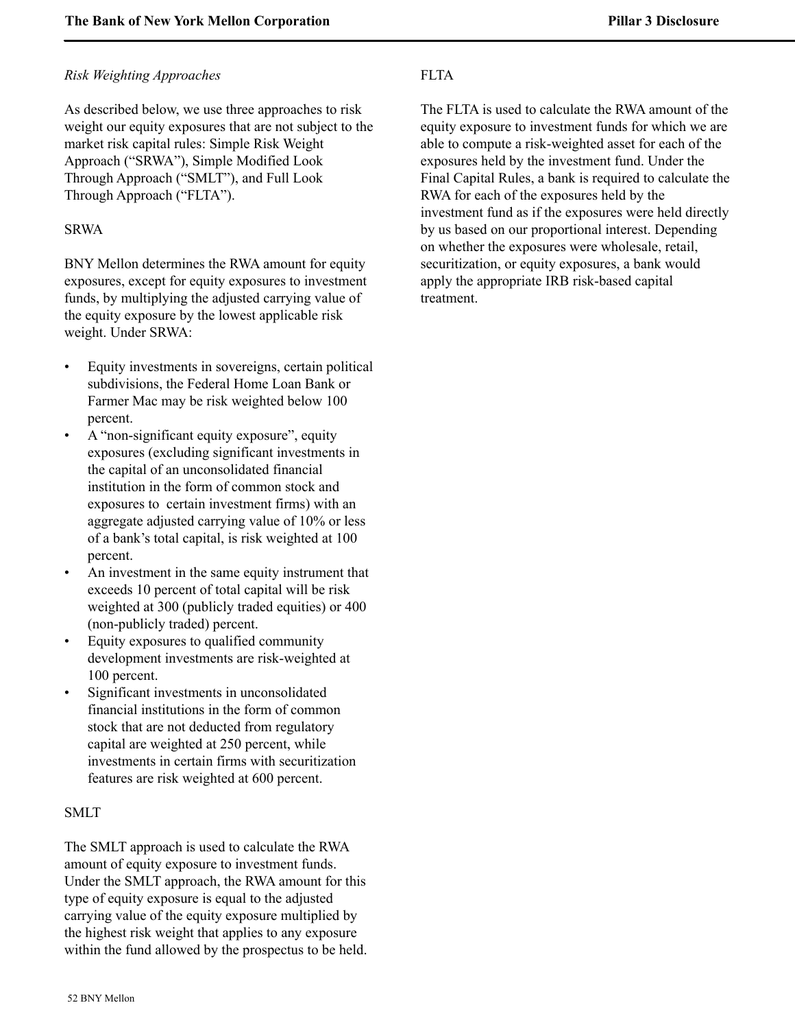*Risk Weighting Approaches*

As described below, we use three approaches to risk weight our equity exposures that are not subject to the market risk capital rules: Simple Risk Weight Approach ("SRWA"), Simple Modified Look Through Approach ("SMLT"), and Full Look Through Approach ("FLTA").

SRWA

BNY Mellon determines the RWA amount for equity exposures, except for equity exposures to investment funds, by multiplying the adjusted carrying value of the equity exposure by the lowest applicable risk weight. Under SRWA:

- Equity investments in sovereigns, certain political subdivisions, the Federal Home Loan Bank or Farmer Mac may be risk weighted below 100 percent.
- A "non-significant equity exposure", equity exposures (excluding significant investments in the capital of an unconsolidated financial institution in the form of common stock and exposures to certain investment firms) with an aggregate adjusted carrying value of 10% or less of a bank's total capital, is risk weighted at 100 percent.
- An investment in the same equity instrument that exceeds 10 percent of total capital will be risk weighted at 300 (publicly traded equities) or 400 (non-publicly traded) percent.
- Equity exposures to qualified community development investments are risk-weighted at 100 percent.
- Significant investments in unconsolidated financial institutions in the form of common stock that are not deducted from regulatory capital are weighted at 250 percent, while investments in certain firms with securitization features are risk weighted at 600 percent.

SMLT

The SMLT approach is used to calculate the RWA amount of equity exposure to investment funds. Under the SMLT approach, the RWA amount for this type of equity exposure is equal to the adjusted carrying value of the equity exposure multiplied by the highest risk weight that applies to any exposure within the fund allowed by the prospectus to be held.

FLTA

The FLTA is used to calculate the RWA amount of the equity exposure to investment funds for which we are able to compute a risk-weighted asset for each of the exposures held by the investment fund. Under the Final Capital Rules, a bank is required to calculate the RWA for each of the exposures held by the investment fund as if the exposures were held directly by us based on our proportional interest. Depending on whether the exposures were wholesale, retail, securitization, or equity exposures, a bank would apply the appropriate IRB risk-based capital treatment.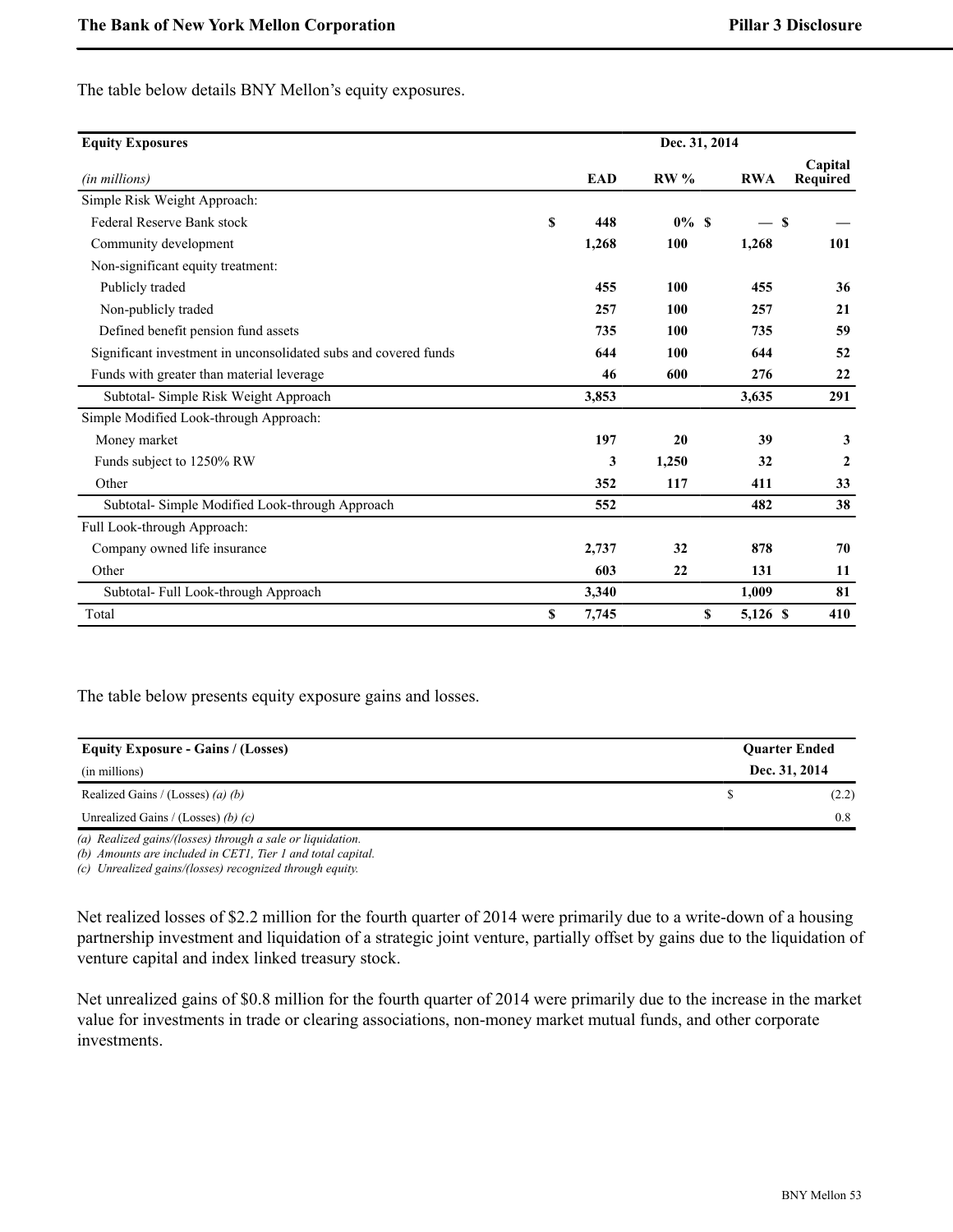The table below details BNY Mellon's equity exposures.

| Equity Exposures | Dec. 31, 2014 | | | |
|---|---|---|---|---|
| *(in millions)* | EAD | RW % | RWA | Capital Required |
| Simple Risk Weight Approach: | | | | |
| Federal Reserve Bank stock | $ 448 | 0% | $ — | $ — |
| Community development | 1,268 | 100 | 1,268 | 101 |
| Non-significant equity treatment: | | | | |
| Publicly traded | 455 | 100 | 455 | 36 |
| Non-publicly traded | 257 | 100 | 257 | 21 |
| Defined benefit pension fund assets | 735 | 100 | 735 | 59 |
| Significant investment in unconsolidated subs and covered funds | 644 | 100 | 644 | 52 |
| Funds with greater than material leverage | 46 | 600 | 276 | 22 |
| Subtotal- Simple Risk Weight Approach | 3,853 | | 3,635 | 291 |
| Simple Modified Look-through Approach: | | | | |
| Money market | 197 | 20 | 39 | 3 |
| Funds subject to 1250% RW | 3 | 1,250 | 32 | 2 |
| Other | 352 | 117 | 411 | 33 |
| Subtotal- Simple Modified Look-through Approach | 552 | | 482 | 38 |
| Full Look-through Approach: | | | | |
| Company owned life insurance | 2,737 | 32 | 878 | 70 |
| Other | 603 | 22 | 131 | 11 |
| Subtotal- Full Look-through Approach | 3,340 | | 1,009 | 81 |
| Total | $ 7,745 | | $ 5,126 | $ 410 |

The table below presents equity exposure gains and losses.

| Equity Exposure - Gains / (Losses) | Quarter Ended |
|---|---|
| (in millions) | Dec. 31, 2014 |
| Realized Gains / (Losses) *(a) (b)* | $ (2.2) |
| Unrealized Gains / (Losses) *(b) (c)* | 0.8 |

*(a) Realized gains/(losses) through a sale or liquidation.*
*(b) Amounts are included in CET1, Tier 1 and total capital.*
*(c) Unrealized gains/(losses) recognized through equity.*

Net realized losses of $2.2 million for the fourth quarter of 2014 were primarily due to a write-down of a housing partnership investment and liquidation of a strategic joint venture, partially offset by gains due to the liquidation of venture capital and index linked treasury stock.

Net unrealized gains of $0.8 million for the fourth quarter of 2014 were primarily due to the increase in the market value for investments in trade or clearing associations, non-money market mutual funds, and other corporate investments.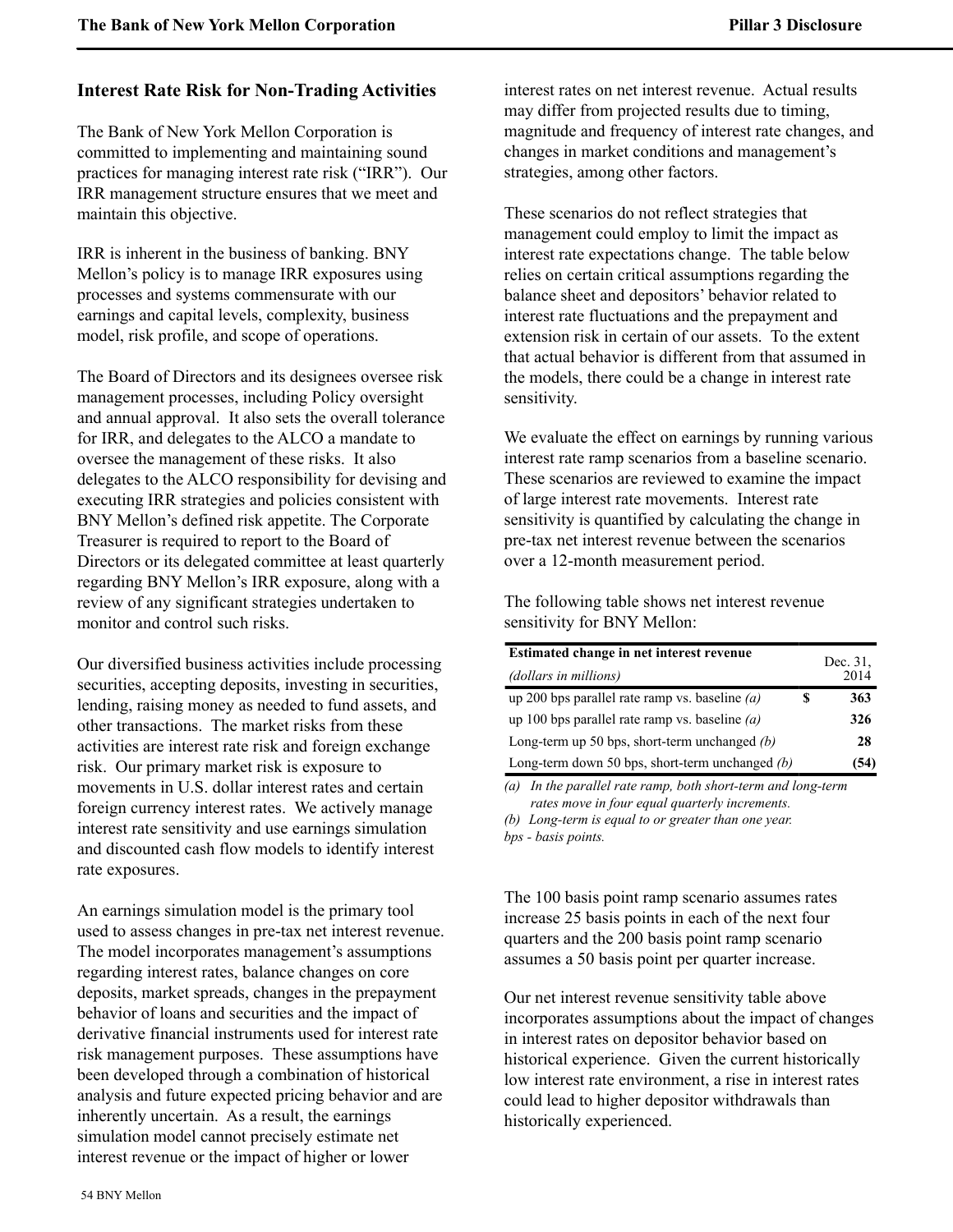## Interest Rate Risk for Non-Trading Activities

The Bank of New York Mellon Corporation is committed to implementing and maintaining sound practices for managing interest rate risk ("IRR"). Our IRR management structure ensures that we meet and maintain this objective.

IRR is inherent in the business of banking. BNY Mellon's policy is to manage IRR exposures using processes and systems commensurate with our earnings and capital levels, complexity, business model, risk profile, and scope of operations.

The Board of Directors and its designees oversee risk management processes, including Policy oversight and annual approval. It also sets the overall tolerance for IRR, and delegates to the ALCO a mandate to oversee the management of these risks. It also delegates to the ALCO responsibility for devising and executing IRR strategies and policies consistent with BNY Mellon's defined risk appetite. The Corporate Treasurer is required to report to the Board of Directors or its delegated committee at least quarterly regarding BNY Mellon's IRR exposure, along with a review of any significant strategies undertaken to monitor and control such risks.

Our diversified business activities include processing securities, accepting deposits, investing in securities, lending, raising money as needed to fund assets, and other transactions. The market risks from these activities are interest rate risk and foreign exchange risk. Our primary market risk is exposure to movements in U.S. dollar interest rates and certain foreign currency interest rates. We actively manage interest rate sensitivity and use earnings simulation and discounted cash flow models to identify interest rate exposures.

An earnings simulation model is the primary tool used to assess changes in pre-tax net interest revenue. The model incorporates management's assumptions regarding interest rates, balance changes on core deposits, market spreads, changes in the prepayment behavior of loans and securities and the impact of derivative financial instruments used for interest rate risk management purposes. These assumptions have been developed through a combination of historical analysis and future expected pricing behavior and are inherently uncertain. As a result, the earnings simulation model cannot precisely estimate net interest revenue or the impact of higher or lower interest rates on net interest revenue. Actual results may differ from projected results due to timing, magnitude and frequency of interest rate changes, and changes in market conditions and management's strategies, among other factors.

These scenarios do not reflect strategies that management could employ to limit the impact as interest rate expectations change. The table below relies on certain critical assumptions regarding the balance sheet and depositors' behavior related to interest rate fluctuations and the prepayment and extension risk in certain of our assets. To the extent that actual behavior is different from that assumed in the models, there could be a change in interest rate sensitivity.

We evaluate the effect on earnings by running various interest rate ramp scenarios from a baseline scenario. These scenarios are reviewed to examine the impact of large interest rate movements. Interest rate sensitivity is quantified by calculating the change in pre-tax net interest revenue between the scenarios over a 12-month measurement period.

The following table shows net interest revenue sensitivity for BNY Mellon:

| **Estimated change in net interest revenue** *(dollars in millions)* | Dec. 31, 2014 |
|---|---|
| up 200 bps parallel rate ramp vs. baseline *(a)* | **$ 363** |
| up 100 bps parallel rate ramp vs. baseline *(a)* | **326** |
| Long-term up 50 bps, short-term unchanged *(b)* | **28** |
| Long-term down 50 bps, short-term unchanged *(b)* | **(54)** |

*(a) In the parallel rate ramp, both short-term and long-term rates move in four equal quarterly increments.*
*(b) Long-term is equal to or greater than one year.*
*bps - basis points.*

The 100 basis point ramp scenario assumes rates increase 25 basis points in each of the next four quarters and the 200 basis point ramp scenario assumes a 50 basis point per quarter increase.

Our net interest revenue sensitivity table above incorporates assumptions about the impact of changes in interest rates on depositor behavior based on historical experience. Given the current historically low interest rate environment, a rise in interest rates could lead to higher depositor withdrawals than historically experienced.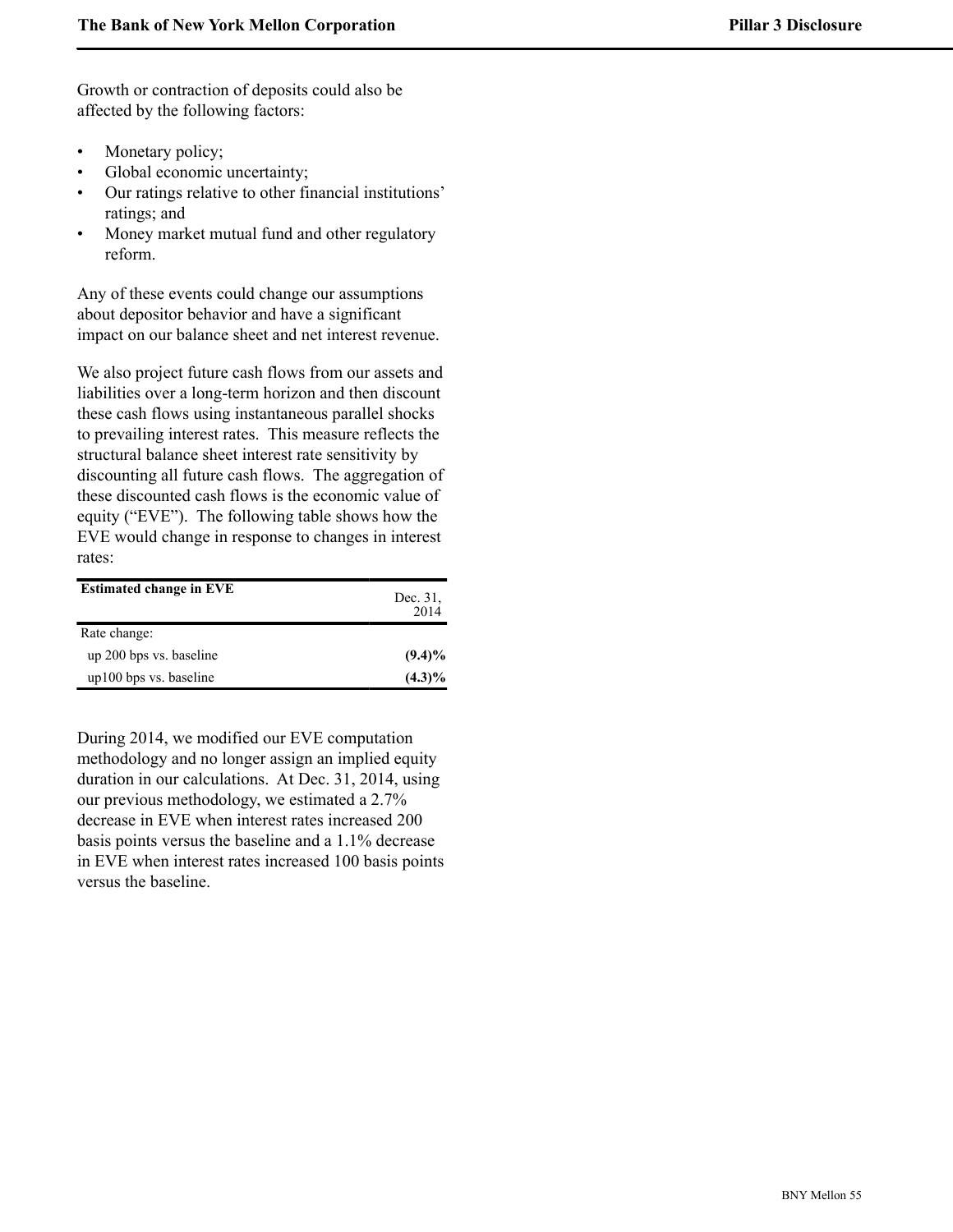Growth or contraction of deposits could also be affected by the following factors:

- Monetary policy;
- Global economic uncertainty;
- Our ratings relative to other financial institutions' ratings; and
- Money market mutual fund and other regulatory reform.

Any of these events could change our assumptions about depositor behavior and have a significant impact on our balance sheet and net interest revenue.

We also project future cash flows from our assets and liabilities over a long-term horizon and then discount these cash flows using instantaneous parallel shocks to prevailing interest rates. This measure reflects the structural balance sheet interest rate sensitivity by discounting all future cash flows. The aggregation of these discounted cash flows is the economic value of equity ("EVE"). The following table shows how the EVE would change in response to changes in interest rates:

| **Estimated change in EVE** | Dec. 31, 2014 |
|---|---|
| Rate change: | |
| up 200 bps vs. baseline | **(9.4)%** |
| up100 bps vs. baseline | **(4.3)%** |

During 2014, we modified our EVE computation methodology and no longer assign an implied equity duration in our calculations. At Dec. 31, 2014, using our previous methodology, we estimated a 2.7% decrease in EVE when interest rates increased 200 basis points versus the baseline and a 1.1% decrease in EVE when interest rates increased 100 basis points versus the baseline.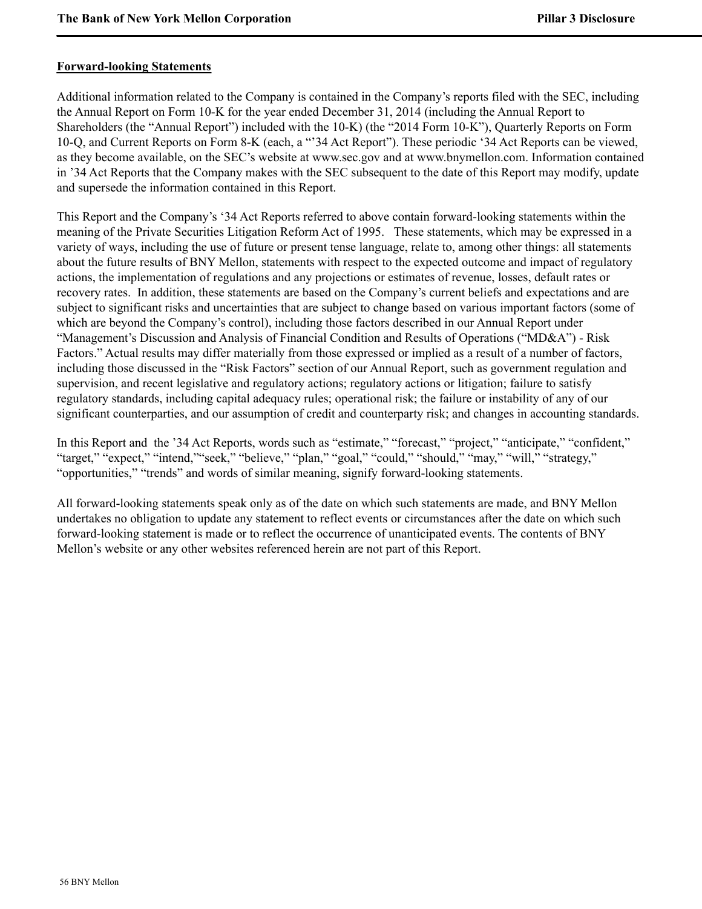**Forward-looking Statements**

Additional information related to the Company is contained in the Company's reports filed with the SEC, including the Annual Report on Form 10-K for the year ended December 31, 2014 (including the Annual Report to Shareholders (the "Annual Report") included with the 10-K) (the "2014 Form 10-K"), Quarterly Reports on Form 10-Q, and Current Reports on Form 8-K (each, a "'34 Act Report"). These periodic '34 Act Reports can be viewed, as they become available, on the SEC's website at www.sec.gov and at www.bnymellon.com. Information contained in '34 Act Reports that the Company makes with the SEC subsequent to the date of this Report may modify, update and supersede the information contained in this Report.

This Report and the Company's '34 Act Reports referred to above contain forward-looking statements within the meaning of the Private Securities Litigation Reform Act of 1995. These statements, which may be expressed in a variety of ways, including the use of future or present tense language, relate to, among other things: all statements about the future results of BNY Mellon, statements with respect to the expected outcome and impact of regulatory actions, the implementation of regulations and any projections or estimates of revenue, losses, default rates or recovery rates. In addition, these statements are based on the Company's current beliefs and expectations and are subject to significant risks and uncertainties that are subject to change based on various important factors (some of which are beyond the Company's control), including those factors described in our Annual Report under "Management's Discussion and Analysis of Financial Condition and Results of Operations ("MD&A") - Risk Factors." Actual results may differ materially from those expressed or implied as a result of a number of factors, including those discussed in the "Risk Factors" section of our Annual Report, such as government regulation and supervision, and recent legislative and regulatory actions; regulatory actions or litigation; failure to satisfy regulatory standards, including capital adequacy rules; operational risk; the failure or instability of any of our significant counterparties, and our assumption of credit and counterparty risk; and changes in accounting standards.

In this Report and the '34 Act Reports, words such as "estimate," "forecast," "project," "anticipate," "confident," "target," "expect," "intend,""seek," "believe," "plan," "goal," "could," "should," "may," "will," "strategy," "opportunities," "trends" and words of similar meaning, signify forward-looking statements.

All forward-looking statements speak only as of the date on which such statements are made, and BNY Mellon undertakes no obligation to update any statement to reflect events or circumstances after the date on which such forward-looking statement is made or to reflect the occurrence of unanticipated events. The contents of BNY Mellon's website or any other websites referenced herein are not part of this Report.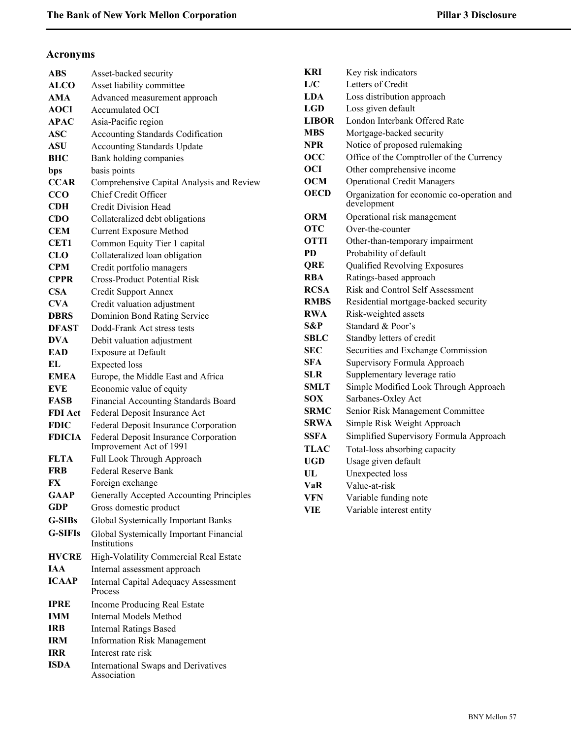## Acronyms

| | |
|---|---|
| **ABS** | Asset-backed security |
| **ALCO** | Asset liability committee |
| **AMA** | Advanced measurement approach |
| **AOCI** | Accumulated OCI |
| **APAC** | Asia-Pacific region |
| **ASC** | Accounting Standards Codification |
| **ASU** | Accounting Standards Update |
| **BHC** | Bank holding companies |
| **bps** | basis points |
| **CCAR** | Comprehensive Capital Analysis and Review |
| **CCO** | Chief Credit Officer |
| **CDH** | Credit Division Head |
| **CDO** | Collateralized debt obligations |
| **CEM** | Current Exposure Method |
| **CET1** | Common Equity Tier 1 capital |
| **CLO** | Collateralized loan obligation |
| **CPM** | Credit portfolio managers |
| **CPPR** | Cross-Product Potential Risk |
| **CSA** | Credit Support Annex |
| **CVA** | Credit valuation adjustment |
| **DBRS** | Dominion Bond Rating Service |
| **DFAST** | Dodd-Frank Act stress tests |
| **DVA** | Debit valuation adjustment |
| **EAD** | Exposure at Default |
| **EL** | Expected loss |
| **EMEA** | Europe, the Middle East and Africa |
| **EVE** | Economic value of equity |
| **FASB** | Financial Accounting Standards Board |
| **FDI Act** | Federal Deposit Insurance Act |
| **FDIC** | Federal Deposit Insurance Corporation |
| **FDICIA** | Federal Deposit Insurance Corporation Improvement Act of 1991 |
| **FLTA** | Full Look Through Approach |
| **FRB** | Federal Reserve Bank |
| **FX** | Foreign exchange |
| **GAAP** | Generally Accepted Accounting Principles |
| **GDP** | Gross domestic product |
| **G-SIBs** | Global Systemically Important Banks |
| **G-SIFIs** | Global Systemically Important Financial Institutions |
| **HVCRE** | High-Volatility Commercial Real Estate |
| **IAA** | Internal assessment approach |
| **ICAAP** | Internal Capital Adequacy Assessment Process |
| **IPRE** | Income Producing Real Estate |
| **IMM** | Internal Models Method |
| **IRB** | Internal Ratings Based |
| **IRM** | Information Risk Management |
| **IRR** | Interest rate risk |
| **ISDA** | International Swaps and Derivatives Association |
| **KRI** | Key risk indicators |
| **L/C** | Letters of Credit |
| **LDA** | Loss distribution approach |
| **LGD** | Loss given default |
| **LIBOR** | London Interbank Offered Rate |
| **MBS** | Mortgage-backed security |
| **NPR** | Notice of proposed rulemaking |
| **OCC** | Office of the Comptroller of the Currency |
| **OCI** | Other comprehensive income |
| **OCM** | Operational Credit Managers |
| **OECD** | Organization for economic co-operation and development |
| **ORM** | Operational risk management |
| **OTC** | Over-the-counter |
| **OTTI** | Other-than-temporary impairment |
| **PD** | Probability of default |
| **QRE** | Qualified Revolving Exposures |
| **RBA** | Ratings-based approach |
| **RCSA** | Risk and Control Self Assessment |
| **RMBS** | Residential mortgage-backed security |
| **RWA** | Risk-weighted assets |
| **S&P** | Standard & Poor's |
| **SBLC** | Standby letters of credit |
| **SEC** | Securities and Exchange Commission |
| **SFA** | Supervisory Formula Approach |
| **SLR** | Supplementary leverage ratio |
| **SMLT** | Simple Modified Look Through Approach |
| **SOX** | Sarbanes-Oxley Act |
| **SRMC** | Senior Risk Management Committee |
| **SRWA** | Simple Risk Weight Approach |
| **SSFA** | Simplified Supervisory Formula Approach |
| **TLAC** | Total-loss absorbing capacity |
| **UGD** | Usage given default |
| **UL** | Unexpected loss |
| **VaR** | Value-at-risk |
| **VFN** | Variable funding note |
| **VIE** | Variable interest entity |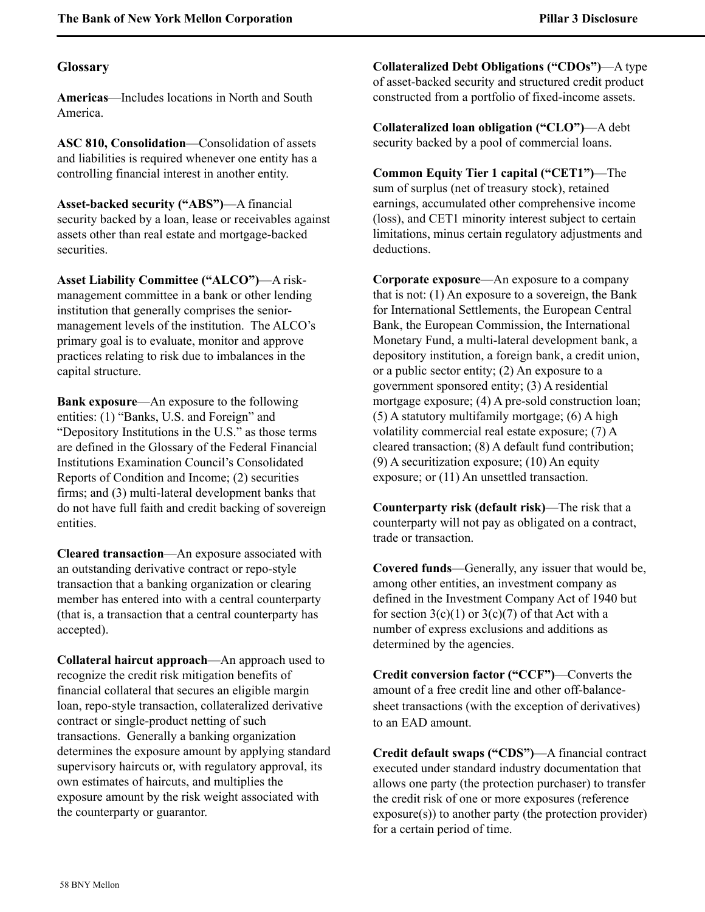## Glossary

**Americas**—Includes locations in North and South America.

**ASC 810, Consolidation**—Consolidation of assets and liabilities is required whenever one entity has a controlling financial interest in another entity.

**Asset-backed security ("ABS")**—A financial security backed by a loan, lease or receivables against assets other than real estate and mortgage-backed securities.

**Asset Liability Committee ("ALCO")**—A risk-management committee in a bank or other lending institution that generally comprises the senior-management levels of the institution. The ALCO's primary goal is to evaluate, monitor and approve practices relating to risk due to imbalances in the capital structure.

**Bank exposure**—An exposure to the following entities: (1) "Banks, U.S. and Foreign" and "Depository Institutions in the U.S." as those terms are defined in the Glossary of the Federal Financial Institutions Examination Council's Consolidated Reports of Condition and Income; (2) securities firms; and (3) multi-lateral development banks that do not have full faith and credit backing of sovereign entities.

**Cleared transaction**—An exposure associated with an outstanding derivative contract or repo-style transaction that a banking organization or clearing member has entered into with a central counterparty (that is, a transaction that a central counterparty has accepted).

**Collateral haircut approach**—An approach used to recognize the credit risk mitigation benefits of financial collateral that secures an eligible margin loan, repo-style transaction, collateralized derivative contract or single-product netting of such transactions. Generally a banking organization determines the exposure amount by applying standard supervisory haircuts or, with regulatory approval, its own estimates of haircuts, and multiplies the exposure amount by the risk weight associated with the counterparty or guarantor.

**Collateralized Debt Obligations ("CDOs")**—A type of asset-backed security and structured credit product constructed from a portfolio of fixed-income assets.

**Collateralized loan obligation ("CLO")**—A debt security backed by a pool of commercial loans.

**Common Equity Tier 1 capital ("CET1")**—The sum of surplus (net of treasury stock), retained earnings, accumulated other comprehensive income (loss), and CET1 minority interest subject to certain limitations, minus certain regulatory adjustments and deductions.

**Corporate exposure**—An exposure to a company that is not: (1) An exposure to a sovereign, the Bank for International Settlements, the European Central Bank, the European Commission, the International Monetary Fund, a multi-lateral development bank, a depository institution, a foreign bank, a credit union, or a public sector entity; (2) An exposure to a government sponsored entity; (3) A residential mortgage exposure; (4) A pre-sold construction loan; (5) A statutory multifamily mortgage; (6) A high volatility commercial real estate exposure; (7) A cleared transaction; (8) A default fund contribution; (9) A securitization exposure; (10) An equity exposure; or (11) An unsettled transaction.

**Counterparty risk (default risk)**—The risk that a counterparty will not pay as obligated on a contract, trade or transaction.

**Covered funds**—Generally, any issuer that would be, among other entities, an investment company as defined in the Investment Company Act of 1940 but for section 3(c)(1) or 3(c)(7) of that Act with a number of express exclusions and additions as determined by the agencies.

**Credit conversion factor ("CCF")**—Converts the amount of a free credit line and other off-balance-sheet transactions (with the exception of derivatives) to an EAD amount.

**Credit default swaps ("CDS")**—A financial contract executed under standard industry documentation that allows one party (the protection purchaser) to transfer the credit risk of one or more exposures (reference exposure(s)) to another party (the protection provider) for a certain period of time.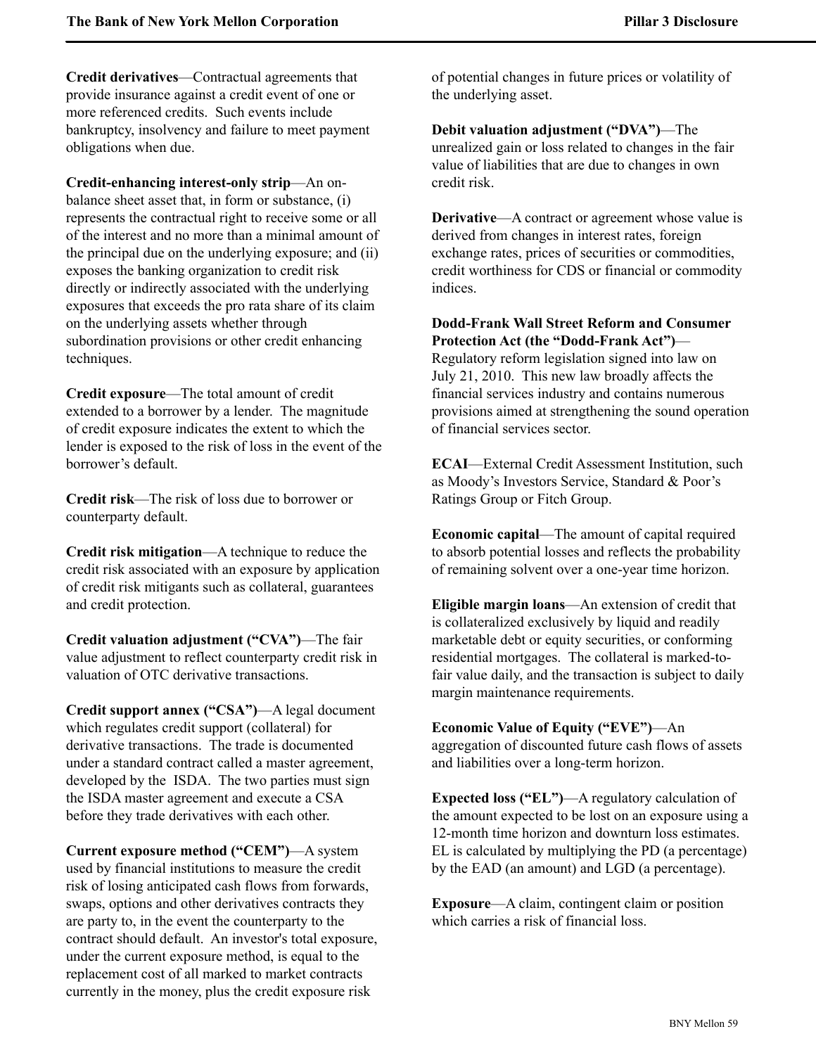**Credit derivatives**—Contractual agreements that provide insurance against a credit event of one or more referenced credits. Such events include bankruptcy, insolvency and failure to meet payment obligations when due.

**Credit-enhancing interest-only strip**—An on-balance sheet asset that, in form or substance, (i) represents the contractual right to receive some or all of the interest and no more than a minimal amount of the principal due on the underlying exposure; and (ii) exposes the banking organization to credit risk directly or indirectly associated with the underlying exposures that exceeds the pro rata share of its claim on the underlying assets whether through subordination provisions or other credit enhancing techniques.

**Credit exposure**—The total amount of credit extended to a borrower by a lender. The magnitude of credit exposure indicates the extent to which the lender is exposed to the risk of loss in the event of the borrower's default.

**Credit risk**—The risk of loss due to borrower or counterparty default.

**Credit risk mitigation**—A technique to reduce the credit risk associated with an exposure by application of credit risk mitigants such as collateral, guarantees and credit protection.

**Credit valuation adjustment ("CVA")**—The fair value adjustment to reflect counterparty credit risk in valuation of OTC derivative transactions.

**Credit support annex ("CSA")**—A legal document which regulates credit support (collateral) for derivative transactions. The trade is documented under a standard contract called a master agreement, developed by the ISDA. The two parties must sign the ISDA master agreement and execute a CSA before they trade derivatives with each other.

**Current exposure method ("CEM")**—A system used by financial institutions to measure the credit risk of losing anticipated cash flows from forwards, swaps, options and other derivatives contracts they are party to, in the event the counterparty to the contract should default. An investor's total exposure, under the current exposure method, is equal to the replacement cost of all marked to market contracts currently in the money, plus the credit exposure risk of potential changes in future prices or volatility of the underlying asset.

**Debit valuation adjustment ("DVA")**—The unrealized gain or loss related to changes in the fair value of liabilities that are due to changes in own credit risk.

**Derivative**—A contract or agreement whose value is derived from changes in interest rates, foreign exchange rates, prices of securities or commodities, credit worthiness for CDS or financial or commodity indices.

**Dodd-Frank Wall Street Reform and Consumer Protection Act (the "Dodd-Frank Act")**—Regulatory reform legislation signed into law on July 21, 2010. This new law broadly affects the financial services industry and contains numerous provisions aimed at strengthening the sound operation of financial services sector.

**ECAI**—External Credit Assessment Institution, such as Moody's Investors Service, Standard & Poor's Ratings Group or Fitch Group.

**Economic capital**—The amount of capital required to absorb potential losses and reflects the probability of remaining solvent over a one-year time horizon.

**Eligible margin loans**—An extension of credit that is collateralized exclusively by liquid and readily marketable debt or equity securities, or conforming residential mortgages. The collateral is marked-to-fair value daily, and the transaction is subject to daily margin maintenance requirements.

**Economic Value of Equity ("EVE")**—An aggregation of discounted future cash flows of assets and liabilities over a long-term horizon.

**Expected loss ("EL")**—A regulatory calculation of the amount expected to be lost on an exposure using a 12-month time horizon and downturn loss estimates. EL is calculated by multiplying the PD (a percentage) by the EAD (an amount) and LGD (a percentage).

**Exposure**—A claim, contingent claim or position which carries a risk of financial loss.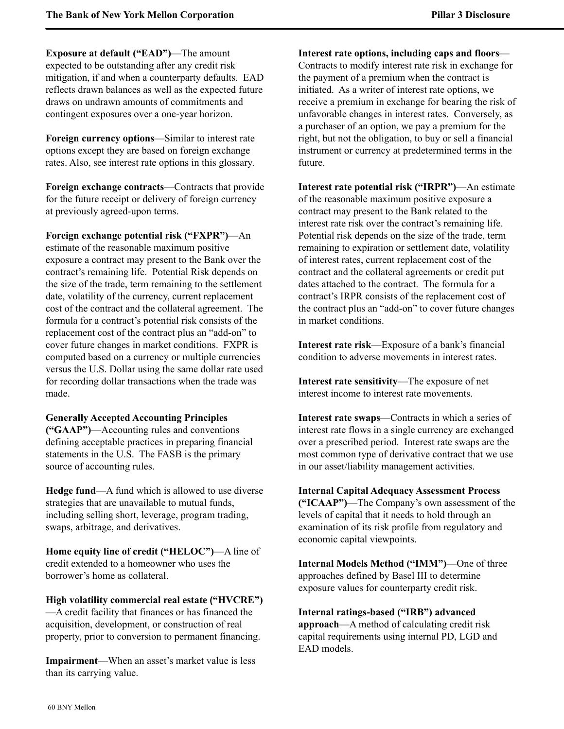**Exposure at default (“EAD”)**—The amount expected to be outstanding after any credit risk mitigation, if and when a counterparty defaults. EAD reflects drawn balances as well as the expected future draws on undrawn amounts of commitments and contingent exposures over a one-year horizon.

**Foreign currency options**—Similar to interest rate options except they are based on foreign exchange rates. Also, see interest rate options in this glossary.

**Foreign exchange contracts**—Contracts that provide for the future receipt or delivery of foreign currency at previously agreed-upon terms.

**Foreign exchange potential risk (“FXPR”)**—An estimate of the reasonable maximum positive exposure a contract may present to the Bank over the contract’s remaining life. Potential Risk depends on the size of the trade, term remaining to the settlement date, volatility of the currency, current replacement cost of the contract and the collateral agreement. The formula for a contract’s potential risk consists of the replacement cost of the contract plus an “add-on” to cover future changes in market conditions. FXPR is computed based on a currency or multiple currencies versus the U.S. Dollar using the same dollar rate used for recording dollar transactions when the trade was made.

**Generally Accepted Accounting Principles (“GAAP”)**—Accounting rules and conventions defining acceptable practices in preparing financial statements in the U.S. The FASB is the primary source of accounting rules.

**Hedge fund**—A fund which is allowed to use diverse strategies that are unavailable to mutual funds, including selling short, leverage, program trading, swaps, arbitrage, and derivatives.

**Home equity line of credit (“HELOC”)**—A line of credit extended to a homeowner who uses the borrower’s home as collateral.

**High volatility commercial real estate (“HVCRE”)**—A credit facility that finances or has financed the acquisition, development, or construction of real property, prior to conversion to permanent financing.

**Impairment**—When an asset’s market value is less than its carrying value.

**Interest rate options, including caps and floors**—Contracts to modify interest rate risk in exchange for the payment of a premium when the contract is initiated. As a writer of interest rate options, we receive a premium in exchange for bearing the risk of unfavorable changes in interest rates. Conversely, as a purchaser of an option, we pay a premium for the right, but not the obligation, to buy or sell a financial instrument or currency at predetermined terms in the future.

**Interest rate potential risk (“IRPR”)**—An estimate of the reasonable maximum positive exposure a contract may present to the Bank related to the interest rate risk over the contract’s remaining life. Potential risk depends on the size of the trade, term remaining to expiration or settlement date, volatility of interest rates, current replacement cost of the contract and the collateral agreements or credit put dates attached to the contract. The formula for a contract’s IRPR consists of the replacement cost of the contract plus an “add-on” to cover future changes in market conditions.

**Interest rate risk**—Exposure of a bank’s financial condition to adverse movements in interest rates.

**Interest rate sensitivity**—The exposure of net interest income to interest rate movements.

**Interest rate swaps**—Contracts in which a series of interest rate flows in a single currency are exchanged over a prescribed period. Interest rate swaps are the most common type of derivative contract that we use in our asset/liability management activities.

**Internal Capital Adequacy Assessment Process (“ICAAP”)**—The Company’s own assessment of the levels of capital that it needs to hold through an examination of its risk profile from regulatory and economic capital viewpoints.

**Internal Models Method (“IMM”)**—One of three approaches defined by Basel III to determine exposure values for counterparty credit risk.

**Internal ratings-based (“IRB”) advanced approach**—A method of calculating credit risk capital requirements using internal PD, LGD and EAD models.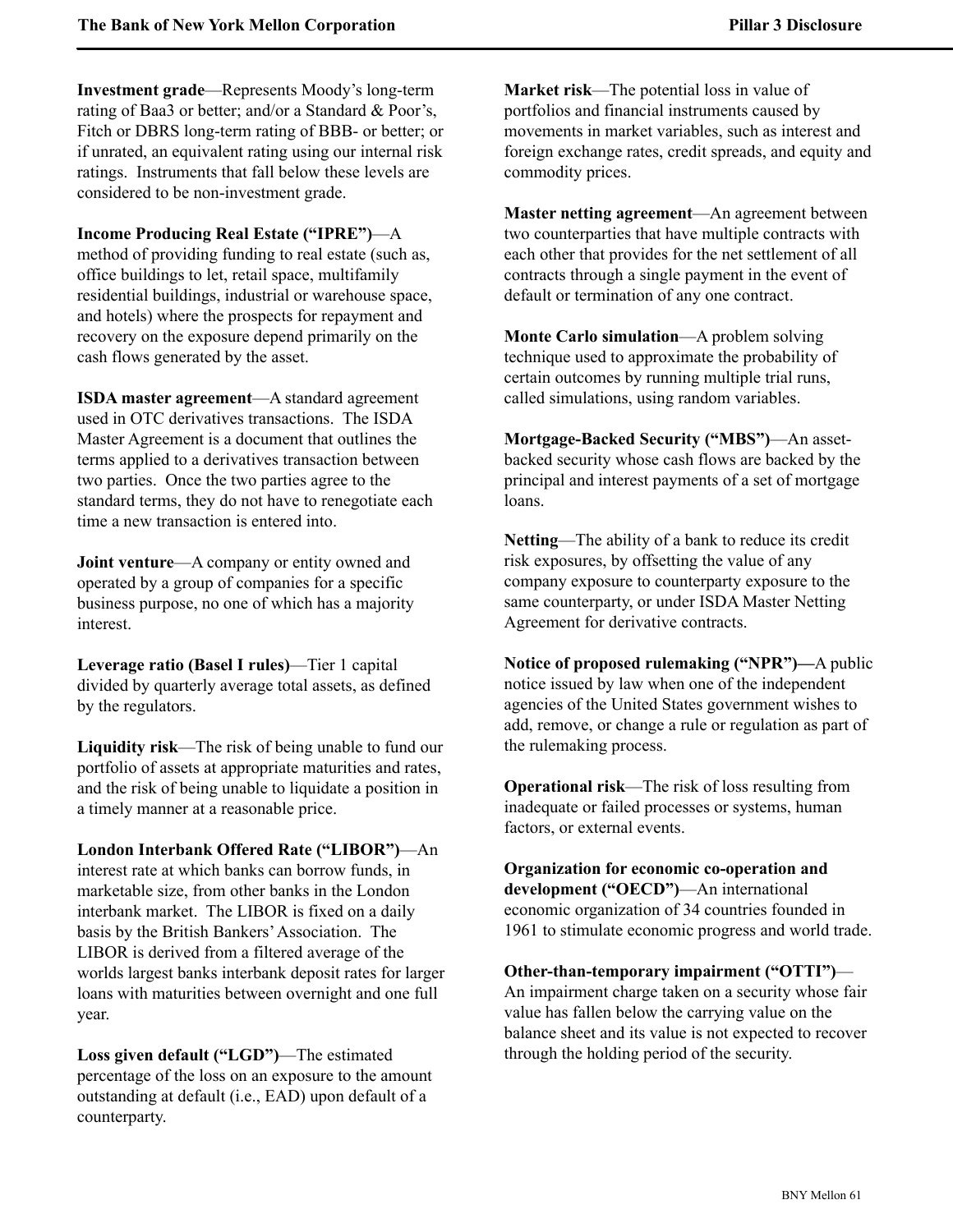**Investment grade**—Represents Moody's long-term rating of Baa3 or better; and/or a Standard & Poor's, Fitch or DBRS long-term rating of BBB- or better; or if unrated, an equivalent rating using our internal risk ratings. Instruments that fall below these levels are considered to be non-investment grade.

**Income Producing Real Estate ("IPRE")**—A method of providing funding to real estate (such as, office buildings to let, retail space, multifamily residential buildings, industrial or warehouse space, and hotels) where the prospects for repayment and recovery on the exposure depend primarily on the cash flows generated by the asset.

**ISDA master agreement**—A standard agreement used in OTC derivatives transactions. The ISDA Master Agreement is a document that outlines the terms applied to a derivatives transaction between two parties. Once the two parties agree to the standard terms, they do not have to renegotiate each time a new transaction is entered into.

**Joint venture**—A company or entity owned and operated by a group of companies for a specific business purpose, no one of which has a majority interest.

**Leverage ratio (Basel I rules)**—Tier 1 capital divided by quarterly average total assets, as defined by the regulators.

**Liquidity risk**—The risk of being unable to fund our portfolio of assets at appropriate maturities and rates, and the risk of being unable to liquidate a position in a timely manner at a reasonable price.

**London Interbank Offered Rate ("LIBOR")**—An interest rate at which banks can borrow funds, in marketable size, from other banks in the London interbank market. The LIBOR is fixed on a daily basis by the British Bankers' Association. The LIBOR is derived from a filtered average of the worlds largest banks interbank deposit rates for larger loans with maturities between overnight and one full year.

**Loss given default ("LGD")**—The estimated percentage of the loss on an exposure to the amount outstanding at default (i.e., EAD) upon default of a counterparty.

**Market risk**—The potential loss in value of portfolios and financial instruments caused by movements in market variables, such as interest and foreign exchange rates, credit spreads, and equity and commodity prices.

**Master netting agreement**—An agreement between two counterparties that have multiple contracts with each other that provides for the net settlement of all contracts through a single payment in the event of default or termination of any one contract.

**Monte Carlo simulation**—A problem solving technique used to approximate the probability of certain outcomes by running multiple trial runs, called simulations, using random variables.

**Mortgage-Backed Security ("MBS")**—An asset-backed security whose cash flows are backed by the principal and interest payments of a set of mortgage loans.

**Netting**—The ability of a bank to reduce its credit risk exposures, by offsetting the value of any company exposure to counterparty exposure to the same counterparty, or under ISDA Master Netting Agreement for derivative contracts.

**Notice of proposed rulemaking ("NPR")—**A public notice issued by law when one of the independent agencies of the United States government wishes to add, remove, or change a rule or regulation as part of the rulemaking process.

**Operational risk**—The risk of loss resulting from inadequate or failed processes or systems, human factors, or external events.

**Organization for economic co-operation and development ("OECD")**—An international economic organization of 34 countries founded in 1961 to stimulate economic progress and world trade.

**Other-than-temporary impairment ("OTTI")**—An impairment charge taken on a security whose fair value has fallen below the carrying value on the balance sheet and its value is not expected to recover through the holding period of the security.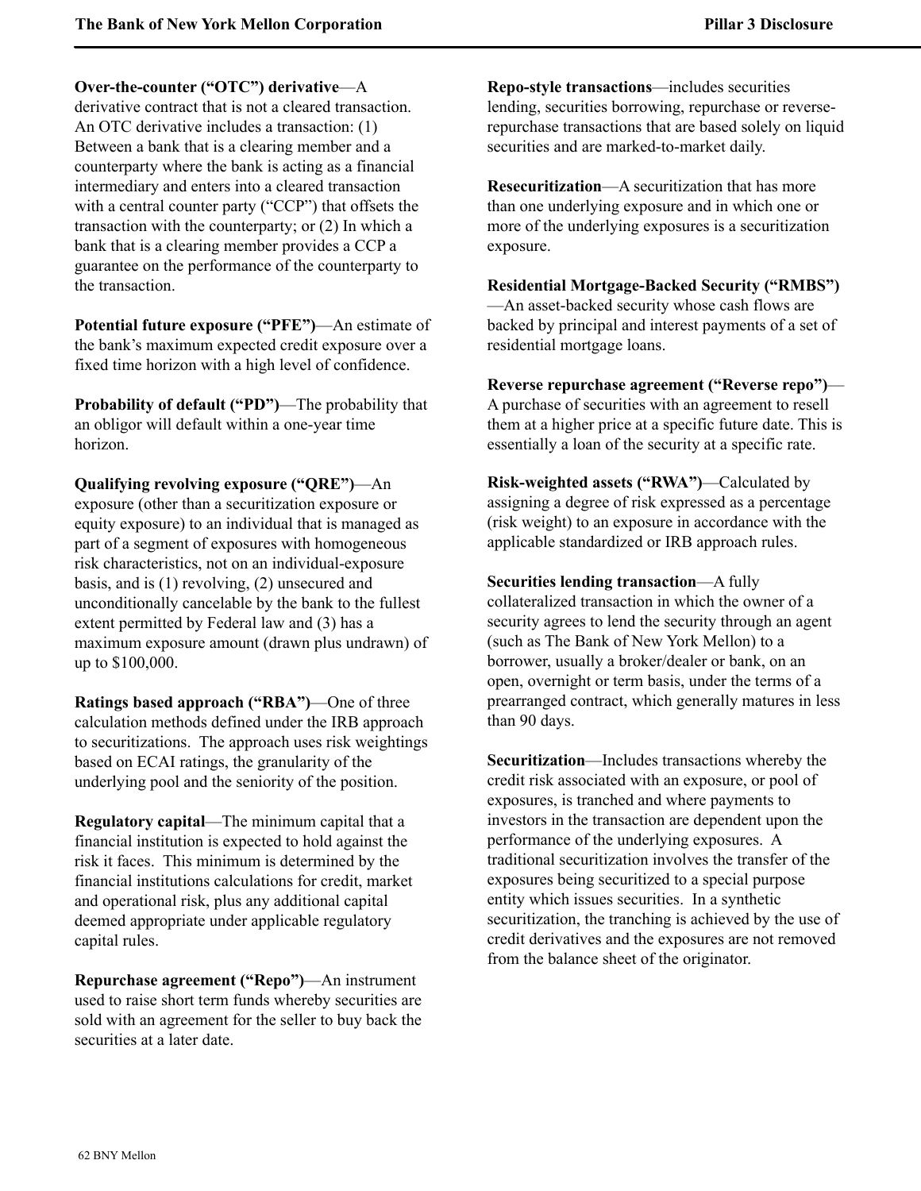**Over-the-counter (“OTC”) derivative**—A derivative contract that is not a cleared transaction. An OTC derivative includes a transaction: (1) Between a bank that is a clearing member and a counterparty where the bank is acting as a financial intermediary and enters into a cleared transaction with a central counter party (“CCP”) that offsets the transaction with the counterparty; or (2) In which a bank that is a clearing member provides a CCP a guarantee on the performance of the counterparty to the transaction.

**Potential future exposure (“PFE”)**—An estimate of the bank’s maximum expected credit exposure over a fixed time horizon with a high level of confidence.

**Probability of default (“PD”)**—The probability that an obligor will default within a one-year time horizon.

**Qualifying revolving exposure (“QRE”)**—An exposure (other than a securitization exposure or equity exposure) to an individual that is managed as part of a segment of exposures with homogeneous risk characteristics, not on an individual-exposure basis, and is (1) revolving, (2) unsecured and unconditionally cancelable by the bank to the fullest extent permitted by Federal law and (3) has a maximum exposure amount (drawn plus undrawn) of up to $100,000.

**Ratings based approach (“RBA”)**—One of three calculation methods defined under the IRB approach to securitizations. The approach uses risk weightings based on ECAI ratings, the granularity of the underlying pool and the seniority of the position.

**Regulatory capital**—The minimum capital that a financial institution is expected to hold against the risk it faces. This minimum is determined by the financial institutions calculations for credit, market and operational risk, plus any additional capital deemed appropriate under applicable regulatory capital rules.

**Repurchase agreement (“Repo”)**—An instrument used to raise short term funds whereby securities are sold with an agreement for the seller to buy back the securities at a later date.

**Repo-style transactions**—includes securities lending, securities borrowing, repurchase or reverse-repurchase transactions that are based solely on liquid securities and are marked-to-market daily.

**Resecuritization**—A securitization that has more than one underlying exposure and in which one or more of the underlying exposures is a securitization exposure.

**Residential Mortgage-Backed Security (“RMBS”)**—An asset-backed security whose cash flows are backed by principal and interest payments of a set of residential mortgage loans.

**Reverse repurchase agreement (“Reverse repo”)**—A purchase of securities with an agreement to resell them at a higher price at a specific future date. This is essentially a loan of the security at a specific rate.

**Risk-weighted assets (“RWA”)**—Calculated by assigning a degree of risk expressed as a percentage (risk weight) to an exposure in accordance with the applicable standardized or IRB approach rules.

**Securities lending transaction**—A fully collateralized transaction in which the owner of a security agrees to lend the security through an agent (such as The Bank of New York Mellon) to a borrower, usually a broker/dealer or bank, on an open, overnight or term basis, under the terms of a prearranged contract, which generally matures in less than 90 days.

**Securitization**—Includes transactions whereby the credit risk associated with an exposure, or pool of exposures, is tranched and where payments to investors in the transaction are dependent upon the performance of the underlying exposures. A traditional securitization involves the transfer of the exposures being securitized to a special purpose entity which issues securities. In a synthetic securitization, the tranching is achieved by the use of credit derivatives and the exposures are not removed from the balance sheet of the originator.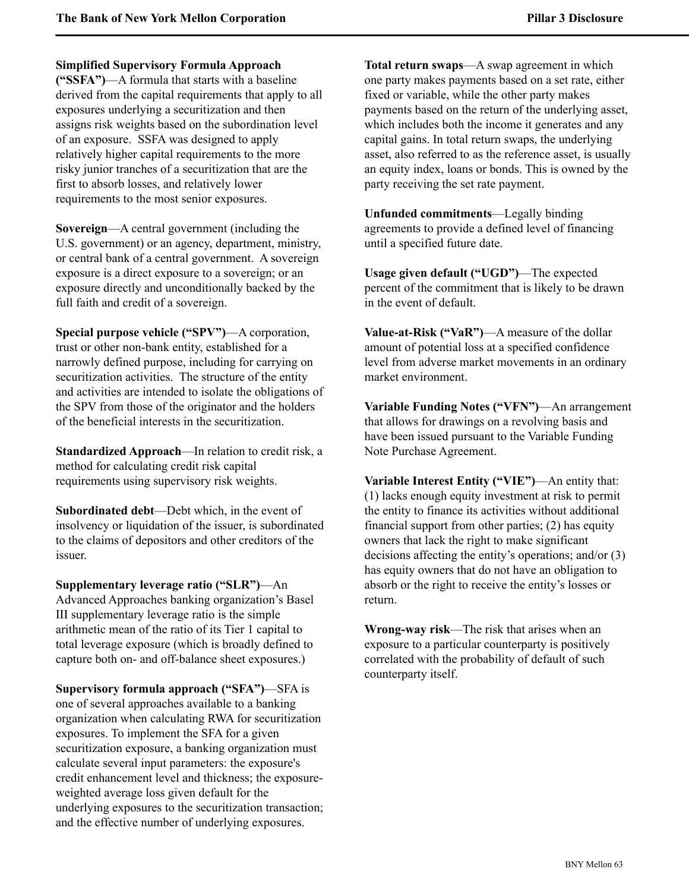**Simplified Supervisory Formula Approach ("SSFA")**—A formula that starts with a baseline derived from the capital requirements that apply to all exposures underlying a securitization and then assigns risk weights based on the subordination level of an exposure. SSFA was designed to apply relatively higher capital requirements to the more risky junior tranches of a securitization that are the first to absorb losses, and relatively lower requirements to the most senior exposures.

**Sovereign**—A central government (including the U.S. government) or an agency, department, ministry, or central bank of a central government. A sovereign exposure is a direct exposure to a sovereign; or an exposure directly and unconditionally backed by the full faith and credit of a sovereign.

**Special purpose vehicle ("SPV")**—A corporation, trust or other non-bank entity, established for a narrowly defined purpose, including for carrying on securitization activities. The structure of the entity and activities are intended to isolate the obligations of the SPV from those of the originator and the holders of the beneficial interests in the securitization.

**Standardized Approach**—In relation to credit risk, a method for calculating credit risk capital requirements using supervisory risk weights.

**Subordinated debt**—Debt which, in the event of insolvency or liquidation of the issuer, is subordinated to the claims of depositors and other creditors of the issuer.

**Supplementary leverage ratio ("SLR")**—An Advanced Approaches banking organization's Basel III supplementary leverage ratio is the simple arithmetic mean of the ratio of its Tier 1 capital to total leverage exposure (which is broadly defined to capture both on- and off-balance sheet exposures.)

**Supervisory formula approach ("SFA")**—SFA is one of several approaches available to a banking organization when calculating RWA for securitization exposures. To implement the SFA for a given securitization exposure, a banking organization must calculate several input parameters: the exposure's credit enhancement level and thickness; the exposure-weighted average loss given default for the underlying exposures to the securitization transaction; and the effective number of underlying exposures.

**Total return swaps**—A swap agreement in which one party makes payments based on a set rate, either fixed or variable, while the other party makes payments based on the return of the underlying asset, which includes both the income it generates and any capital gains. In total return swaps, the underlying asset, also referred to as the reference asset, is usually an equity index, loans or bonds. This is owned by the party receiving the set rate payment.

**Unfunded commitments**—Legally binding agreements to provide a defined level of financing until a specified future date.

**Usage given default ("UGD")**—The expected percent of the commitment that is likely to be drawn in the event of default.

**Value-at-Risk ("VaR")**—A measure of the dollar amount of potential loss at a specified confidence level from adverse market movements in an ordinary market environment.

**Variable Funding Notes ("VFN")**—An arrangement that allows for drawings on a revolving basis and have been issued pursuant to the Variable Funding Note Purchase Agreement.

**Variable Interest Entity ("VIE")**—An entity that: (1) lacks enough equity investment at risk to permit the entity to finance its activities without additional financial support from other parties; (2) has equity owners that lack the right to make significant decisions affecting the entity's operations; and/or (3) has equity owners that do not have an obligation to absorb or the right to receive the entity's losses or return.

**Wrong-way risk**—The risk that arises when an exposure to a particular counterparty is positively correlated with the probability of default of such counterparty itself.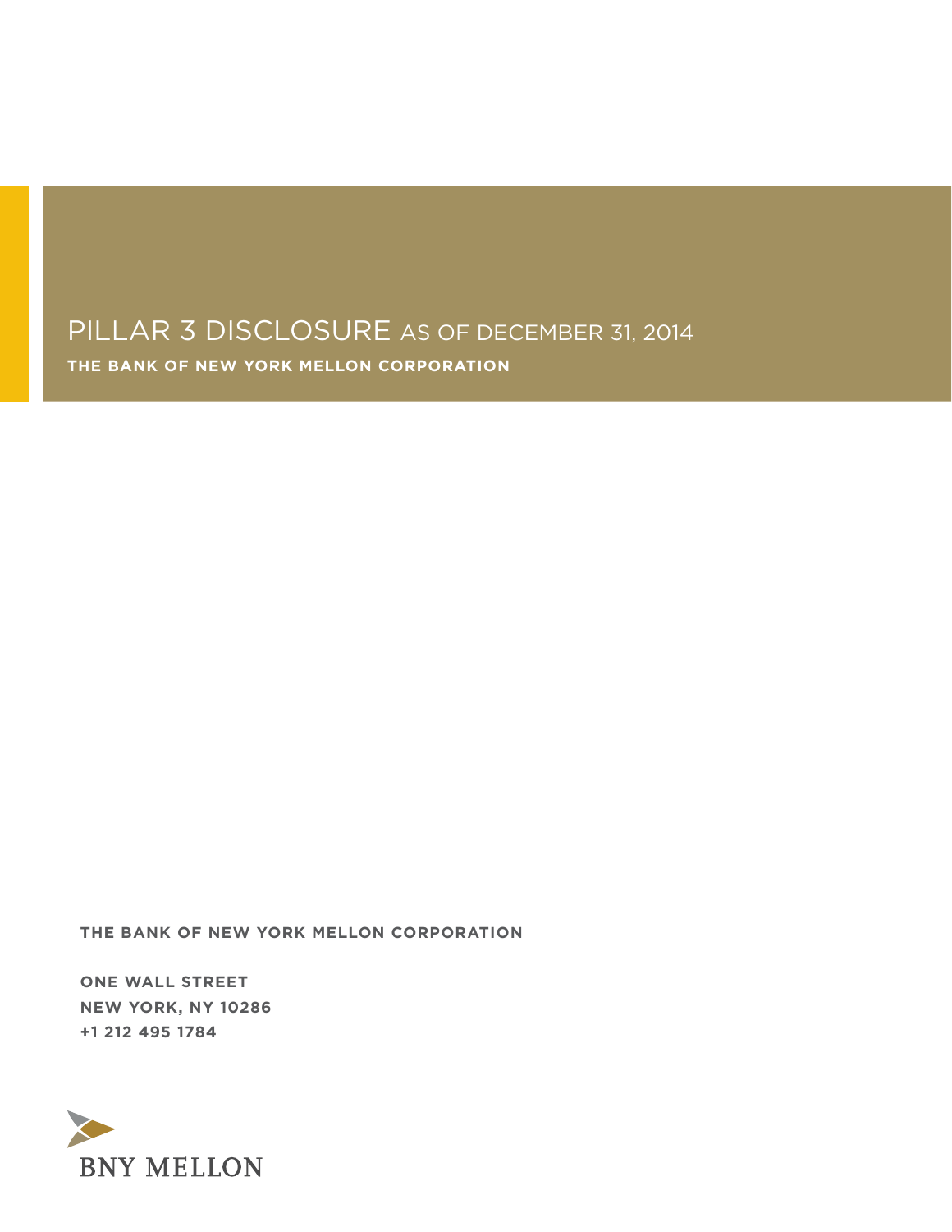# PILLAR 3 DISCLOSURE AS OF DECEMBER 31, 2014

**THE BANK OF NEW YORK MELLON CORPORATION**

**THE BANK OF NEW YORK MELLON CORPORATION**

**ONE WALL STREET**
**NEW YORK, NY 10286**
**+1 212 495 1784**

BNY MELLON